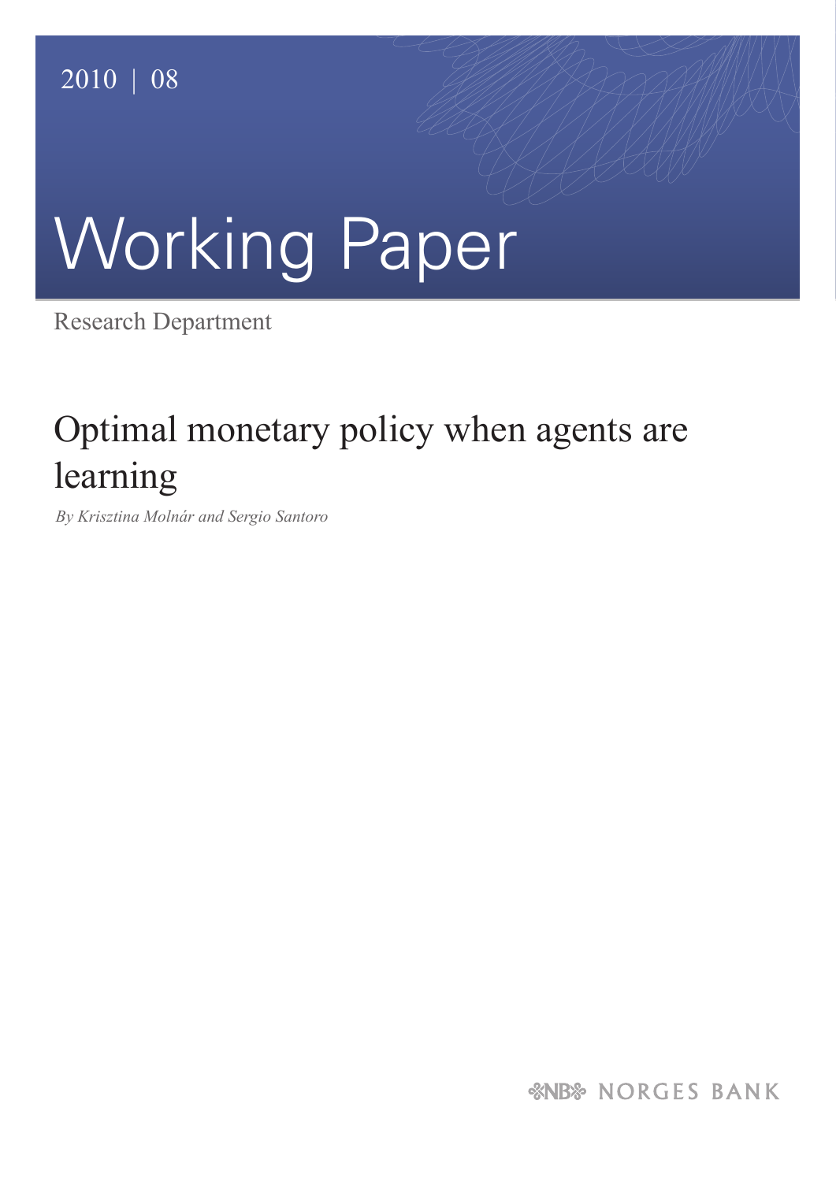2010 | 08

# Working Paper

Research Department

## Optimal monetary policy when agents are learning

*By Krisztina Molnár and Sergio Santoro*

NORGES BANK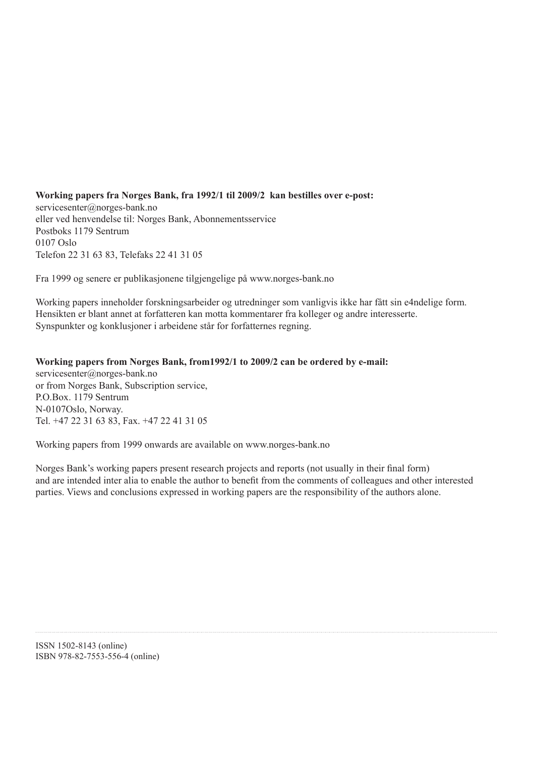**Working papers fra Norges Bank, fra 1992/1 til 2009/2 kan bestilles over e-post:**
servicesenter@norges-bank.no
eller ved henvendelse til: Norges Bank, Abonnementsservice
Postboks 1179 Sentrum
0107 Oslo
Telefon 22 31 63 83, Telefaks 22 41 31 05

Fra 1999 og senere er publikasjonene tilgjengelige på www.norges-bank.no

Working papers inneholder forskningsarbeider og utredninger som vanligvis ikke har fått sin e4ndelige form.
Hensikten er blant annet at forfatteren kan motta kommentarer fra kolleger og andre interesserte.
Synspunkter og konklusjoner i arbeidene står for forfatternes regning.

**Working papers from Norges Bank, from1992/1 to 2009/2 can be ordered by e-mail:**
servicesenter@norges-bank.no
or from Norges Bank, Subscription service,
P.O.Box. 1179 Sentrum
N-0107Oslo, Norway.
Tel. +47 22 31 63 83, Fax. +47 22 41 31 05

Working papers from 1999 onwards are available on www.norges-bank.no

Norges Bank's working papers present research projects and reports (not usually in their final form)
and are intended inter alia to enable the author to benefit from the comments of colleagues and other interested parties. Views and conclusions expressed in working papers are the responsibility of the authors alone.

ISSN 1502-8143 (online)
ISBN 978-82-7553-556-4 (online)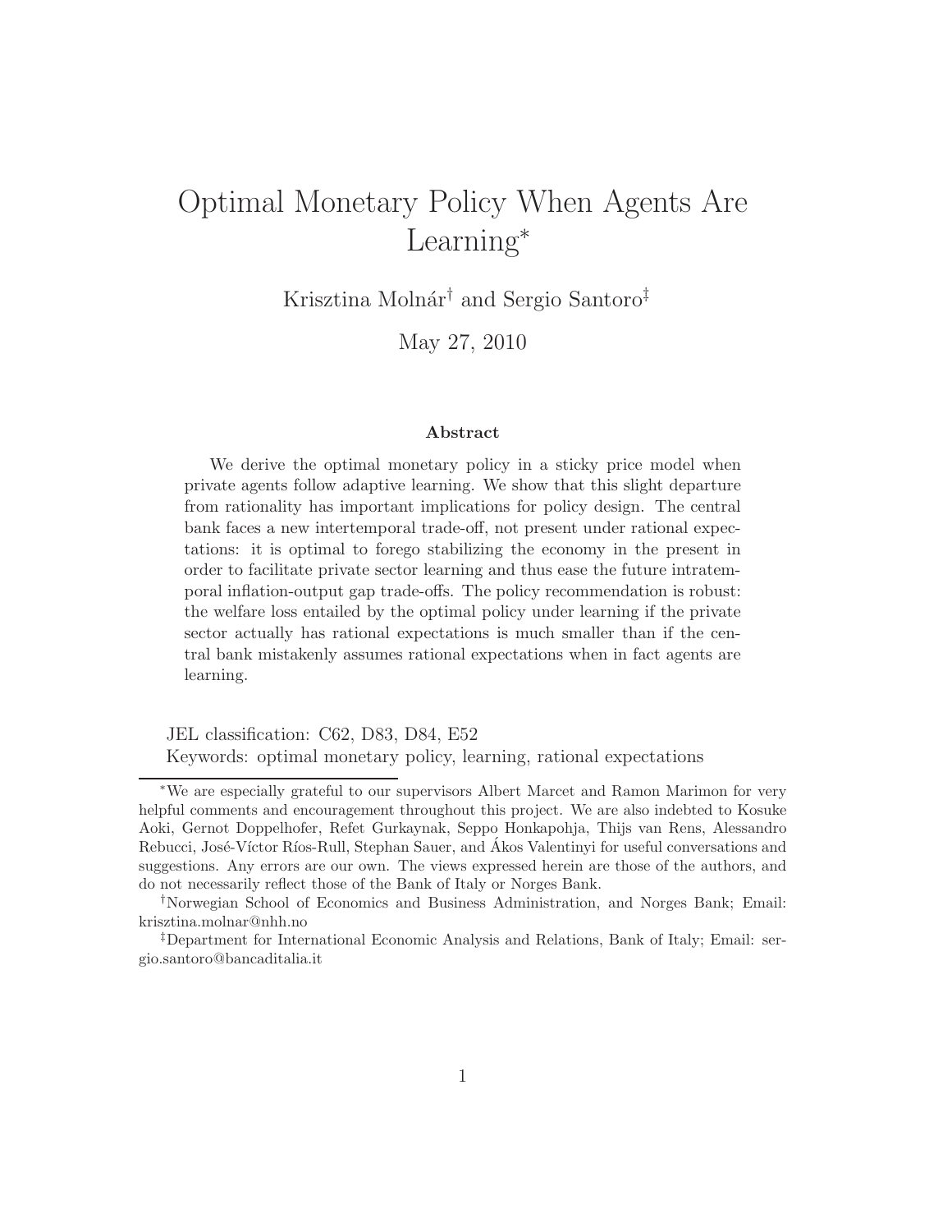# Optimal Monetary Policy When Agents Are Learning*

Krisztina Molnár[†] and Sergio Santoro[‡]

May 27, 2010

### Abstract

We derive the optimal monetary policy in a sticky price model when private agents follow adaptive learning. We show that this slight departure from rationality has important implications for policy design. The central bank faces a new intertemporal trade-off, not present under rational expectations: it is optimal to forego stabilizing the economy in the present in order to facilitate private sector learning and thus ease the future intratemporal inflation-output gap trade-offs. The policy recommendation is robust: the welfare loss entailed by the optimal policy under learning if the private sector actually has rational expectations is much smaller than if the central bank mistakenly assumes rational expectations when in fact agents are learning.

JEL classification: C62, D83, D84, E52

Keywords: optimal monetary policy, learning, rational expectations

---

*We are especially grateful to our supervisors Albert Marcet and Ramon Marimon for very helpful comments and encouragement throughout this project. We are also indebted to Kosuke Aoki, Gernot Doppelhofer, Refet Gurkaynak, Seppo Honkapohja, Thijs van Rens, Alessandro Rebucci, José-Víctor Ríos-Rull, Stephan Sauer, and Ákos Valentinyi for useful conversations and suggestions. Any errors are our own. The views expressed herein are those of the authors, and do not necessarily reflect those of the Bank of Italy or Norges Bank.

[†]Norwegian School of Economics and Business Administration, and Norges Bank; Email: krisztina.molnar@nhh.no

[‡]Department for International Economic Analysis and Relations, Bank of Italy; Email: sergio.santoro@bancaditalia.it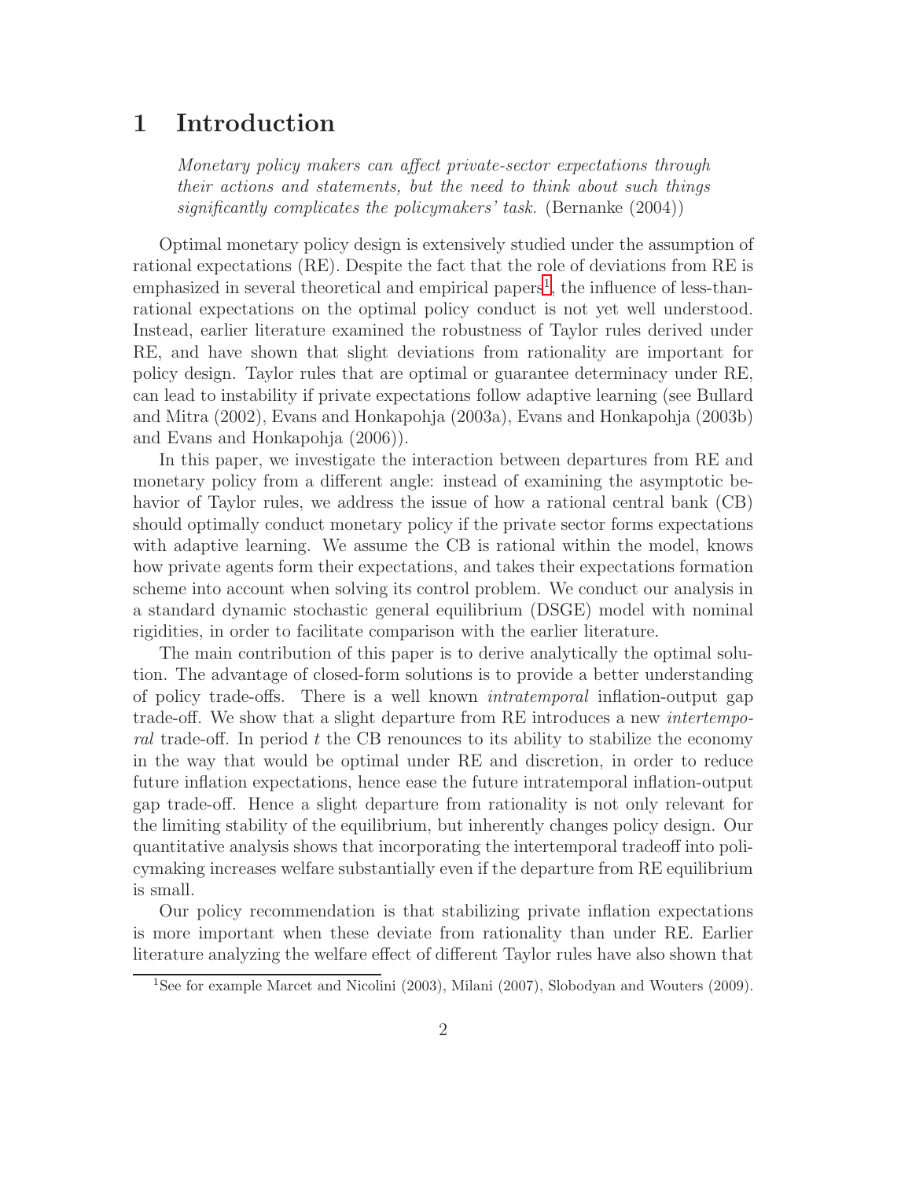# 1 Introduction

*Monetary policy makers can affect private-sector expectations through their actions and statements, but the need to think about such things significantly complicates the policymakers' task.* (Bernanke (2004))

Optimal monetary policy design is extensively studied under the assumption of rational expectations (RE). Despite the fact that the role of deviations from RE is emphasized in several theoretical and empirical papers[1], the influence of less-than-rational expectations on the optimal policy conduct is not yet well understood. Instead, earlier literature examined the robustness of Taylor rules derived under RE, and have shown that slight deviations from rationality are important for policy design. Taylor rules that are optimal or guarantee determinacy under RE, can lead to instability if private expectations follow adaptive learning (see Bullard and Mitra (2002), Evans and Honkapohja (2003a), Evans and Honkapohja (2003b) and Evans and Honkapohja (2006)).

In this paper, we investigate the interaction between departures from RE and monetary policy from a different angle: instead of examining the asymptotic behavior of Taylor rules, we address the issue of how a rational central bank (CB) should optimally conduct monetary policy if the private sector forms expectations with adaptive learning. We assume the CB is rational within the model, knows how private agents form their expectations, and takes their expectations formation scheme into account when solving its control problem. We conduct our analysis in a standard dynamic stochastic general equilibrium (DSGE) model with nominal rigidities, in order to facilitate comparison with the earlier literature.

The main contribution of this paper is to derive analytically the optimal solution. The advantage of closed-form solutions is to provide a better understanding of policy trade-offs. There is a well known *intratemporal* inflation-output gap trade-off. We show that a slight departure from RE introduces a new *intertemporal* trade-off. In period $t$ the CB renounces to its ability to stabilize the economy in the way that would be optimal under RE and discretion, in order to reduce future inflation expectations, hence ease the future intratemporal inflation-output gap trade-off. Hence a slight departure from rationality is not only relevant for the limiting stability of the equilibrium, but inherently changes policy design. Our quantitative analysis shows that incorporating the intertemporal tradeoff into policymaking increases welfare substantially even if the departure from RE equilibrium is small.

Our policy recommendation is that stabilizing private inflation expectations is more important when these deviate from rationality than under RE. Earlier literature analyzing the welfare effect of different Taylor rules have also shown that

[1] See for example Marcet and Nicolini (2003), Milani (2007), Slobodyan and Wouters (2009).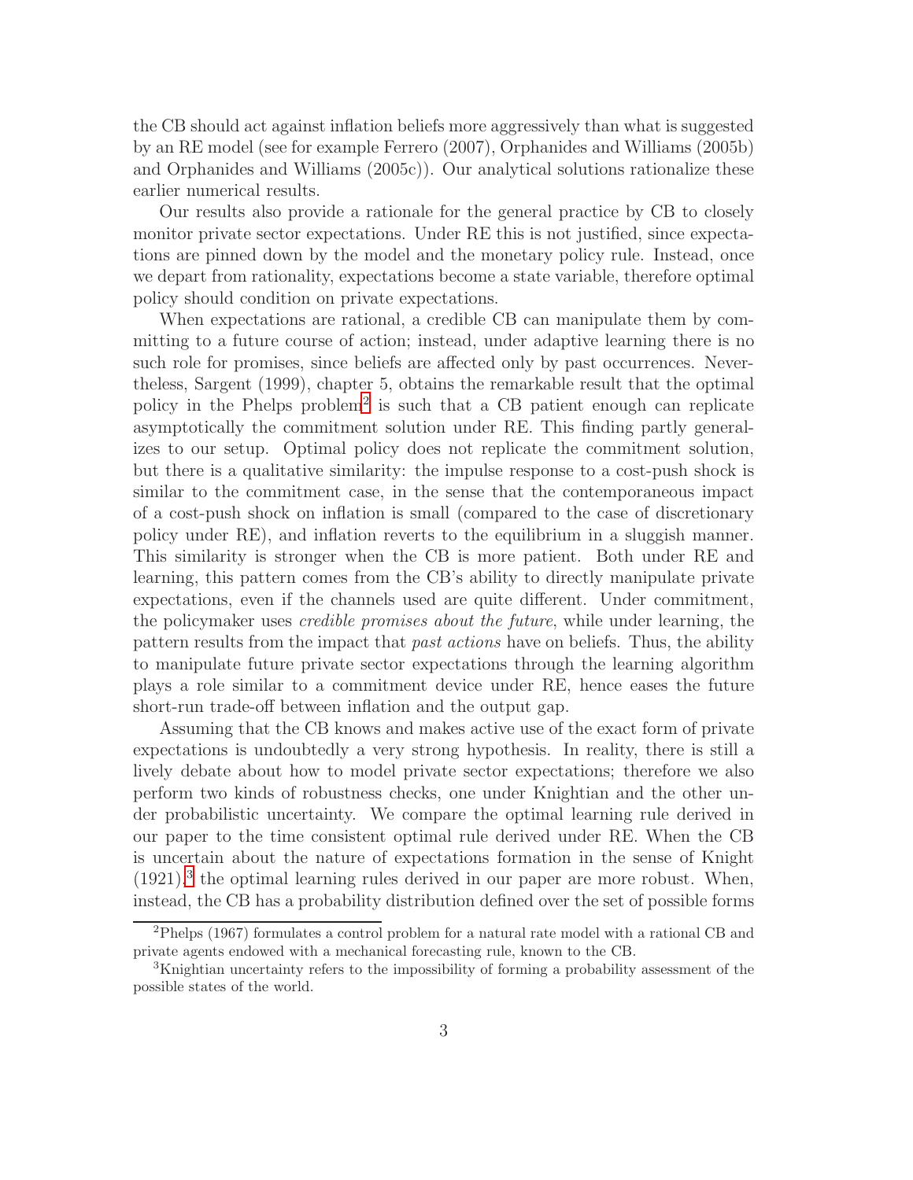the CB should act against inflation beliefs more aggressively than what is suggested by an RE model (see for example Ferrero (2007), Orphanides and Williams (2005b) and Orphanides and Williams (2005c)). Our analytical solutions rationalize these earlier numerical results.

Our results also provide a rationale for the general practice by CB to closely monitor private sector expectations. Under RE this is not justified, since expectations are pinned down by the model and the monetary policy rule. Instead, once we depart from rationality, expectations become a state variable, therefore optimal policy should condition on private expectations.

When expectations are rational, a credible CB can manipulate them by committing to a future course of action; instead, under adaptive learning there is no such role for promises, since beliefs are affected only by past occurrences. Nevertheless, Sargent (1999), chapter 5, obtains the remarkable result that the optimal policy in the Phelps problem[2] is such that a CB patient enough can replicate asymptotically the commitment solution under RE. This finding partly generalizes to our setup. Optimal policy does not replicate the commitment solution, but there is a qualitative similarity: the impulse response to a cost-push shock is similar to the commitment case, in the sense that the contemporaneous impact of a cost-push shock on inflation is small (compared to the case of discretionary policy under RE), and inflation reverts to the equilibrium in a sluggish manner. This similarity is stronger when the CB is more patient. Both under RE and learning, this pattern comes from the CB's ability to directly manipulate private expectations, even if the channels used are quite different. Under commitment, the policymaker uses *credible promises about the future*, while under learning, the pattern results from the impact that *past actions* have on beliefs. Thus, the ability to manipulate future private sector expectations through the learning algorithm plays a role similar to a commitment device under RE, hence eases the future short-run trade-off between inflation and the output gap.

Assuming that the CB knows and makes active use of the exact form of private expectations is undoubtedly a very strong hypothesis. In reality, there is still a lively debate about how to model private sector expectations; therefore we also perform two kinds of robustness checks, one under Knightian and the other under probabilistic uncertainty. We compare the optimal learning rule derived in our paper to the time consistent optimal rule derived under RE. When the CB is uncertain about the nature of expectations formation in the sense of Knight (1921),[3] the optimal learning rules derived in our paper are more robust. When, instead, the CB has a probability distribution defined over the set of possible forms

[2] Phelps (1967) formulates a control problem for a natural rate model with a rational CB and private agents endowed with a mechanical forecasting rule, known to the CB.

[3] Knightian uncertainty refers to the impossibility of forming a probability assessment of the possible states of the world.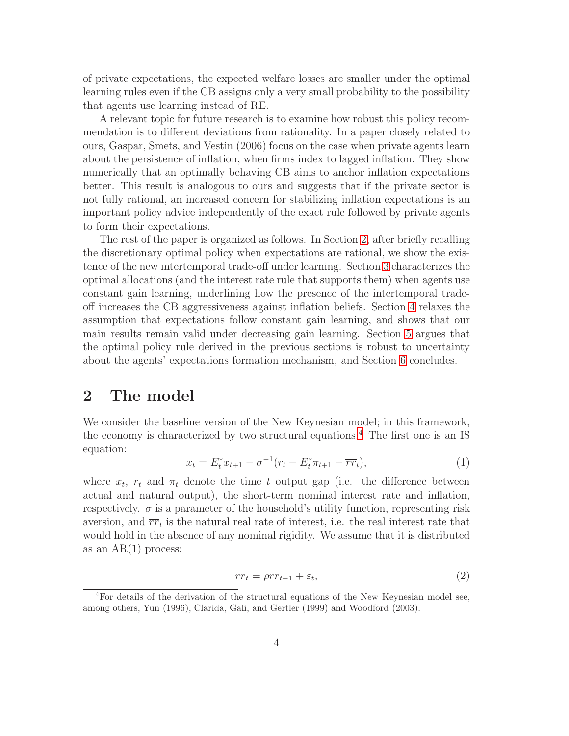of private expectations, the expected welfare losses are smaller under the optimal learning rules even if the CB assigns only a very small probability to the possibility that agents use learning instead of RE.

A relevant topic for future research is to examine how robust this policy recommendation is to different deviations from rationality. In a paper closely related to ours, Gaspar, Smets, and Vestin (2006) focus on the case when private agents learn about the persistence of inflation, when firms index to lagged inflation. They show numerically that an optimally behaving CB aims to anchor inflation expectations better. This result is analogous to ours and suggests that if the private sector is not fully rational, an increased concern for stabilizing inflation expectations is an important policy advice independently of the exact rule followed by private agents to form their expectations.

The rest of the paper is organized as follows. In Section 2, after briefly recalling the discretionary optimal policy when expectations are rational, we show the existence of the new intertemporal trade-off under learning. Section 3 characterizes the optimal allocations (and the interest rate rule that supports them) when agents use constant gain learning, underlining how the presence of the intertemporal trade-off increases the CB aggressiveness against inflation beliefs. Section 4 relaxes the assumption that expectations follow constant gain learning, and shows that our main results remain valid under decreasing gain learning. Section 5 argues that the optimal policy rule derived in the previous sections is robust to uncertainty about the agents' expectations formation mechanism, and Section 6 concludes.

## 2 The model

We consider the baseline version of the New Keynesian model; in this framework, the economy is characterized by two structural equations.[4] The first one is an IS equation:

$$x_t = E_t^* x_{t+1} - \sigma^{-1}(r_t - E_t^* \pi_{t+1} - \overline{rr}_t), \tag{1}$$

where $x_t$, $r_t$ and $\pi_t$ denote the time $t$ output gap (i.e. the difference between actual and natural output), the short-term nominal interest rate and inflation, respectively. $\sigma$ is a parameter of the household's utility function, representing risk aversion, and $\overline{rr}_t$ is the natural real rate of interest, i.e. the real interest rate that would hold in the absence of any nominal rigidity. We assume that it is distributed as an AR(1) process:

$$\overline{rr}_t = \rho \overline{rr}_{t-1} + \varepsilon_t, \tag{2}$$

[4] For details of the derivation of the structural equations of the New Keynesian model see, among others, Yun (1996), Clarida, Gali, and Gertler (1999) and Woodford (2003).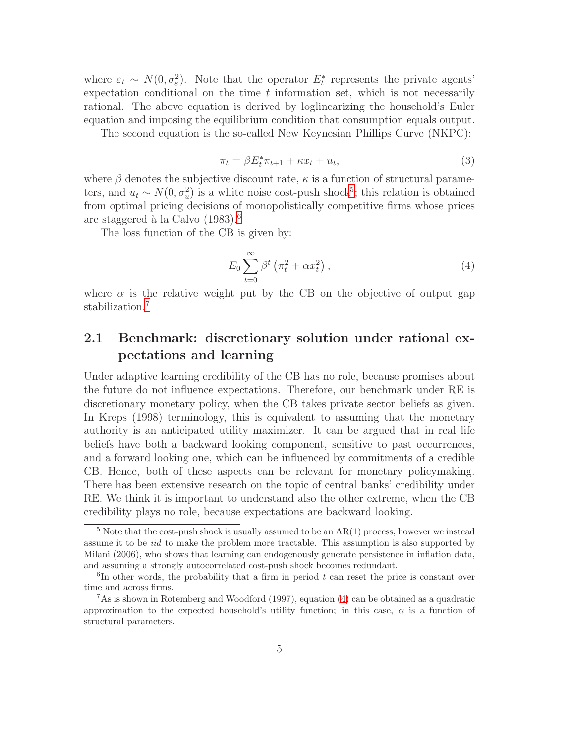where $\varepsilon_t \sim N(0, \sigma_\varepsilon^2)$. Note that the operator $E_t^*$ represents the private agents' expectation conditional on the time $t$ information set, which is not necessarily rational. The above equation is derived by loglinearizing the household's Euler equation and imposing the equilibrium condition that consumption equals output.

The second equation is the so-called New Keynesian Phillips Curve (NKPC):

$$\pi_t = \beta E_t^* \pi_{t+1} + \kappa x_t + u_t, \tag{3}$$

where $\beta$ denotes the subjective discount rate, $\kappa$ is a function of structural parameters, and $u_t \sim N(0, \sigma_u^2)$ is a white noise cost-push shock[5]; this relation is obtained from optimal pricing decisions of monopolistically competitive firms whose prices are staggered à la Calvo (1983).[6]

The loss function of the CB is given by:

$$E_0 \sum_{t=0}^{\infty} \beta^t \left( \pi_t^2 + \alpha x_t^2 \right), \tag{4}$$

where $\alpha$ is the relative weight put by the CB on the objective of output gap stabilization.[7]

## 2.1 Benchmark: discretionary solution under rational expectations and learning

Under adaptive learning credibility of the CB has no role, because promises about the future do not influence expectations. Therefore, our benchmark under RE is discretionary monetary policy, when the CB takes private sector beliefs as given. In Kreps (1998) terminology, this is equivalent to assuming that the monetary authority is an anticipated utility maximizer. It can be argued that in real life beliefs have both a backward looking component, sensitive to past occurrences, and a forward looking one, which can be influenced by commitments of a credible CB. Hence, both of these aspects can be relevant for monetary policymaking. There has been extensive research on the topic of central banks' credibility under RE. We think it is important to understand also the other extreme, when the CB credibility plays no role, because expectations are backward looking.

---

[5] Note that the cost-push shock is usually assumed to be an AR(1) process, however we instead assume it to be *iid* to make the problem more tractable. This assumption is also supported by Milani (2006), who shows that learning can endogenously generate persistence in inflation data, and assuming a strongly autocorrelated cost-push shock becomes redundant.

[6] In other words, the probability that a firm in period $t$ can reset the price is constant over time and across firms.

[7] As is shown in Rotemberg and Woodford (1997), equation (4) can be obtained as a quadratic approximation to the expected household's utility function; in this case, $\alpha$ is a function of structural parameters.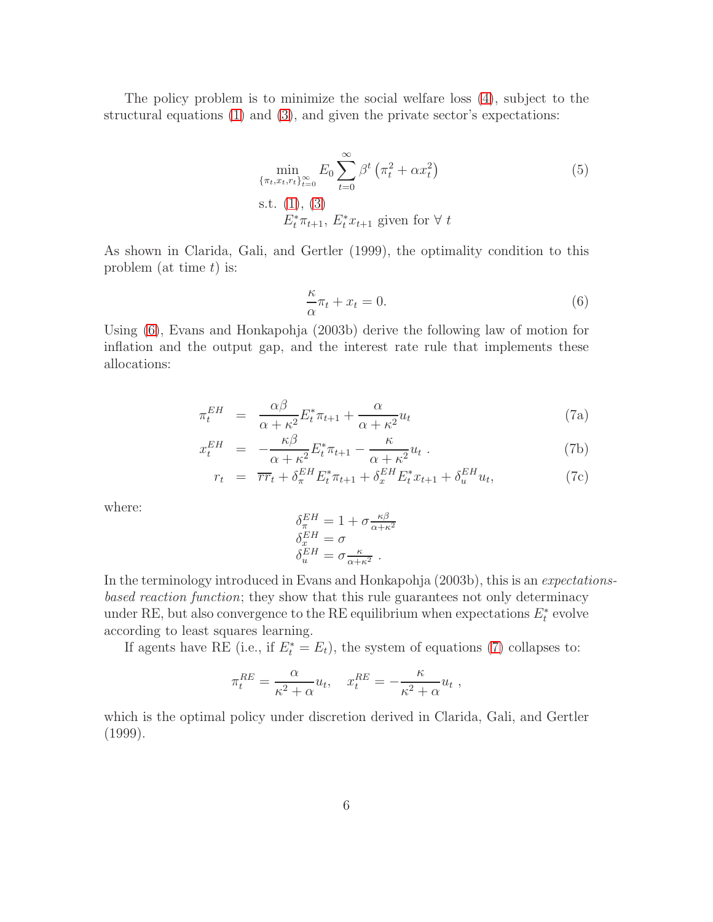The policy problem is to minimize the social welfare loss (4), subject to the structural equations (1) and (3), and given the private sector's expectations:

$$
\begin{aligned}
&\min_{\{\pi_t, x_t, r_t\}_{t=0}^{\infty}} E_0 \sum_{t=0}^{\infty} \beta^t \left(\pi_t^2 + \alpha x_t^2\right) \\
&\text{s.t. (1), (3)} \\
&\qquad E_t^* \pi_{t+1},\ E_t^* x_{t+1} \text{ given for } \forall\ t
\end{aligned}
\tag{5}
$$

As shown in Clarida, Gali, and Gertler (1999), the optimality condition to this problem (at time $t$) is:

$$
\frac{\kappa}{\alpha}\pi_t + x_t = 0. \tag{6}
$$

Using (6), Evans and Honkapohja (2003b) derive the following law of motion for inflation and the output gap, and the interest rate rule that implements these allocations:

$$
\pi_t^{EH} = \frac{\alpha\beta}{\alpha+\kappa^2} E_t^* \pi_{t+1} + \frac{\alpha}{\alpha+\kappa^2} u_t \tag{7a}
$$

$$
x_t^{EH} = -\frac{\kappa\beta}{\alpha+\kappa^2} E_t^* \pi_{t+1} - \frac{\kappa}{\alpha+\kappa^2} u_t\ . \tag{7b}
$$

$$
r_t = \overline{rr}_t + \delta_\pi^{EH} E_t^* \pi_{t+1} + \delta_x^{EH} E_t^* x_{t+1} + \delta_u^{EH} u_t, \tag{7c}
$$

where:

$$
\begin{aligned}
\delta_\pi^{EH} &= 1 + \sigma \tfrac{\kappa\beta}{\alpha+\kappa^2} \\
\delta_x^{EH} &= \sigma \\
\delta_u^{EH} &= \sigma \tfrac{\kappa}{\alpha+\kappa^2}\ .
\end{aligned}
$$

In the terminology introduced in Evans and Honkapohja (2003b), this is an *expectations-based reaction function*; they show that this rule guarantees not only determinacy under RE, but also convergence to the RE equilibrium when expectations $E_t^*$ evolve according to least squares learning.

If agents have RE (i.e., if $E_t^* = E_t$), the system of equations (7) collapses to:

$$
\pi_t^{RE} = \frac{\alpha}{\kappa^2+\alpha} u_t, \quad x_t^{RE} = -\frac{\kappa}{\kappa^2+\alpha} u_t\ ,
$$

which is the optimal policy under discretion derived in Clarida, Gali, and Gertler (1999).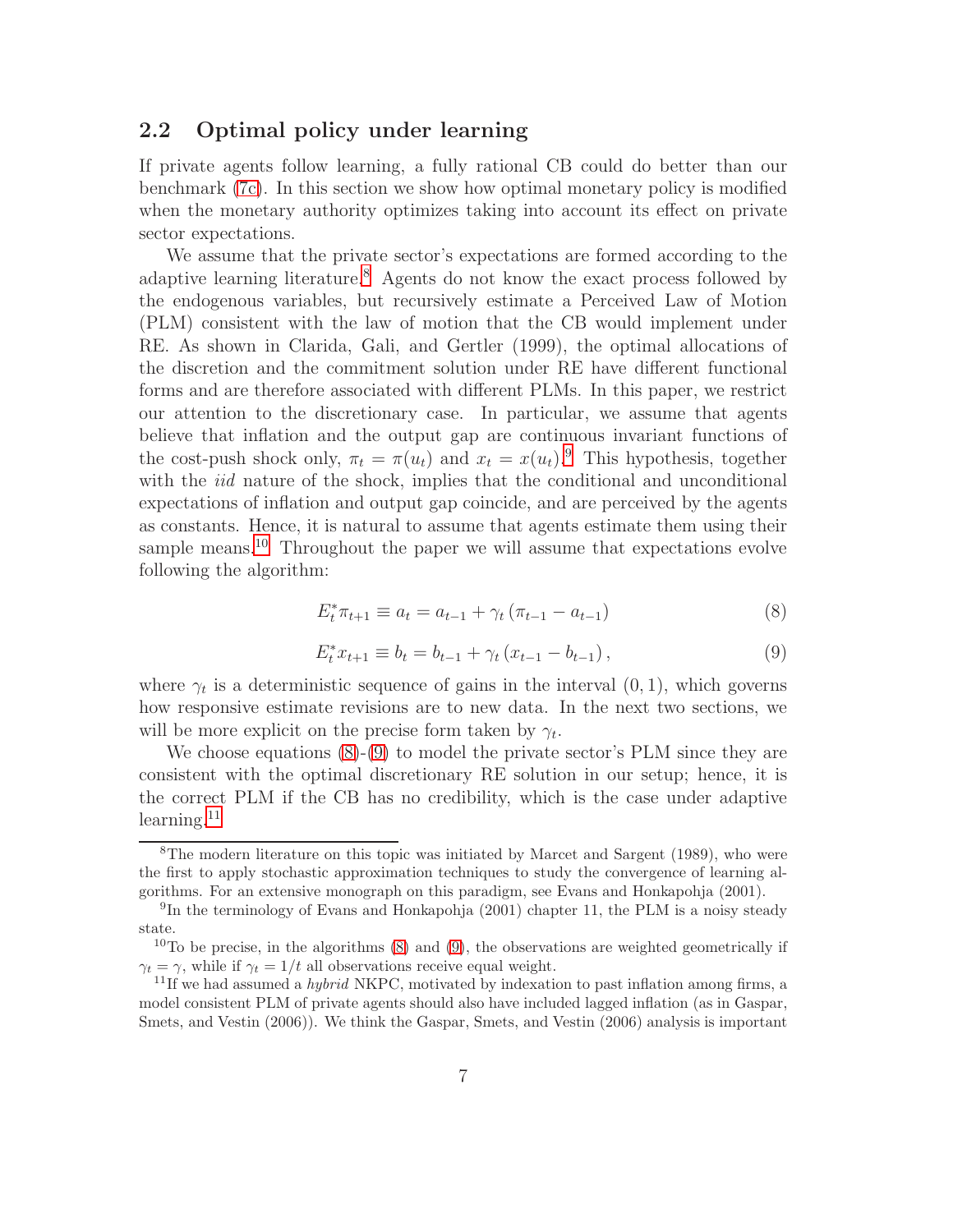## 2.2 Optimal policy under learning

If private agents follow learning, a fully rational CB could do better than our benchmark (7c). In this section we show how optimal monetary policy is modified when the monetary authority optimizes taking into account its effect on private sector expectations.

We assume that the private sector's expectations are formed according to the adaptive learning literature.[8] Agents do not know the exact process followed by the endogenous variables, but recursively estimate a Perceived Law of Motion (PLM) consistent with the law of motion that the CB would implement under RE. As shown in Clarida, Gali, and Gertler (1999), the optimal allocations of the discretion and the commitment solution under RE have different functional forms and are therefore associated with different PLMs. In this paper, we restrict our attention to the discretionary case. In particular, we assume that agents believe that inflation and the output gap are continuous invariant functions of the cost-push shock only, $\pi_t = \pi(u_t)$ and $x_t = x(u_t)$.[9] This hypothesis, together with the *iid* nature of the shock, implies that the conditional and unconditional expectations of inflation and output gap coincide, and are perceived by the agents as constants. Hence, it is natural to assume that agents estimate them using their sample means.[10] Throughout the paper we will assume that expectations evolve following the algorithm:

$$E_t^* \pi_{t+1} \equiv a_t = a_{t-1} + \gamma_t \left(\pi_{t-1} - a_{t-1}\right) \tag{8}$$

$$E_t^* x_{t+1} \equiv b_t = b_{t-1} + \gamma_t \left(x_{t-1} - b_{t-1}\right), \tag{9}$$

where $\gamma_t$ is a deterministic sequence of gains in the interval $(0, 1)$, which governs how responsive estimate revisions are to new data. In the next two sections, we will be more explicit on the precise form taken by $\gamma_t$.

We choose equations (8)-(9) to model the private sector's PLM since they are consistent with the optimal discretionary RE solution in our setup; hence, it is the correct PLM if the CB has no credibility, which is the case under adaptive learning.[11]

---

[8] The modern literature on this topic was initiated by Marcet and Sargent (1989), who were the first to apply stochastic approximation techniques to study the convergence of learning algorithms. For an extensive monograph on this paradigm, see Evans and Honkapohja (2001).

[9] In the terminology of Evans and Honkapohja (2001) chapter 11, the PLM is a noisy steady state.

[10] To be precise, in the algorithms (8) and (9), the observations are weighted geometrically if $\gamma_t = \gamma$, while if $\gamma_t = 1/t$ all observations receive equal weight.

[11] If we had assumed a *hybrid* NKPC, motivated by indexation to past inflation among firms, a model consistent PLM of private agents should also have included lagged inflation (as in Gaspar, Smets, and Vestin (2006)). We think the Gaspar, Smets, and Vestin (2006) analysis is important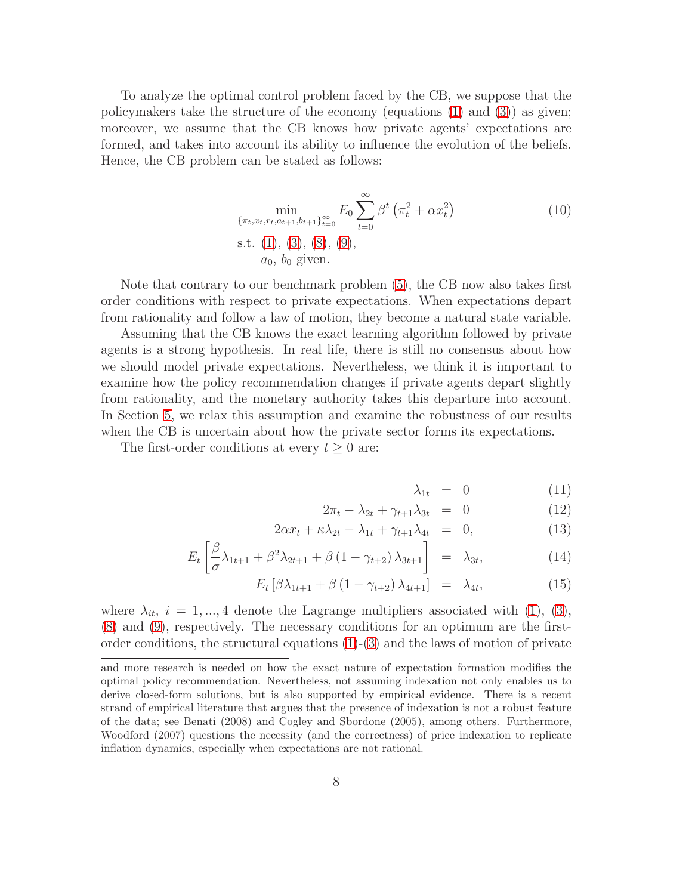To analyze the optimal control problem faced by the CB, we suppose that the policymakers take the structure of the economy (equations (1) and (3)) as given; moreover, we assume that the CB knows how private agents' expectations are formed, and takes into account its ability to influence the evolution of the beliefs. Hence, the CB problem can be stated as follows:

$$
\begin{aligned}
&\min_{\{\pi_t, x_t, r_t, a_{t+1}, b_{t+1}\}_{t=0}^{\infty}} E_0 \sum_{t=0}^{\infty} \beta^t \left(\pi_t^2 + \alpha x_t^2\right) \\
&\text{s.t. } (1),\ (3),\ (8),\ (9), \\
&\qquad a_0,\ b_0 \text{ given.}
\end{aligned}
\tag{10}
$$

Note that contrary to our benchmark problem (5), the CB now also takes first order conditions with respect to private expectations. When expectations depart from rationality and follow a law of motion, they become a natural state variable.

Assuming that the CB knows the exact learning algorithm followed by private agents is a strong hypothesis. In real life, there is still no consensus about how we should model private expectations. Nevertheless, we think it is important to examine how the policy recommendation changes if private agents depart slightly from rationality, and the monetary authority takes this departure into account. In Section 5, we relax this assumption and examine the robustness of our results when the CB is uncertain about how the private sector forms its expectations.

The first-order conditions at every $t \geq 0$ are:

$$
\lambda_{1t} = 0 \tag{11}
$$

$$
2\pi_t - \lambda_{2t} + \gamma_{t+1}\lambda_{3t} = 0 \tag{12}
$$

$$
2\alpha x_t + \kappa\lambda_{2t} - \lambda_{1t} + \gamma_{t+1}\lambda_{4t} = 0, \tag{13}
$$

$$
E_t\left[\frac{\beta}{\sigma}\lambda_{1t+1} + \beta^2\lambda_{2t+1} + \beta\left(1-\gamma_{t+2}\right)\lambda_{3t+1}\right] = \lambda_{3t}, \tag{14}
$$

$$
E_t\left[\beta\lambda_{1t+1} + \beta\left(1-\gamma_{t+2}\right)\lambda_{4t+1}\right] = \lambda_{4t}, \tag{15}
$$

where $\lambda_{it}$, $i = 1, ..., 4$ denote the Lagrange multipliers associated with (1), (3), (8) and (9), respectively. The necessary conditions for an optimum are the first-order conditions, the structural equations (1)-(3) and the laws of motion of private

and more research is needed on how the exact nature of expectation formation modifies the optimal policy recommendation. Nevertheless, not assuming indexation not only enables us to derive closed-form solutions, but is also supported by empirical evidence. There is a recent strand of empirical literature that argues that the presence of indexation is not a robust feature of the data; see Benati (2008) and Cogley and Sbordone (2005), among others. Furthermore, Woodford (2007) questions the necessity (and the correctness) of price indexation to replicate inflation dynamics, especially when expectations are not rational.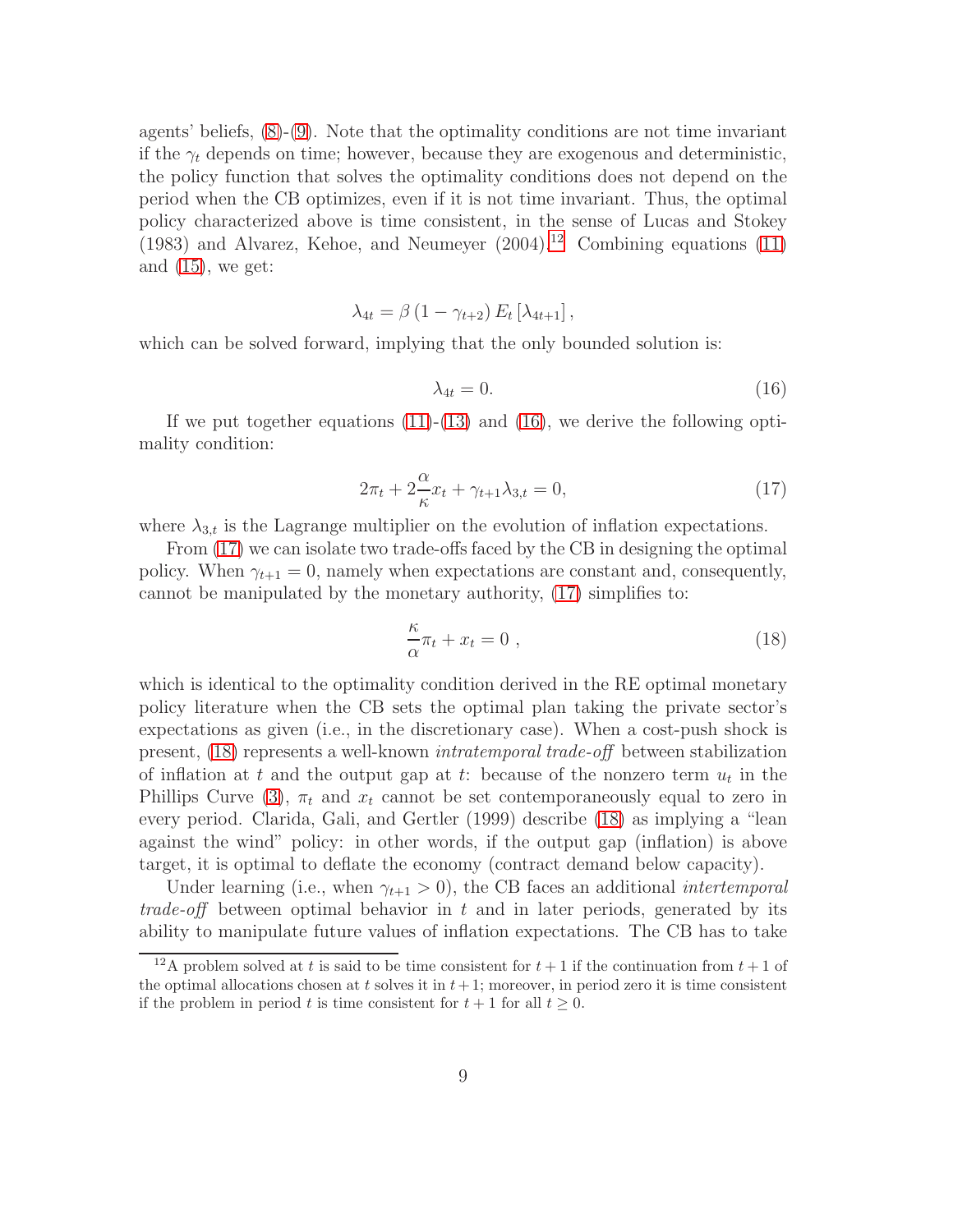agents' beliefs, (8)-(9). Note that the optimality conditions are not time invariant if the $\gamma_t$ depends on time; however, because they are exogenous and deterministic, the policy function that solves the optimality conditions does not depend on the period when the CB optimizes, even if it is not time invariant. Thus, the optimal policy characterized above is time consistent, in the sense of Lucas and Stokey (1983) and Alvarez, Kehoe, and Neumeyer (2004).[12] Combining equations (11) and (15), we get:

$$\lambda_{4t} = \beta \left(1 - \gamma_{t+2}\right) E_t \left[\lambda_{4t+1}\right],$$

which can be solved forward, implying that the only bounded solution is:

$$\lambda_{4t} = 0. \tag{16}$$

If we put together equations (11)-(13) and (16), we derive the following optimality condition:

$$2\pi_t + 2\frac{\alpha}{\kappa}x_t + \gamma_{t+1}\lambda_{3,t} = 0, \tag{17}$$

where $\lambda_{3,t}$ is the Lagrange multiplier on the evolution of inflation expectations.

From (17) we can isolate two trade-offs faced by the CB in designing the optimal policy. When $\gamma_{t+1} = 0$, namely when expectations are constant and, consequently, cannot be manipulated by the monetary authority, (17) simplifies to:

$$\frac{\kappa}{\alpha}\pi_t + x_t = 0 \ , \tag{18}$$

which is identical to the optimality condition derived in the RE optimal monetary policy literature when the CB sets the optimal plan taking the private sector's expectations as given (i.e., in the discretionary case). When a cost-push shock is present, (18) represents a well-known *intratemporal trade-off* between stabilization of inflation at $t$ and the output gap at $t$: because of the nonzero term $u_t$ in the Phillips Curve (3), $\pi_t$ and $x_t$ cannot be set contemporaneously equal to zero in every period. Clarida, Gali, and Gertler (1999) describe (18) as implying a "lean against the wind" policy: in other words, if the output gap (inflation) is above target, it is optimal to deflate the economy (contract demand below capacity).

Under learning (i.e., when $\gamma_{t+1} > 0$), the CB faces an additional *intertemporal trade-off* between optimal behavior in $t$ and in later periods, generated by its ability to manipulate future values of inflation expectations. The CB has to take

[12] A problem solved at $t$ is said to be time consistent for $t+1$ if the continuation from $t+1$ of the optimal allocations chosen at $t$ solves it in $t+1$; moreover, in period zero it is time consistent if the problem in period $t$ is time consistent for $t+1$ for all $t \geq 0$.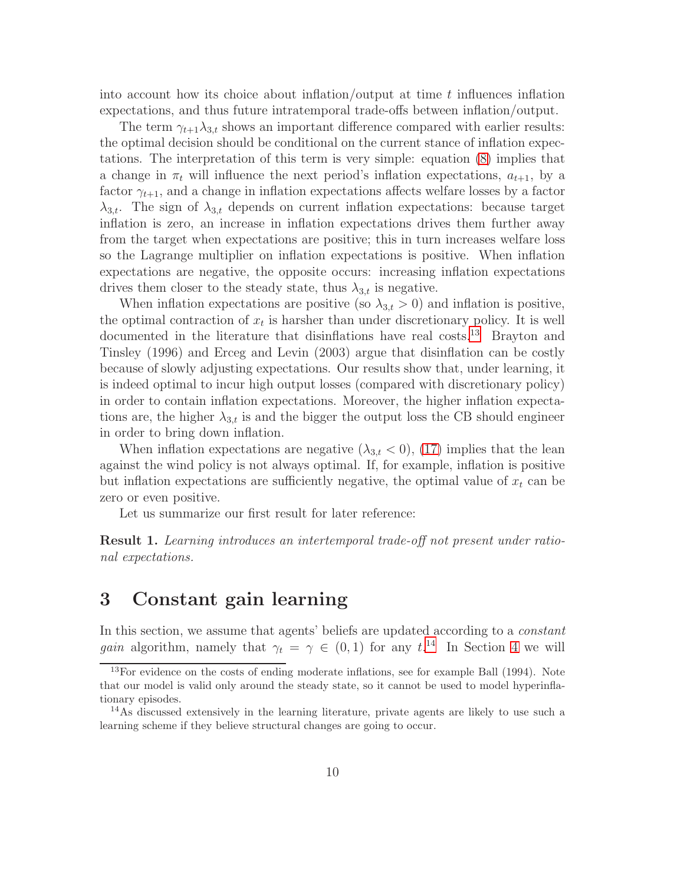into account how its choice about inflation/output at time $t$ influences inflation expectations, and thus future intratemporal trade-offs between inflation/output.

The term $\gamma_{t+1}\lambda_{3,t}$ shows an important difference compared with earlier results: the optimal decision should be conditional on the current stance of inflation expectations. The interpretation of this term is very simple: equation (8) implies that a change in $\pi_t$ will influence the next period's inflation expectations, $a_{t+1}$, by a factor $\gamma_{t+1}$, and a change in inflation expectations affects welfare losses by a factor $\lambda_{3,t}$. The sign of $\lambda_{3,t}$ depends on current inflation expectations: because target inflation is zero, an increase in inflation expectations drives them further away from the target when expectations are positive; this in turn increases welfare loss so the Lagrange multiplier on inflation expectations is positive. When inflation expectations are negative, the opposite occurs: increasing inflation expectations drives them closer to the steady state, thus $\lambda_{3,t}$ is negative.

When inflation expectations are positive (so $\lambda_{3,t} > 0$) and inflation is positive, the optimal contraction of $x_t$ is harsher than under discretionary policy. It is well documented in the literature that disinflations have real costs.[13] Brayton and Tinsley (1996) and Erceg and Levin (2003) argue that disinflation can be costly because of slowly adjusting expectations. Our results show that, under learning, it is indeed optimal to incur high output losses (compared with discretionary policy) in order to contain inflation expectations. Moreover, the higher inflation expectations are, the higher $\lambda_{3,t}$ is and the bigger the output loss the CB should engineer in order to bring down inflation.

When inflation expectations are negative ($\lambda_{3,t} < 0$), (17) implies that the lean against the wind policy is not always optimal. If, for example, inflation is positive but inflation expectations are sufficiently negative, the optimal value of $x_t$ can be zero or even positive.

Let us summarize our first result for later reference:

**Result 1.** *Learning introduces an intertemporal trade-off not present under rational expectations.*

# 3 Constant gain learning

In this section, we assume that agents' beliefs are updated according to a *constant gain* algorithm, namely that $\gamma_t = \gamma \in (0, 1)$ for any $t$.[14] In Section 4 we will

[13] For evidence on the costs of ending moderate inflations, see for example Ball (1994). Note that our model is valid only around the steady state, so it cannot be used to model hyperinflationary episodes.

[14] As discussed extensively in the learning literature, private agents are likely to use such a learning scheme if they believe structural changes are going to occur.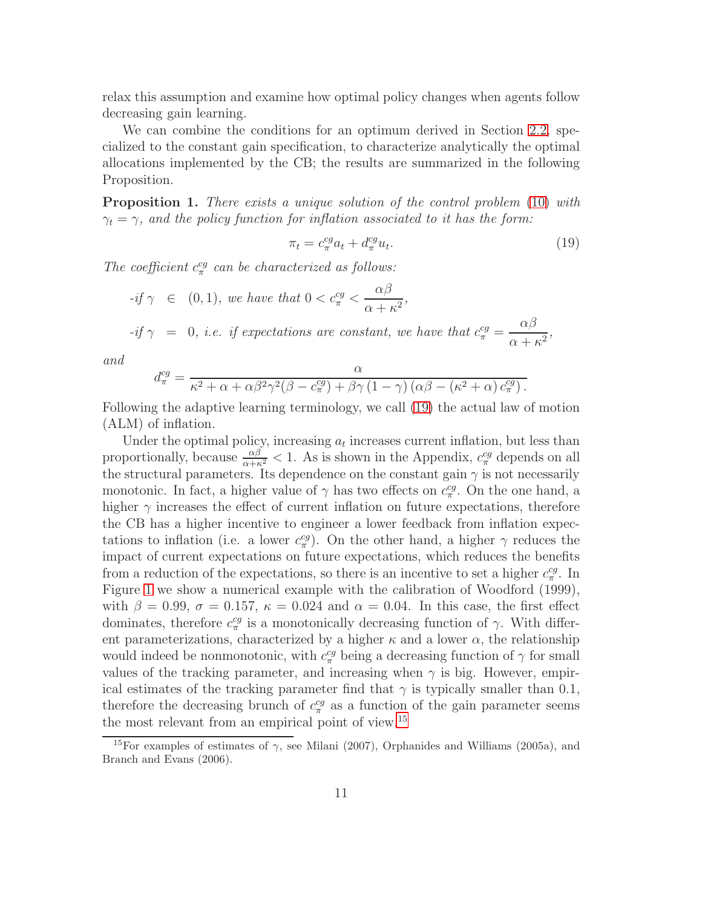relax this assumption and examine how optimal policy changes when agents follow decreasing gain learning.

We can combine the conditions for an optimum derived in Section 2.2, specialized to the constant gain specification, to characterize analytically the optimal allocations implemented by the CB; the results are summarized in the following Proposition.

**Proposition 1.** *There exists a unique solution of the control problem (10) with $\gamma_t = \gamma$, and the policy function for inflation associated to it has the form:*

$$\pi_t = c_\pi^{cg} a_t + d_\pi^{cg} u_t. \tag{19}$$

*The coefficient $c_\pi^{cg}$ can be characterized as follows:*

*-if $\gamma \in (0,1)$, we have that $0 < c_\pi^{cg} < \frac{\alpha\beta}{\alpha+\kappa^2}$,*

*-if $\gamma = 0$, i.e. if expectations are constant, we have that $c_\pi^{cg} = \frac{\alpha\beta}{\alpha+\kappa^2}$,*

*and*

$$d_\pi^{cg} = \frac{\alpha}{\kappa^2 + \alpha + \alpha\beta^2\gamma^2(\beta - c_\pi^{cg}) + \beta\gamma(1-\gamma)(\alpha\beta - (\kappa^2+\alpha)c_\pi^{cg})}.$$

Following the adaptive learning terminology, we call (19) the actual law of motion (ALM) of inflation.

Under the optimal policy, increasing $a_t$ increases current inflation, but less than proportionally, because $\frac{\alpha\beta}{\alpha+\kappa^2} < 1$. As is shown in the Appendix, $c_\pi^{cg}$ depends on all the structural parameters. Its dependence on the constant gain $\gamma$ is not necessarily monotonic. In fact, a higher value of $\gamma$ has two effects on $c_\pi^{cg}$. On the one hand, a higher $\gamma$ increases the effect of current inflation on future expectations, therefore the CB has a higher incentive to engineer a lower feedback from inflation expectations to inflation (i.e. a lower $c_\pi^{cg}$). On the other hand, a higher $\gamma$ reduces the impact of current expectations on future expectations, which reduces the benefits from a reduction of the expectations, so there is an incentive to set a higher $c_\pi^{cg}$. In Figure 1 we show a numerical example with the calibration of Woodford (1999), with $\beta = 0.99$, $\sigma = 0.157$, $\kappa = 0.024$ and $\alpha = 0.04$. In this case, the first effect dominates, therefore $c_\pi^{cg}$ is a monotonically decreasing function of $\gamma$. With different parameterizations, characterized by a higher $\kappa$ and a lower $\alpha$, the relationship would indeed be nonmonotonic, with $c_\pi^{cg}$ being a decreasing function of $\gamma$ for small values of the tracking parameter, and increasing when $\gamma$ is big. However, empirical estimates of the tracking parameter find that $\gamma$ is typically smaller than 0.1, therefore the decreasing brunch of $c_\pi^{cg}$ as a function of the gain parameter seems the most relevant from an empirical point of view.[15]

[15] For examples of estimates of $\gamma$, see Milani (2007), Orphanides and Williams (2005a), and Branch and Evans (2006).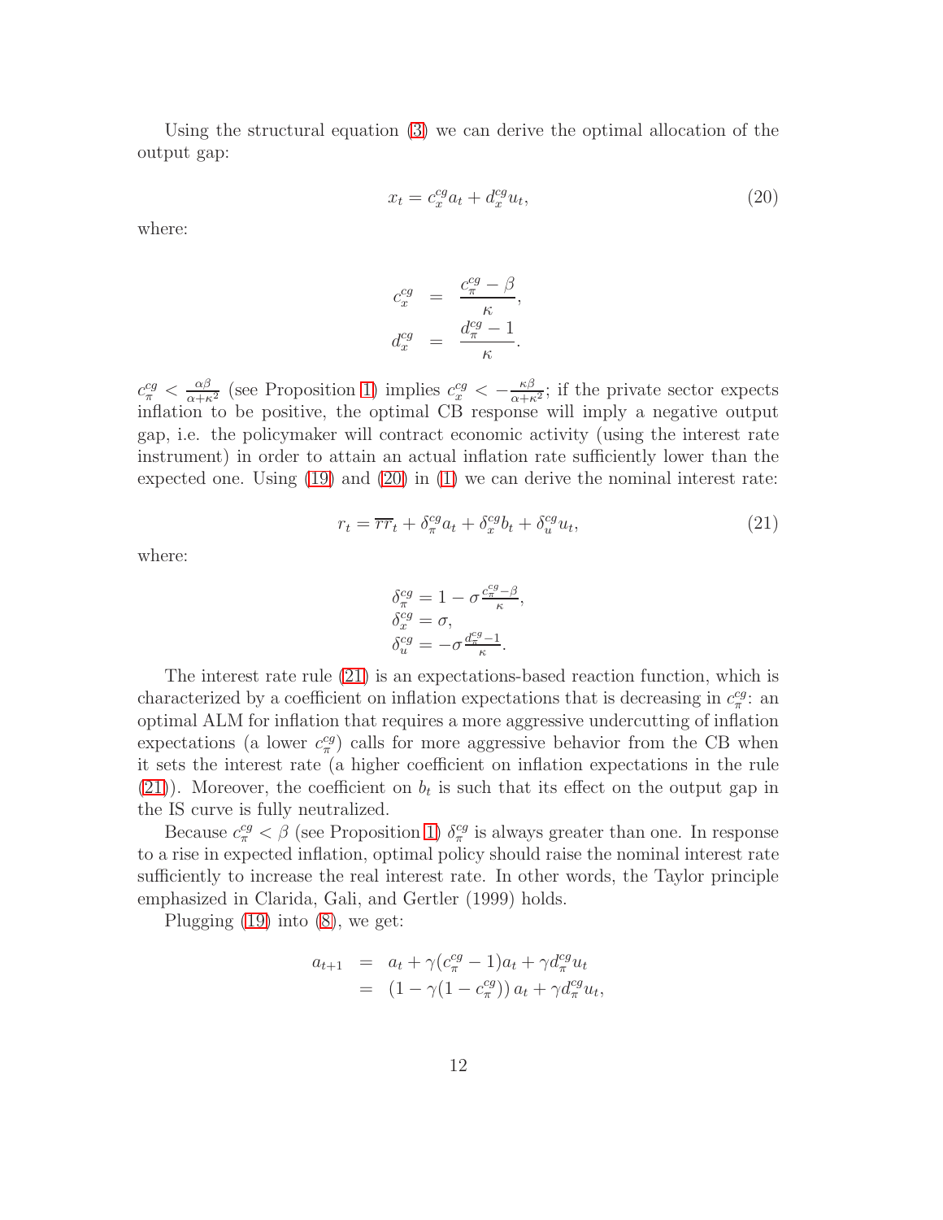Using the structural equation (3) we can derive the optimal allocation of the output gap:

$$x_t = c_x^{cg} a_t + d_x^{cg} u_t, \tag{20}$$

where:

$$\begin{aligned} c_x^{cg} &= \frac{c_\pi^{cg} - \beta}{\kappa}, \\ d_x^{cg} &= \frac{d_\pi^{cg} - 1}{\kappa}. \end{aligned}$$

$c_\pi^{cg} < \frac{\alpha\beta}{\alpha+\kappa^2}$ (see Proposition 1) implies $c_x^{cg} < -\frac{\kappa\beta}{\alpha+\kappa^2}$; if the private sector expects inflation to be positive, the optimal CB response will imply a negative output gap, i.e. the policymaker will contract economic activity (using the interest rate instrument) in order to attain an actual inflation rate sufficiently lower than the expected one. Using (19) and (20) in (1) we can derive the nominal interest rate:

$$r_t = \overline{rr}_t + \delta_\pi^{cg} a_t + \delta_x^{cg} b_t + \delta_u^{cg} u_t, \tag{21}$$

where:

$$\begin{aligned} &\delta_\pi^{cg} = 1 - \sigma \frac{c_\pi^{cg} - \beta}{\kappa}, \\ &\delta_x^{cg} = \sigma, \\ &\delta_u^{cg} = -\sigma \frac{d_\pi^{cg} - 1}{\kappa}. \end{aligned}$$

The interest rate rule (21) is an expectations-based reaction function, which is characterized by a coefficient on inflation expectations that is decreasing in $c_\pi^{cg}$: an optimal ALM for inflation that requires a more aggressive undercutting of inflation expectations (a lower $c_\pi^{cg}$) calls for more aggressive behavior from the CB when it sets the interest rate (a higher coefficient on inflation expectations in the rule (21)). Moreover, the coefficient on $b_t$ is such that its effect on the output gap in the IS curve is fully neutralized.

Because $c_\pi^{cg} < \beta$ (see Proposition 1) $\delta_\pi^{cg}$ is always greater than one. In response to a rise in expected inflation, optimal policy should raise the nominal interest rate sufficiently to increase the real interest rate. In other words, the Taylor principle emphasized in Clarida, Gali, and Gertler (1999) holds.

Plugging (19) into (8), we get:

$$\begin{aligned} a_{t+1} &= a_t + \gamma(c_\pi^{cg} - 1)a_t + \gamma d_\pi^{cg} u_t \\ &= \left(1 - \gamma(1 - c_\pi^{cg})\right) a_t + \gamma d_\pi^{cg} u_t, \end{aligned}$$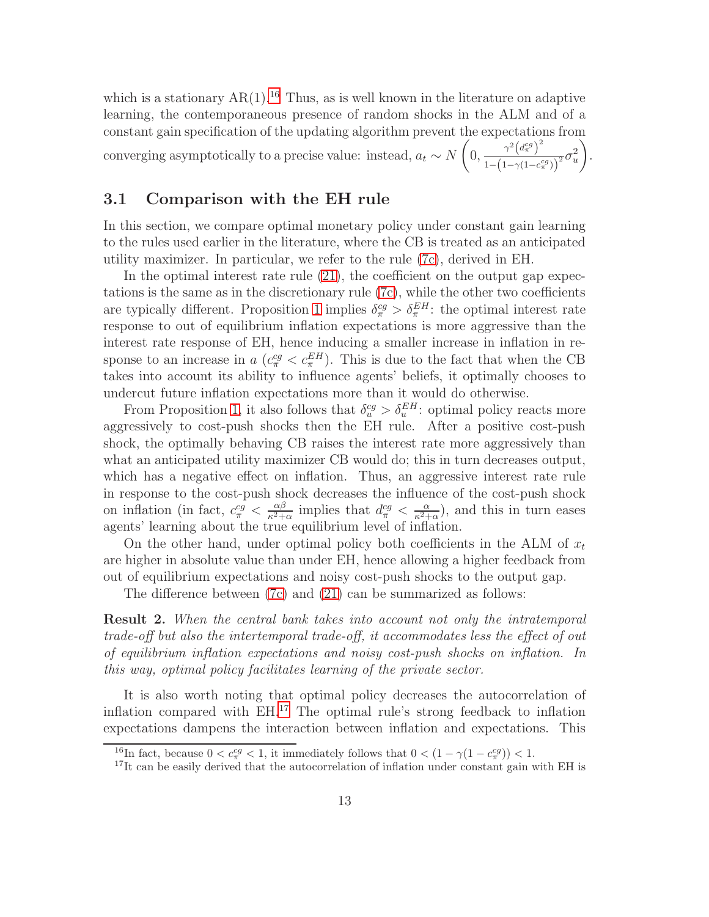which is a stationary AR(1).[16] Thus, as is well known in the literature on adaptive learning, the contemporaneous presence of random shocks in the ALM and of a constant gain specification of the updating algorithm prevent the expectations from converging asymptotically to a precise value: instead, $a_t \sim N\left(0, \frac{\gamma^2 \left(d_\pi^{cg}\right)^2}{1-\left(1-\gamma(1-c_\pi^{cg})\right)^2}\sigma_u^2\right)$.

## 3.1 Comparison with the EH rule

In this section, we compare optimal monetary policy under constant gain learning to the rules used earlier in the literature, where the CB is treated as an anticipated utility maximizer. In particular, we refer to the rule (7c), derived in EH.

In the optimal interest rate rule (21), the coefficient on the output gap expectations is the same as in the discretionary rule (7c), while the other two coefficients are typically different. Proposition 1 implies $\delta_\pi^{cg} > \delta_\pi^{EH}$: the optimal interest rate response to out of equilibrium inflation expectations is more aggressive than the interest rate response of EH, hence inducing a smaller increase in inflation in response to an increase in $a$ ($c_\pi^{cg} < c_\pi^{EH}$). This is due to the fact that when the CB takes into account its ability to influence agents' beliefs, it optimally chooses to undercut future inflation expectations more than it would do otherwise.

From Proposition 1, it also follows that $\delta_u^{cg} > \delta_u^{EH}$: optimal policy reacts more aggressively to cost-push shocks then the EH rule. After a positive cost-push shock, the optimally behaving CB raises the interest rate more aggressively than what an anticipated utility maximizer CB would do; this in turn decreases output, which has a negative effect on inflation. Thus, an aggressive interest rate rule in response to the cost-push shock decreases the influence of the cost-push shock on inflation (in fact, $c_\pi^{cg} < \frac{\alpha\beta}{\kappa^2+\alpha}$ implies that $d_\pi^{cg} < \frac{\alpha}{\kappa^2+\alpha}$), and this in turn eases agents' learning about the true equilibrium level of inflation.

On the other hand, under optimal policy both coefficients in the ALM of $x_t$ are higher in absolute value than under EH, hence allowing a higher feedback from out of equilibrium expectations and noisy cost-push shocks to the output gap.

The difference between (7c) and (21) can be summarized as follows:

**Result 2.** *When the central bank takes into account not only the intratemporal trade-off but also the intertemporal trade-off, it accommodates less the effect of out of equilibrium inflation expectations and noisy cost-push shocks on inflation. In this way, optimal policy facilitates learning of the private sector.*

It is also worth noting that optimal policy decreases the autocorrelation of inflation compared with EH.[17] The optimal rule's strong feedback to inflation expectations dampens the interaction between inflation and expectations. This

[16] In fact, because $0 < c_\pi^{cg} < 1$, it immediately follows that $0 < (1-\gamma(1-c_\pi^{cg})) < 1$.

[17] It can be easily derived that the autocorrelation of inflation under constant gain with EH is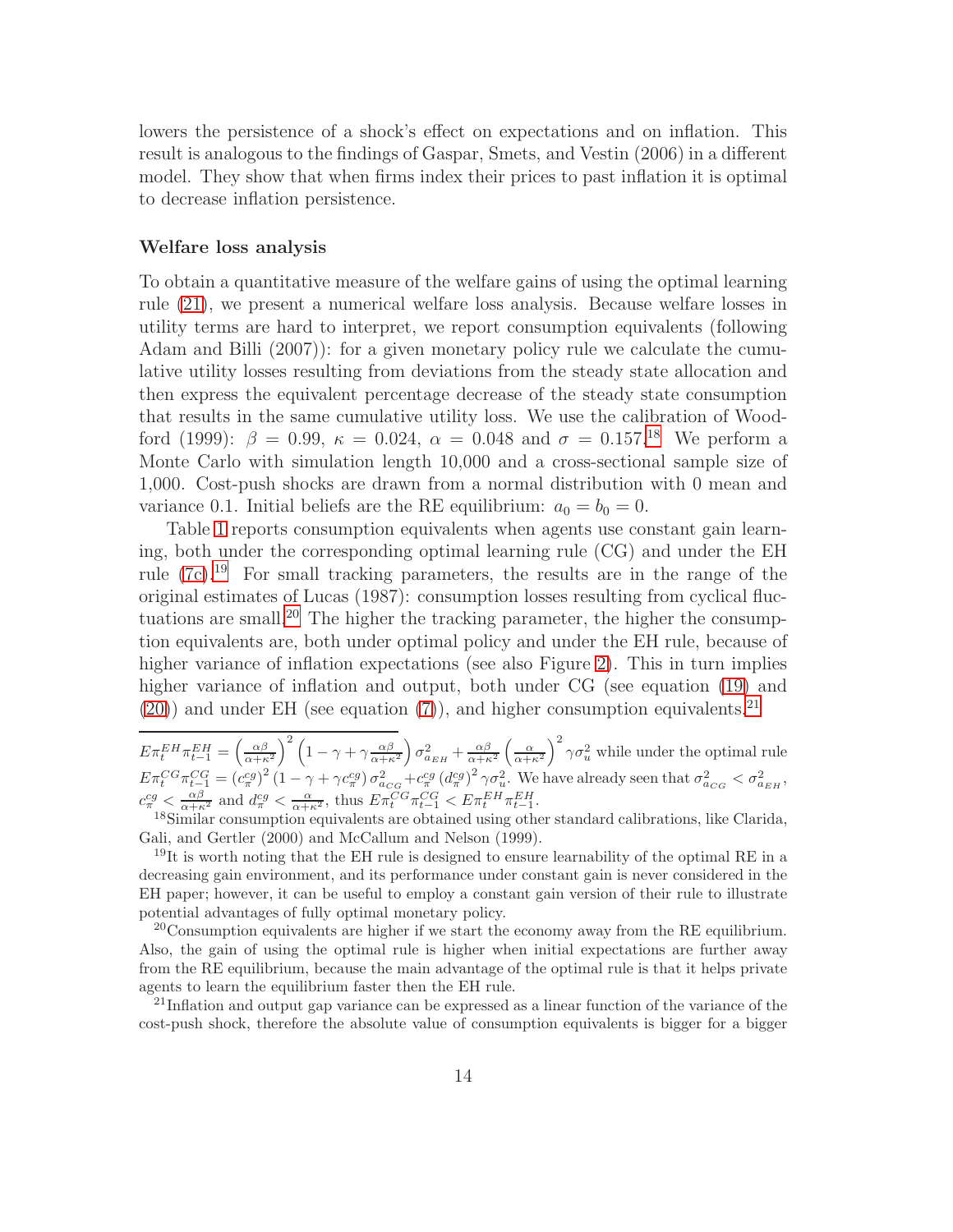lowers the persistence of a shock's effect on expectations and on inflation. This result is analogous to the findings of Gaspar, Smets, and Vestin (2006) in a different model. They show that when firms index their prices to past inflation it is optimal to decrease inflation persistence.

### Welfare loss analysis

To obtain a quantitative measure of the welfare gains of using the optimal learning rule (21), we present a numerical welfare loss analysis. Because welfare losses in utility terms are hard to interpret, we report consumption equivalents (following Adam and Billi (2007)): for a given monetary policy rule we calculate the cumulative utility losses resulting from deviations from the steady state allocation and then express the equivalent percentage decrease of the steady state consumption that results in the same cumulative utility loss. We use the calibration of Woodford (1999): $\beta = 0.99$, $\kappa = 0.024$, $\alpha = 0.048$ and $\sigma = 0.157$.[18] We perform a Monte Carlo with simulation length 10,000 and a cross-sectional sample size of 1,000. Cost-push shocks are drawn from a normal distribution with 0 mean and variance 0.1. Initial beliefs are the RE equilibrium: $a_0 = b_0 = 0$.

Table 1 reports consumption equivalents when agents use constant gain learning, both under the corresponding optimal learning rule (CG) and under the EH rule (7c).[19] For small tracking parameters, the results are in the range of the original estimates of Lucas (1987): consumption losses resulting from cyclical fluctuations are small.[20] The higher the tracking parameter, the higher the consumption equivalents are, both under optimal policy and under the EH rule, because of higher variance of inflation expectations (see also Figure 2). This in turn implies higher variance of inflation and output, both under CG (see equation (19) and (20)) and under EH (see equation (7)), and higher consumption equivalents.[21]

---

$E\pi_t^{EH}\pi_{t-1}^{EH} = \left(\frac{\alpha\beta}{\alpha+\kappa^2}\right)^2 \left(1 - \gamma + \gamma\frac{\alpha\beta}{\alpha+\kappa^2}\right)\sigma_{a_{EH}}^2 + \frac{\alpha\beta}{\alpha+\kappa^2}\left(\frac{\alpha}{\alpha+\kappa^2}\right)^2 \gamma\sigma_u^2$ while under the optimal rule $E\pi_t^{CG}\pi_{t-1}^{CG} = \left(c_\pi^{cg}\right)^2 \left(1 - \gamma + \gamma c_\pi^{cg}\right)\sigma_{a_{CG}}^2 + c_\pi^{cg}\left(d_\pi^{cg}\right)^2 \gamma\sigma_u^2$. We have already seen that $\sigma_{a_{CG}}^2 < \sigma_{a_{EH}}^2$, $c_\pi^{cg} < \frac{\alpha\beta}{\alpha+\kappa^2}$ and $d_\pi^{cg} < \frac{\alpha}{\alpha+\kappa^2}$, thus $E\pi_t^{CG}\pi_{t-1}^{CG} < E\pi_t^{EH}\pi_{t-1}^{EH}$.

[18] Similar consumption equivalents are obtained using other standard calibrations, like Clarida, Gali, and Gertler (2000) and McCallum and Nelson (1999).

[19] It is worth noting that the EH rule is designed to ensure learnability of the optimal RE in a decreasing gain environment, and its performance under constant gain is never considered in the EH paper; however, it can be useful to employ a constant gain version of their rule to illustrate potential advantages of fully optimal monetary policy.

[20] Consumption equivalents are higher if we start the economy away from the RE equilibrium. Also, the gain of using the optimal rule is higher when initial expectations are further away from the RE equilibrium, because the main advantage of the optimal rule is that it helps private agents to learn the equilibrium faster then the EH rule.

[21] Inflation and output gap variance can be expressed as a linear function of the variance of the cost-push shock, therefore the absolute value of consumption equivalents is bigger for a bigger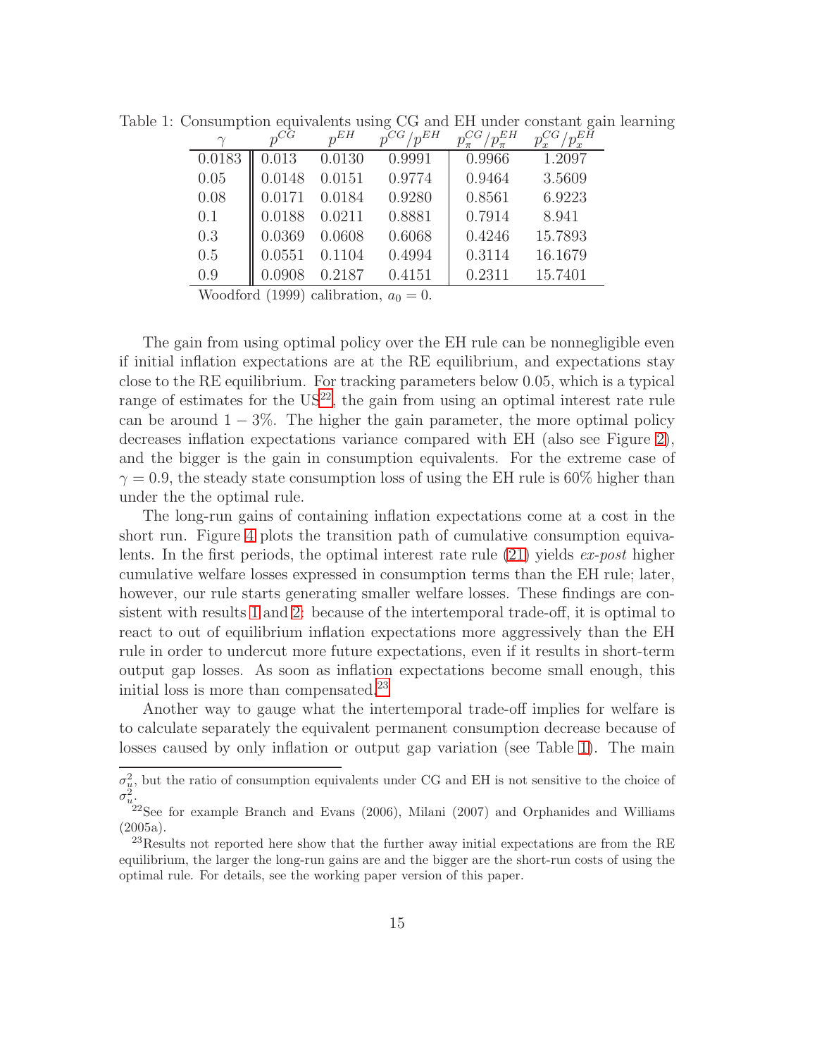Table 1: Consumption equivalents using CG and EH under constant gain learning

| $\gamma$ | $p^{CG}$ | $p^{EH}$ | $p^{CG}/p^{EH}$ | $p_{\pi}^{CG}/p_{\pi}^{EH}$ | $p_{x}^{CG}/p_{x}^{EH}$ |
|---|---|---|---|---|---|
| 0.0183 | 0.013 | 0.0130 | 0.9991 | 0.9966 | 1.2097 |
| 0.05 | 0.0148 | 0.0151 | 0.9774 | 0.9464 | 3.5609 |
| 0.08 | 0.0171 | 0.0184 | 0.9280 | 0.8561 | 6.9223 |
| 0.1 | 0.0188 | 0.0211 | 0.8881 | 0.7914 | 8.941 |
| 0.3 | 0.0369 | 0.0608 | 0.6068 | 0.4246 | 15.7893 |
| 0.5 | 0.0551 | 0.1104 | 0.4994 | 0.3114 | 16.1679 |
| 0.9 | 0.0908 | 0.2187 | 0.4151 | 0.2311 | 15.7401 |

Woodford (1999) calibration, $a_0 = 0$.

The gain from using optimal policy over the EH rule can be nonnegligible even if initial inflation expectations are at the RE equilibrium, and expectations stay close to the RE equilibrium. For tracking parameters below 0.05, which is a typical range of estimates for the US[22], the gain from using an optimal interest rate rule can be around $1-3\%$. The higher the gain parameter, the more optimal policy decreases inflation expectations variance compared with EH (also see Figure 2), and the bigger is the gain in consumption equivalents. For the extreme case of $\gamma = 0.9$, the steady state consumption loss of using the EH rule is 60% higher than under the the optimal rule.

The long-run gains of containing inflation expectations come at a cost in the short run. Figure 4 plots the transition path of cumulative consumption equivalents. In the first periods, the optimal interest rate rule (21) yields *ex-post* higher cumulative welfare losses expressed in consumption terms than the EH rule; later, however, our rule starts generating smaller welfare losses. These findings are consistent with results 1 and 2: because of the intertemporal trade-off, it is optimal to react to out of equilibrium inflation expectations more aggressively than the EH rule in order to undercut more future expectations, even if it results in short-term output gap losses. As soon as inflation expectations become small enough, this initial loss is more than compensated.[23]

Another way to gauge what the intertemporal trade-off implies for welfare is to calculate separately the equivalent permanent consumption decrease because of losses caused by only inflation or output gap variation (see Table 1). The main

---

$\sigma_u^2$, but the ratio of consumption equivalents under CG and EH is not sensitive to the choice of $\sigma_u^2$.

[22] See for example Branch and Evans (2006), Milani (2007) and Orphanides and Williams (2005a).

[23] Results not reported here show that the further away initial expectations are from the RE equilibrium, the larger the long-run gains are and the bigger are the short-run costs of using the optimal rule. For details, see the working paper version of this paper.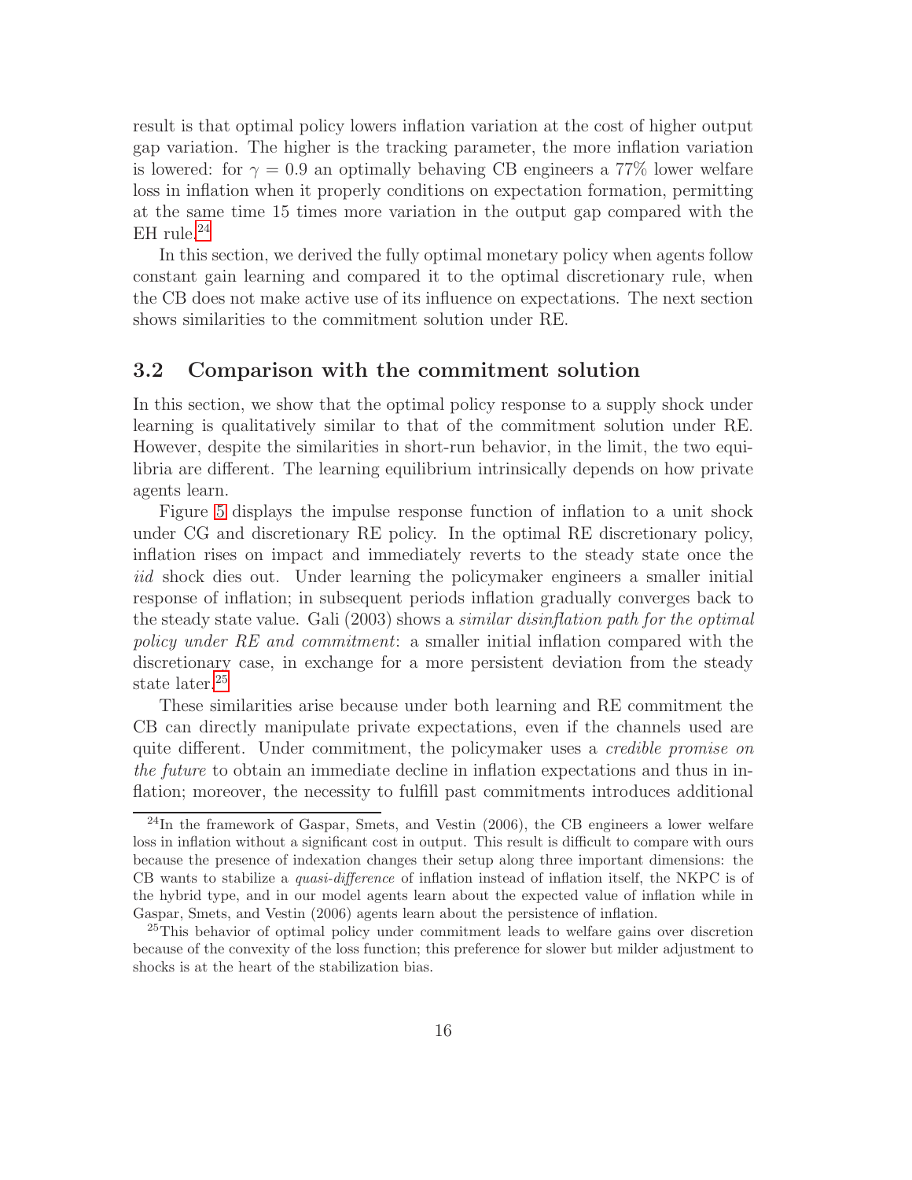result is that optimal policy lowers inflation variation at the cost of higher output gap variation. The higher is the tracking parameter, the more inflation variation is lowered: for $\gamma = 0.9$ an optimally behaving CB engineers a 77% lower welfare loss in inflation when it properly conditions on expectation formation, permitting at the same time 15 times more variation in the output gap compared with the EH rule.[24]

In this section, we derived the fully optimal monetary policy when agents follow constant gain learning and compared it to the optimal discretionary rule, when the CB does not make active use of its influence on expectations. The next section shows similarities to the commitment solution under RE.

## 3.2 Comparison with the commitment solution

In this section, we show that the optimal policy response to a supply shock under learning is qualitatively similar to that of the commitment solution under RE. However, despite the similarities in short-run behavior, in the limit, the two equilibria are different. The learning equilibrium intrinsically depends on how private agents learn.

Figure 5 displays the impulse response function of inflation to a unit shock under CG and discretionary RE policy. In the optimal RE discretionary policy, inflation rises on impact and immediately reverts to the steady state once the *iid* shock dies out. Under learning the policymaker engineers a smaller initial response of inflation; in subsequent periods inflation gradually converges back to the steady state value. Gali (2003) shows a *similar disinflation path for the optimal policy under RE and commitment*: a smaller initial inflation compared with the discretionary case, in exchange for a more persistent deviation from the steady state later.[25]

These similarities arise because under both learning and RE commitment the CB can directly manipulate private expectations, even if the channels used are quite different. Under commitment, the policymaker uses a *credible promise on the future* to obtain an immediate decline in inflation expectations and thus in inflation; moreover, the necessity to fulfill past commitments introduces additional

[24] In the framework of Gaspar, Smets, and Vestin (2006), the CB engineers a lower welfare loss in inflation without a significant cost in output. This result is difficult to compare with ours because the presence of indexation changes their setup along three important dimensions: the CB wants to stabilize a *quasi-difference* of inflation instead of inflation itself, the NKPC is of the hybrid type, and in our model agents learn about the expected value of inflation while in Gaspar, Smets, and Vestin (2006) agents learn about the persistence of inflation.

[25] This behavior of optimal policy under commitment leads to welfare gains over discretion because of the convexity of the loss function; this preference for slower but milder adjustment to shocks is at the heart of the stabilization bias.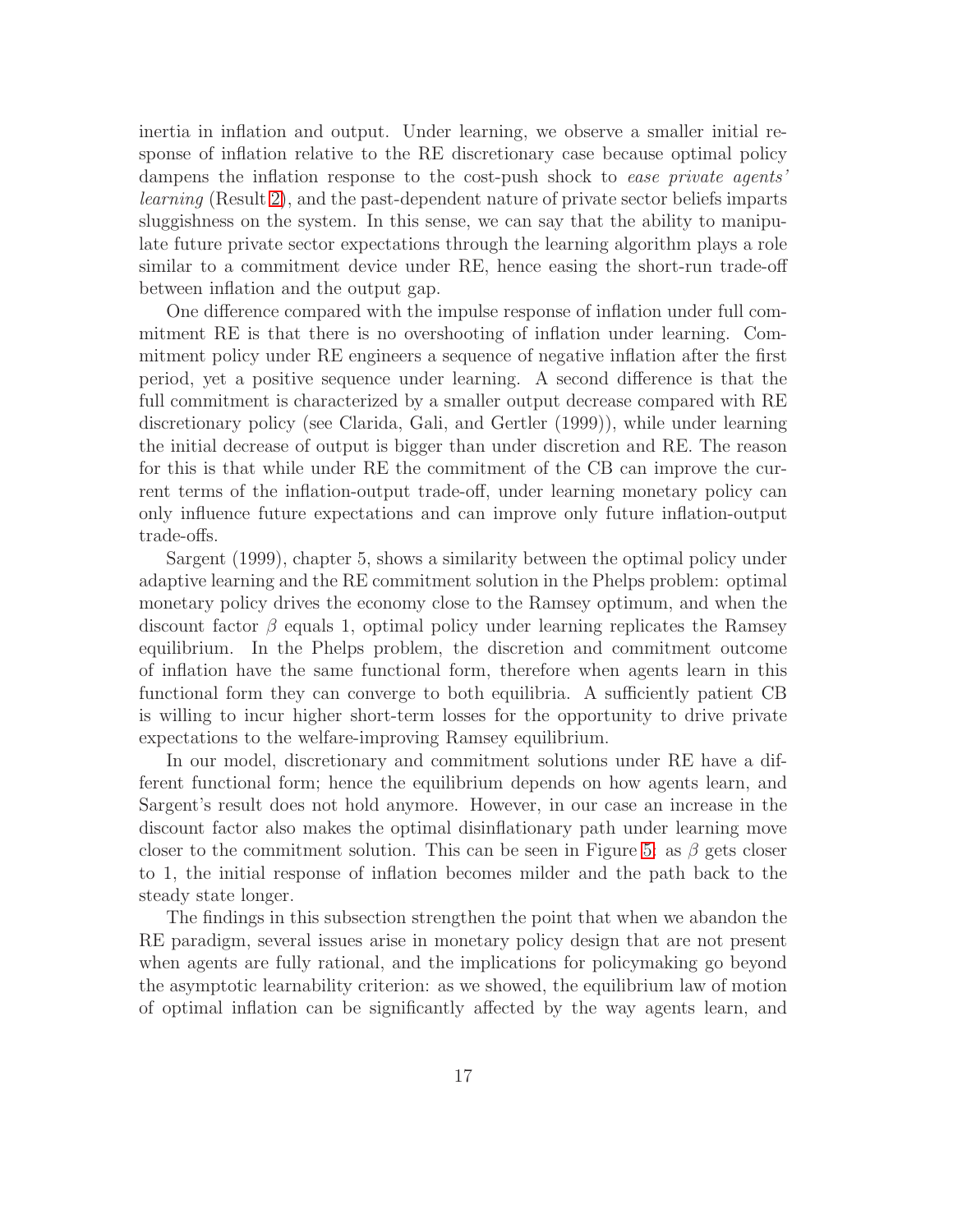inertia in inflation and output. Under learning, we observe a smaller initial response of inflation relative to the RE discretionary case because optimal policy dampens the inflation response to the cost-push shock to *ease private agents' learning* (Result 2), and the past-dependent nature of private sector beliefs imparts sluggishness on the system. In this sense, we can say that the ability to manipulate future private sector expectations through the learning algorithm plays a role similar to a commitment device under RE, hence easing the short-run trade-off between inflation and the output gap.

One difference compared with the impulse response of inflation under full commitment RE is that there is no overshooting of inflation under learning. Commitment policy under RE engineers a sequence of negative inflation after the first period, yet a positive sequence under learning. A second difference is that the full commitment is characterized by a smaller output decrease compared with RE discretionary policy (see Clarida, Gali, and Gertler (1999)), while under learning the initial decrease of output is bigger than under discretion and RE. The reason for this is that while under RE the commitment of the CB can improve the current terms of the inflation-output trade-off, under learning monetary policy can only influence future expectations and can improve only future inflation-output trade-offs.

Sargent (1999), chapter 5, shows a similarity between the optimal policy under adaptive learning and the RE commitment solution in the Phelps problem: optimal monetary policy drives the economy close to the Ramsey optimum, and when the discount factor $\beta$ equals 1, optimal policy under learning replicates the Ramsey equilibrium. In the Phelps problem, the discretion and commitment outcome of inflation have the same functional form, therefore when agents learn in this functional form they can converge to both equilibria. A sufficiently patient CB is willing to incur higher short-term losses for the opportunity to drive private expectations to the welfare-improving Ramsey equilibrium.

In our model, discretionary and commitment solutions under RE have a different functional form; hence the equilibrium depends on how agents learn, and Sargent's result does not hold anymore. However, in our case an increase in the discount factor also makes the optimal disinflationary path under learning move closer to the commitment solution. This can be seen in Figure 5: as $\beta$ gets closer to 1, the initial response of inflation becomes milder and the path back to the steady state longer.

The findings in this subsection strengthen the point that when we abandon the RE paradigm, several issues arise in monetary policy design that are not present when agents are fully rational, and the implications for policymaking go beyond the asymptotic learnability criterion: as we showed, the equilibrium law of motion of optimal inflation can be significantly affected by the way agents learn, and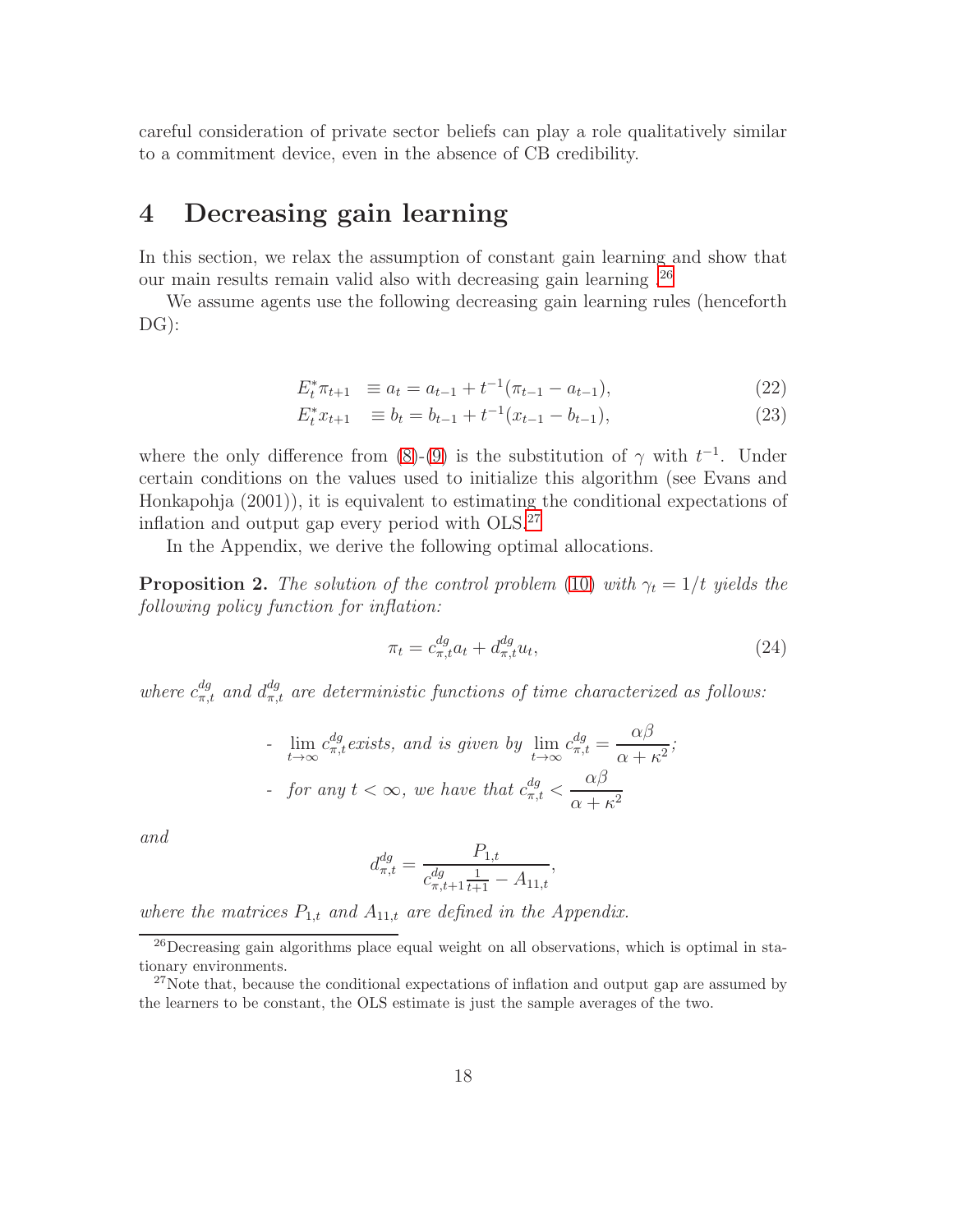careful consideration of private sector beliefs can play a role qualitatively similar to a commitment device, even in the absence of CB credibility.

# 4 Decreasing gain learning

In this section, we relax the assumption of constant gain learning and show that our main results remain valid also with decreasing gain learning .[26]

We assume agents use the following decreasing gain learning rules (henceforth DG):

$$E_t^* \pi_{t+1} \equiv a_t = a_{t-1} + t^{-1}(\pi_{t-1} - a_{t-1}), \tag{22}$$

$$E_t^* x_{t+1} \equiv b_t = b_{t-1} + t^{-1}(x_{t-1} - b_{t-1}), \tag{23}$$

where the only difference from (8)-(9) is the substitution of $\gamma$ with $t^{-1}$. Under certain conditions on the values used to initialize this algorithm (see Evans and Honkapohja (2001)), it is equivalent to estimating the conditional expectations of inflation and output gap every period with OLS.[27]

In the Appendix, we derive the following optimal allocations.

**Proposition 2.** *The solution of the control problem (10) with $\gamma_t = 1/t$ yields the following policy function for inflation:*

$$\pi_t = c^{dg}_{\pi,t} a_t + d^{dg}_{\pi,t} u_t, \tag{24}$$

*where $c^{dg}_{\pi,t}$ and $d^{dg}_{\pi,t}$ are deterministic functions of time characterized as follows:*

- *$\lim_{t\to\infty} c^{dg}_{\pi,t}$ exists, and is given by $\lim_{t\to\infty} c^{dg}_{\pi,t} = \dfrac{\alpha\beta}{\alpha+\kappa^2}$;*
- *for any $t < \infty$, we have that $c^{dg}_{\pi,t} < \dfrac{\alpha\beta}{\alpha+\kappa^2}$*

*and*

$$d^{dg}_{\pi,t} = \frac{P_{1,t}}{c^{dg}_{\pi,t+1}\frac{1}{t+1} - A_{11,t}},$$

*where the matrices $P_{1,t}$ and $A_{11,t}$ are defined in the Appendix.*

[26] Decreasing gain algorithms place equal weight on all observations, which is optimal in stationary environments.

[27] Note that, because the conditional expectations of inflation and output gap are assumed by the learners to be constant, the OLS estimate is just the sample averages of the two.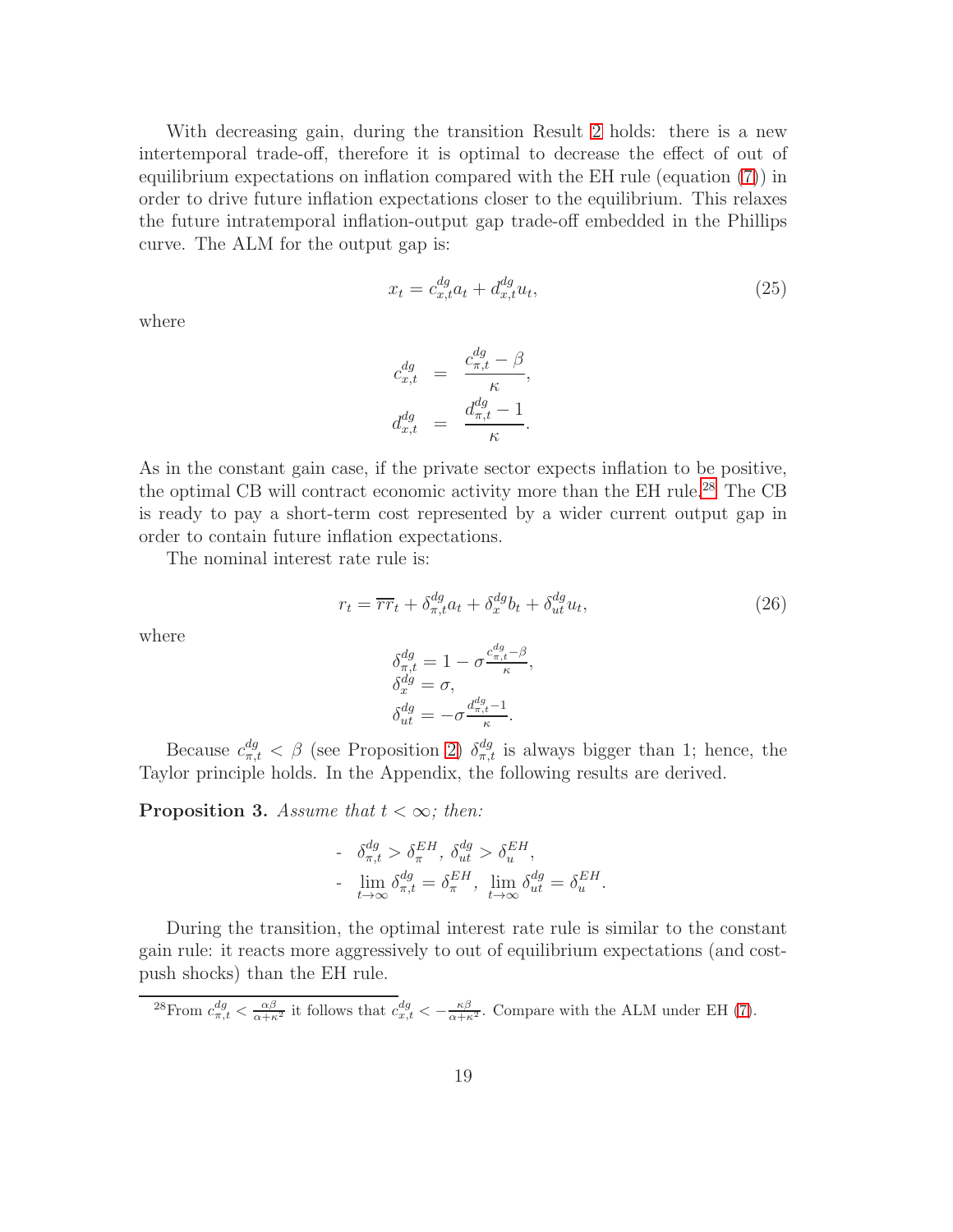With decreasing gain, during the transition Result 2 holds: there is a new intertemporal trade-off, therefore it is optimal to decrease the effect of out of equilibrium expectations on inflation compared with the EH rule (equation (7)) in order to drive future inflation expectations closer to the equilibrium. This relaxes the future intratemporal inflation-output gap trade-off embedded in the Phillips curve. The ALM for the output gap is:

$$x_t = c^{dg}_{x,t} a_t + d^{dg}_{x,t} u_t, \tag{25}$$

where

$$\begin{aligned} c^{dg}_{x,t} &= \frac{c^{dg}_{\pi,t} - \beta}{\kappa}, \\ d^{dg}_{x,t} &= \frac{d^{dg}_{\pi,t} - 1}{\kappa}. \end{aligned}$$

As in the constant gain case, if the private sector expects inflation to be positive, the optimal CB will contract economic activity more than the EH rule.[28] The CB is ready to pay a short-term cost represented by a wider current output gap in order to contain future inflation expectations.

The nominal interest rate rule is:

$$r_t = \overline{rr}_t + \delta^{dg}_{\pi,t} a_t + \delta^{dg}_{x} b_t + \delta^{dg}_{ut} u_t, \tag{26}$$

where

$$\begin{aligned} &\delta^{dg}_{\pi,t} = 1 - \sigma \frac{c^{dg}_{\pi,t} - \beta}{\kappa}, \\ &\delta^{dg}_{x} = \sigma, \\ &\delta^{dg}_{ut} = -\sigma \frac{d^{dg}_{\pi,t} - 1}{\kappa}. \end{aligned}$$

Because $c^{dg}_{\pi,t} < \beta$ (see Proposition 2) $\delta^{dg}_{\pi,t}$ is always bigger than 1; hence, the Taylor principle holds. In the Appendix, the following results are derived.

**Proposition 3.** *Assume that $t < \infty$; then:*

- $\delta^{dg}_{\pi,t} > \delta^{EH}_{\pi}$, $\delta^{dg}_{ut} > \delta^{EH}_{u}$,
- $\lim\limits_{t \to \infty} \delta^{dg}_{\pi,t} = \delta^{EH}_{\pi}$, $\lim\limits_{t \to \infty} \delta^{dg}_{ut} = \delta^{EH}_{u}$.

During the transition, the optimal interest rate rule is similar to the constant gain rule: it reacts more aggressively to out of equilibrium expectations (and cost-push shocks) than the EH rule.

[28] From $c^{dg}_{\pi,t} < \frac{\alpha\beta}{\alpha+\kappa^2}$ it follows that $c^{dg}_{x,t} < -\frac{\kappa\beta}{\alpha+\kappa^2}$. Compare with the ALM under EH (7).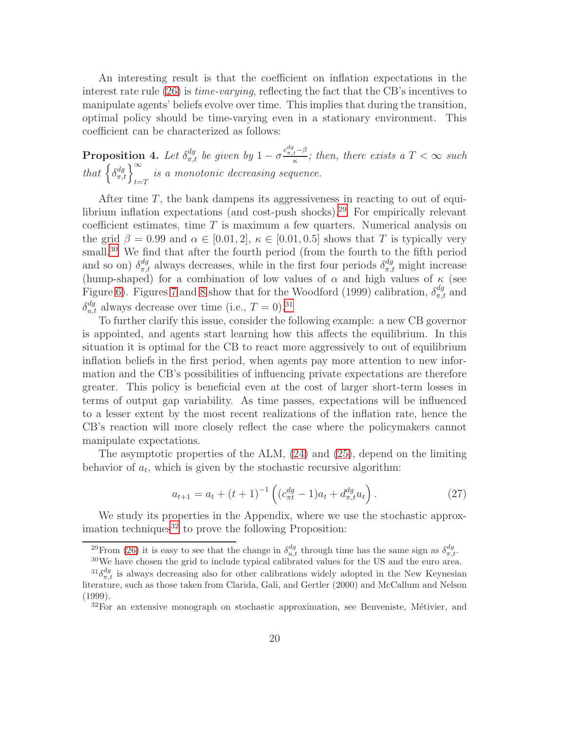An interesting result is that the coefficient on inflation expectations in the interest rate rule (26) is *time-varying*, reflecting the fact that the CB's incentives to manipulate agents' beliefs evolve over time. This implies that during the transition, optimal policy should be time-varying even in a stationary environment. This coefficient can be characterized as follows:

**Proposition 4.** *Let $\delta_{\pi,t}^{dg}$ be given by $1 - \sigma \frac{c_{\pi,t}^{dg} - \beta}{\kappa}$; then, there exists a $T < \infty$ such that $\left\{ \delta_{\pi,t}^{dg} \right\}_{t=T}^{\infty}$ is a monotonic decreasing sequence.*

After time $T$, the bank dampens its aggressiveness in reacting to out of equilibrium inflation expectations (and cost-push shocks).[29] For empirically relevant coefficient estimates, time $T$ is maximum a few quarters. Numerical analysis on the grid $\beta = 0.99$ and $\alpha \in [0.01, 2]$, $\kappa \in [0.01, 0.5]$ shows that $T$ is typically very small.[30] We find that after the fourth period (from the fourth to the fifth period and so on) $\delta_{\pi,t}^{dg}$ always decreases, while in the first four periods $\delta_{\pi,t}^{dg}$ might increase (hump-shaped) for a combination of low values of $\alpha$ and high values of $\kappa$ (see Figure 6). Figures 7 and 8 show that for the Woodford (1999) calibration, $\delta_{\pi,t}^{dg}$ and $\delta_{u,t}^{dg}$ always decrease over time (i.e., $T = 0$).[31]

To further clarify this issue, consider the following example: a new CB governor is appointed, and agents start learning how this affects the equilibrium. In this situation it is optimal for the CB to react more aggressively to out of equilibrium inflation beliefs in the first period, when agents pay more attention to new information and the CB's possibilities of influencing private expectations are therefore greater. This policy is beneficial even at the cost of larger short-term losses in terms of output gap variability. As time passes, expectations will be influenced to a lesser extent by the most recent realizations of the inflation rate, hence the CB's reaction will more closely reflect the case where the policymakers cannot manipulate expectations.

The asymptotic properties of the ALM, (24) and (25), depend on the limiting behavior of $a_t$, which is given by the stochastic recursive algorithm:

$$a_{t+1} = a_t + (t+1)^{-1} \left( (c_{\pi t}^{dg} - 1) a_t + d_{\pi,t}^{dg} u_t \right). \tag{27}$$

We study its properties in the Appendix, where we use the stochastic approximation techniques[32] to prove the following Proposition:

[29] From (26) it is easy to see that the change in $\delta_{u,t}^{dg}$ through time has the same sign as $\delta_{\pi,t}^{dg}$.

[30] We have chosen the grid to include typical calibrated values for the US and the euro area.

[31] $\delta_{\pi,t}^{dg}$ is always decreasing also for other calibrations widely adopted in the New Keynesian literature, such as those taken from Clarida, Gali, and Gertler (2000) and McCallum and Nelson (1999).

[32] For an extensive monograph on stochastic approximation, see Benveniste, Métivier, and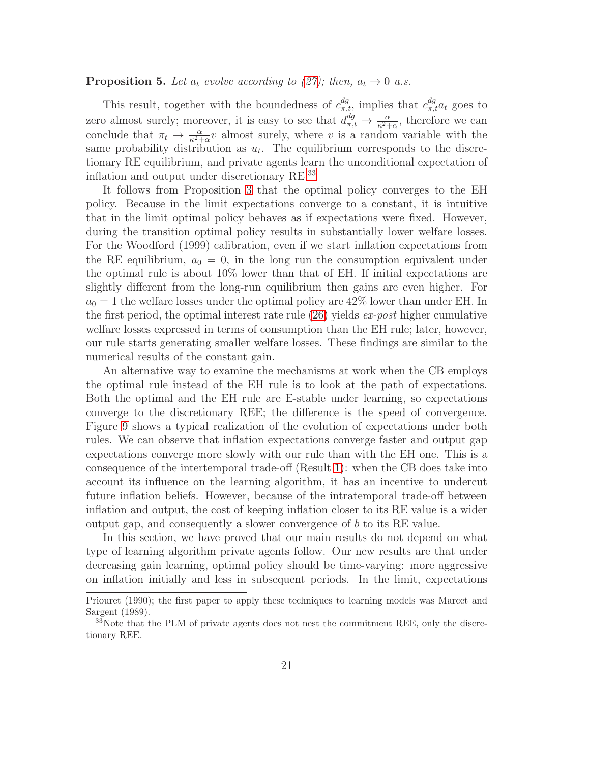**Proposition 5.** *Let $a_t$ evolve according to (27); then, $a_t \to 0$ a.s.*

This result, together with the boundedness of $c^{dg}_{\pi,t}$, implies that $c^{dg}_{\pi,t} a_t$ goes to zero almost surely; moreover, it is easy to see that $d^{dg}_{\pi,t} \to \frac{\alpha}{\kappa^2+\alpha}$, therefore we can conclude that $\pi_t \to \frac{\alpha}{\kappa^2+\alpha} v$ almost surely, where $v$ is a random variable with the same probability distribution as $u_t$. The equilibrium corresponds to the discretionary RE equilibrium, and private agents learn the unconditional expectation of inflation and output under discretionary RE.[33]

It follows from Proposition 3 that the optimal policy converges to the EH policy. Because in the limit expectations converge to a constant, it is intuitive that in the limit optimal policy behaves as if expectations were fixed. However, during the transition optimal policy results in substantially lower welfare losses. For the Woodford (1999) calibration, even if we start inflation expectations from the RE equilibrium, $a_0 = 0$, in the long run the consumption equivalent under the optimal rule is about 10% lower than that of EH. If initial expectations are slightly different from the long-run equilibrium then gains are even higher. For $a_0 = 1$ the welfare losses under the optimal policy are 42% lower than under EH. In the first period, the optimal interest rate rule (26) yields *ex-post* higher cumulative welfare losses expressed in terms of consumption than the EH rule; later, however, our rule starts generating smaller welfare losses. These findings are similar to the numerical results of the constant gain.

An alternative way to examine the mechanisms at work when the CB employs the optimal rule instead of the EH rule is to look at the path of expectations. Both the optimal and the EH rule are E-stable under learning, so expectations converge to the discretionary REE; the difference is the speed of convergence. Figure 9 shows a typical realization of the evolution of expectations under both rules. We can observe that inflation expectations converge faster and output gap expectations converge more slowly with our rule than with the EH one. This is a consequence of the intertemporal trade-off (Result 1): when the CB does take into account its influence on the learning algorithm, it has an incentive to undercut future inflation beliefs. However, because of the intratemporal trade-off between inflation and output, the cost of keeping inflation closer to its RE value is a wider output gap, and consequently a slower convergence of $b$ to its RE value.

In this section, we have proved that our main results do not depend on what type of learning algorithm private agents follow. Our new results are that under decreasing gain learning, optimal policy should be time-varying: more aggressive on inflation initially and less in subsequent periods. In the limit, expectations

---

Priouret (1990); the first paper to apply these techniques to learning models was Marcet and Sargent (1989).

[33] Note that the PLM of private agents does not nest the commitment REE, only the discretionary REE.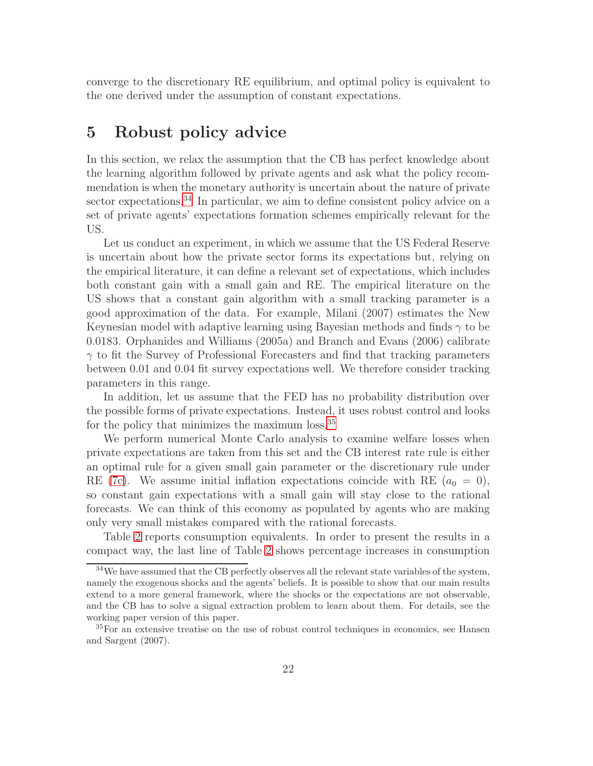converge to the discretionary RE equilibrium, and optimal policy is equivalent to the one derived under the assumption of constant expectations.

# 5 Robust policy advice

In this section, we relax the assumption that the CB has perfect knowledge about the learning algorithm followed by private agents and ask what the policy recommendation is when the monetary authority is uncertain about the nature of private sector expectations.[34] In particular, we aim to define consistent policy advice on a set of private agents' expectations formation schemes empirically relevant for the US.

Let us conduct an experiment, in which we assume that the US Federal Reserve is uncertain about how the private sector forms its expectations but, relying on the empirical literature, it can define a relevant set of expectations, which includes both constant gain with a small gain and RE. The empirical literature on the US shows that a constant gain algorithm with a small tracking parameter is a good approximation of the data. For example, Milani (2007) estimates the New Keynesian model with adaptive learning using Bayesian methods and finds $\gamma$ to be 0.0183. Orphanides and Williams (2005a) and Branch and Evans (2006) calibrate $\gamma$ to fit the Survey of Professional Forecasters and find that tracking parameters between 0.01 and 0.04 fit survey expectations well. We therefore consider tracking parameters in this range.

In addition, let us assume that the FED has no probability distribution over the possible forms of private expectations. Instead, it uses robust control and looks for the policy that minimizes the maximum loss.[35]

We perform numerical Monte Carlo analysis to examine welfare losses when private expectations are taken from this set and the CB interest rate rule is either an optimal rule for a given small gain parameter or the discretionary rule under RE (7c). We assume initial inflation expectations coincide with RE ($a_0 = 0$), so constant gain expectations with a small gain will stay close to the rational forecasts. We can think of this economy as populated by agents who are making only very small mistakes compared with the rational forecasts.

Table 2 reports consumption equivalents. In order to present the results in a compact way, the last line of Table 2 shows percentage increases in consumption

[34] We have assumed that the CB perfectly observes all the relevant state variables of the system, namely the exogenous shocks and the agents' beliefs. It is possible to show that our main results extend to a more general framework, where the shocks or the expectations are not observable, and the CB has to solve a signal extraction problem to learn about them. For details, see the working paper version of this paper.

[35] For an extensive treatise on the use of robust control techniques in economics, see Hansen and Sargent (2007).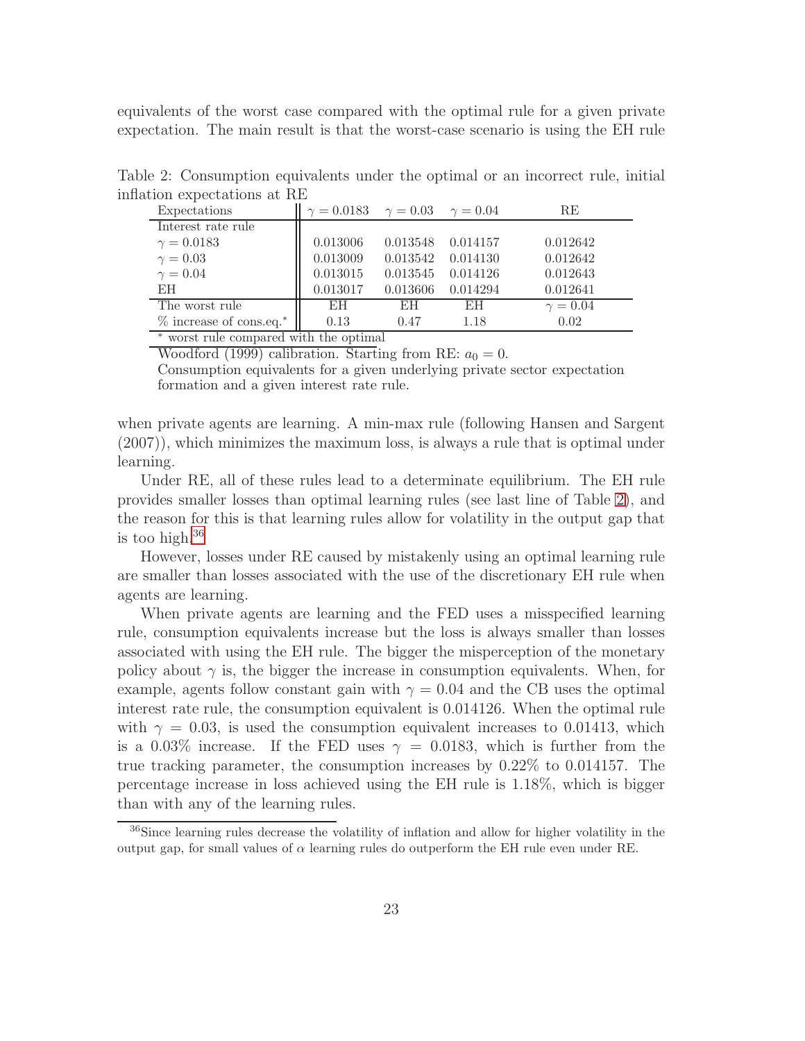equivalents of the worst case compared with the optimal rule for a given private expectation. The main result is that the worst-case scenario is using the EH rule

Table 2: Consumption equivalents under the optimal or an incorrect rule, initial inflation expectations at RE

| Expectations | $\gamma = 0.0183$ | $\gamma = 0.03$ | $\gamma = 0.04$ | RE |
|---|---|---|---|---|
| Interest rate rule | | | | |
| $\gamma = 0.0183$ | 0.013006 | 0.013548 | 0.014157 | 0.012642 |
| $\gamma = 0.03$ | 0.013009 | 0.013542 | 0.014130 | 0.012642 |
| $\gamma = 0.04$ | 0.013015 | 0.013545 | 0.014126 | 0.012643 |
| EH | 0.013017 | 0.013606 | 0.014294 | 0.012641 |
| The worst rule | EH | EH | EH | $\gamma = 0.04$ |
| % increase of cons.eq.* | 0.13 | 0.47 | 1.18 | 0.02 |

\* worst rule compared with the optimal

Woodford (1999) calibration. Starting from RE: $a_0 = 0$.

Consumption equivalents for a given underlying private sector expectation formation and a given interest rate rule.

when private agents are learning. A min-max rule (following Hansen and Sargent (2007)), which minimizes the maximum loss, is always a rule that is optimal under learning.

Under RE, all of these rules lead to a determinate equilibrium. The EH rule provides smaller losses than optimal learning rules (see last line of Table 2), and the reason for this is that learning rules allow for volatility in the output gap that is too high.[36]

However, losses under RE caused by mistakenly using an optimal learning rule are smaller than losses associated with the use of the discretionary EH rule when agents are learning.

When private agents are learning and the FED uses a misspecified learning rule, consumption equivalents increase but the loss is always smaller than losses associated with using the EH rule. The bigger the misperception of the monetary policy about $\gamma$ is, the bigger the increase in consumption equivalents. When, for example, agents follow constant gain with $\gamma = 0.04$ and the CB uses the optimal interest rate rule, the consumption equivalent is 0.014126. When the optimal rule with $\gamma = 0.03$, is used the consumption equivalent increases to 0.01413, which is a 0.03% increase. If the FED uses $\gamma = 0.0183$, which is further from the true tracking parameter, the consumption increases by 0.22% to 0.014157. The percentage increase in loss achieved using the EH rule is 1.18%, which is bigger than with any of the learning rules.

[36]Since learning rules decrease the volatility of inflation and allow for higher volatility in the output gap, for small values of $\alpha$ learning rules do outperform the EH rule even under RE.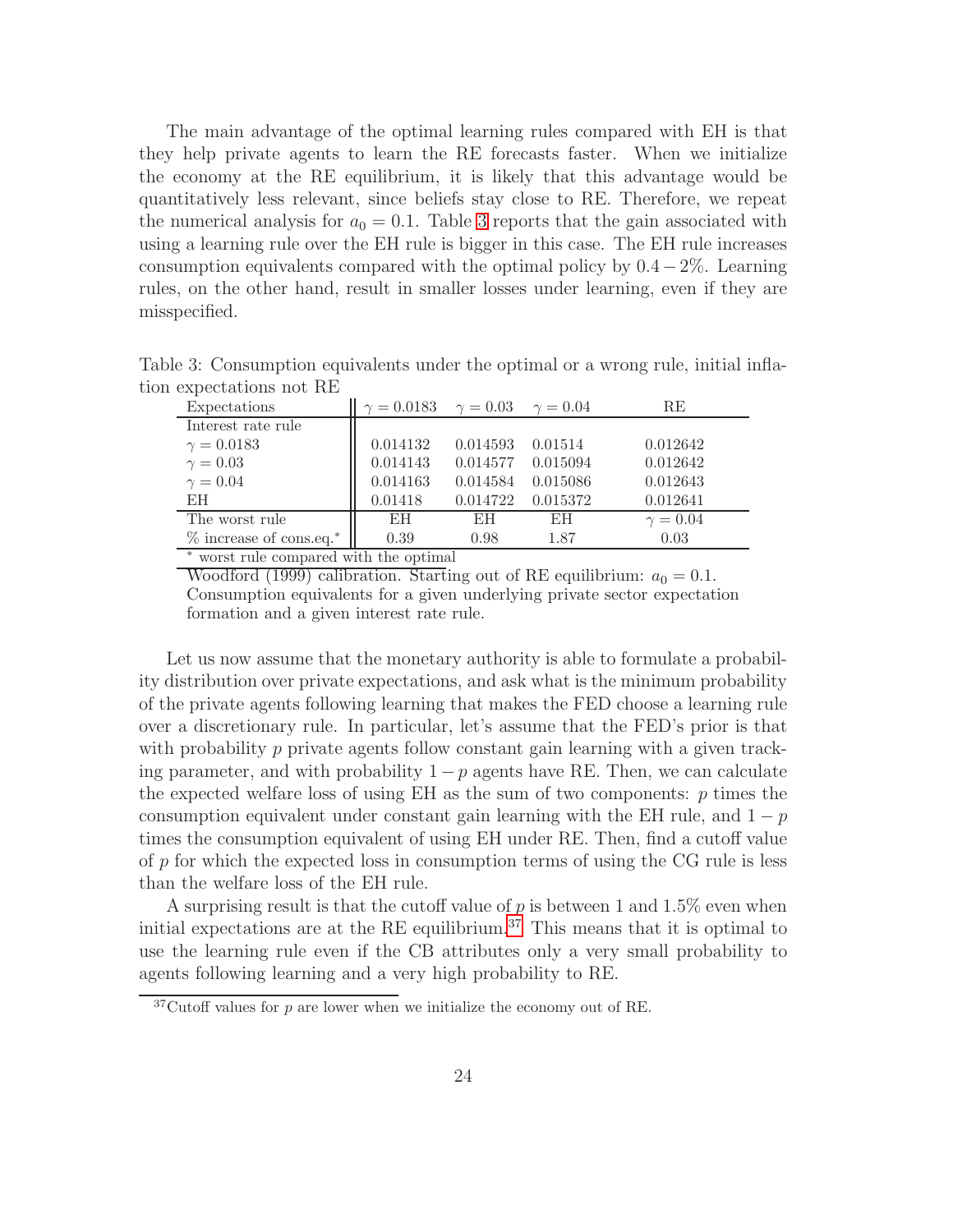The main advantage of the optimal learning rules compared with EH is that they help private agents to learn the RE forecasts faster. When we initialize the economy at the RE equilibrium, it is likely that this advantage would be quantitatively less relevant, since beliefs stay close to RE. Therefore, we repeat the numerical analysis for $a_0 = 0.1$. Table 3 reports that the gain associated with using a learning rule over the EH rule is bigger in this case. The EH rule increases consumption equivalents compared with the optimal policy by $0.4 - 2\%$. Learning rules, on the other hand, result in smaller losses under learning, even if they are misspecified.

Table 3: Consumption equivalents under the optimal or a wrong rule, initial inflation expectations not RE

| Expectations | $\gamma = 0.0183$ | $\gamma = 0.03$ | $\gamma = 0.04$ | RE |
|---|---|---|---|---|
| Interest rate rule | | | | |
| $\gamma = 0.0183$ | 0.014132 | 0.014593 | 0.01514 | 0.012642 |
| $\gamma = 0.03$ | 0.014143 | 0.014577 | 0.015094 | 0.012642 |
| $\gamma = 0.04$ | 0.014163 | 0.014584 | 0.015086 | 0.012643 |
| EH | 0.01418 | 0.014722 | 0.015372 | 0.012641 |
| The worst rule | EH | EH | EH | $\gamma = 0.04$ |
| % increase of cons.eq.* | 0.39 | 0.98 | 1.87 | 0.03 |

\* worst rule compared with the optimal

Woodford (1999) calibration. Starting out of RE equilibrium: $a_0 = 0.1$. Consumption equivalents for a given underlying private sector expectation formation and a given interest rate rule.

Let us now assume that the monetary authority is able to formulate a probability distribution over private expectations, and ask what is the minimum probability of the private agents following learning that makes the FED choose a learning rule over a discretionary rule. In particular, let's assume that the FED's prior is that with probability $p$ private agents follow constant gain learning with a given tracking parameter, and with probability $1 - p$ agents have RE. Then, we can calculate the expected welfare loss of using EH as the sum of two components: $p$ times the consumption equivalent under constant gain learning with the EH rule, and $1 - p$ times the consumption equivalent of using EH under RE. Then, find a cutoff value of $p$ for which the expected loss in consumption terms of using the CG rule is less than the welfare loss of the EH rule.

A surprising result is that the cutoff value of $p$ is between 1 and 1.5% even when initial expectations are at the RE equilibrium.[37] This means that it is optimal to use the learning rule even if the CB attributes only a very small probability to agents following learning and a very high probability to RE.

[37] Cutoff values for $p$ are lower when we initialize the economy out of RE.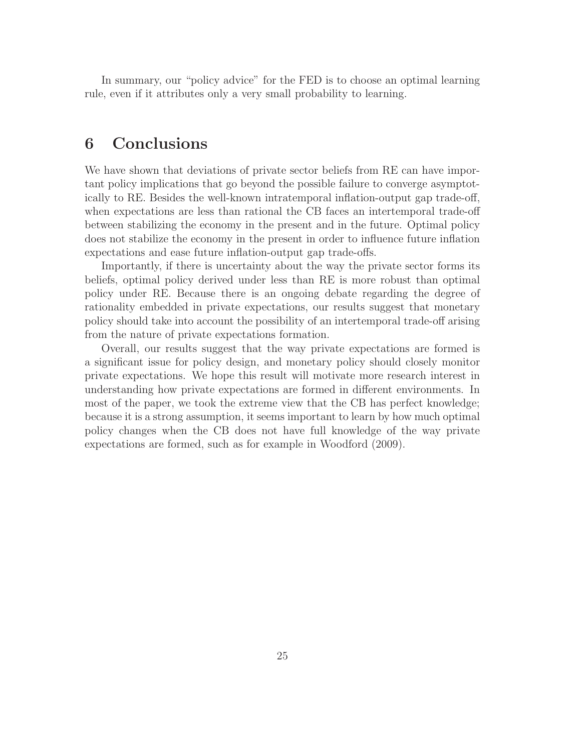In summary, our "policy advice" for the FED is to choose an optimal learning rule, even if it attributes only a very small probability to learning.

# 6 Conclusions

We have shown that deviations of private sector beliefs from RE can have important policy implications that go beyond the possible failure to converge asymptotically to RE. Besides the well-known intratemporal inflation-output gap trade-off, when expectations are less than rational the CB faces an intertemporal trade-off between stabilizing the economy in the present and in the future. Optimal policy does not stabilize the economy in the present in order to influence future inflation expectations and ease future inflation-output gap trade-offs.

Importantly, if there is uncertainty about the way the private sector forms its beliefs, optimal policy derived under less than RE is more robust than optimal policy under RE. Because there is an ongoing debate regarding the degree of rationality embedded in private expectations, our results suggest that monetary policy should take into account the possibility of an intertemporal trade-off arising from the nature of private expectations formation.

Overall, our results suggest that the way private expectations are formed is a significant issue for policy design, and monetary policy should closely monitor private expectations. We hope this result will motivate more research interest in understanding how private expectations are formed in different environments. In most of the paper, we took the extreme view that the CB has perfect knowledge; because it is a strong assumption, it seems important to learn by how much optimal policy changes when the CB does not have full knowledge of the way private expectations are formed, such as for example in Woodford (2009).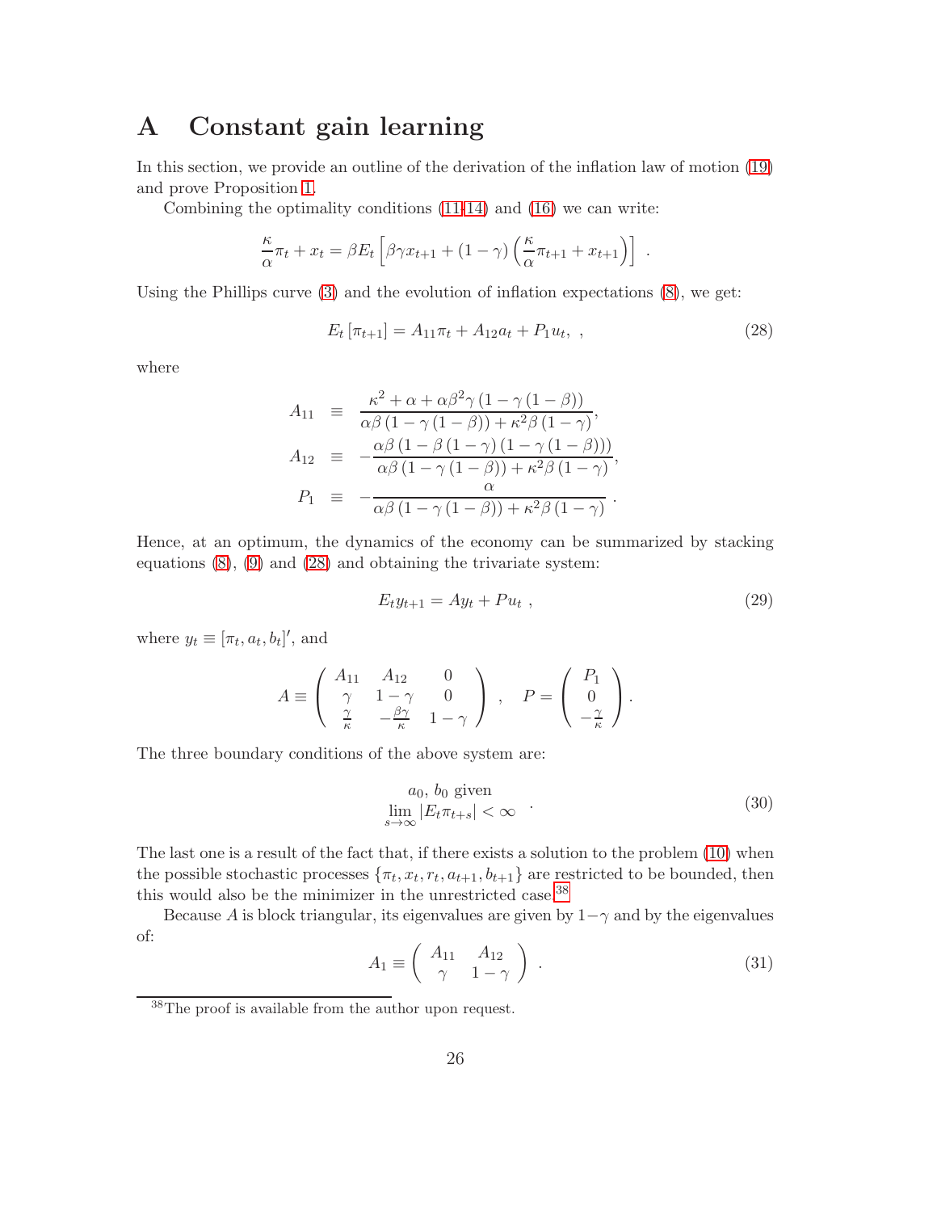# A Constant gain learning

In this section, we provide an outline of the derivation of the inflation law of motion (19) and prove Proposition 1.

Combining the optimality conditions (11-14) and (16) we can write:

$$\frac{\kappa}{\alpha}\pi_t + x_t = \beta E_t\left[\beta\gamma x_{t+1} + (1-\gamma)\left(\frac{\kappa}{\alpha}\pi_{t+1} + x_{t+1}\right)\right] \ .$$

Using the Phillips curve (3) and the evolution of inflation expectations (8), we get:

$$E_t\left[\pi_{t+1}\right] = A_{11}\pi_t + A_{12}a_t + P_1 u_t, \ , \tag{28}$$

where

$$\begin{aligned}
A_{11} &\equiv \frac{\kappa^2 + \alpha + \alpha\beta^2\gamma\left(1-\gamma\left(1-\beta\right)\right)}{\alpha\beta\left(1-\gamma\left(1-\beta\right)\right) + \kappa^2\beta\left(1-\gamma\right)}, \\
A_{12} &\equiv -\frac{\alpha\beta\left(1-\beta\left(1-\gamma\right)\left(1-\gamma\left(1-\beta\right)\right)\right)}{\alpha\beta\left(1-\gamma\left(1-\beta\right)\right) + \kappa^2\beta\left(1-\gamma\right)}, \\
P_1 &\equiv -\frac{\alpha}{\alpha\beta\left(1-\gamma\left(1-\beta\right)\right) + \kappa^2\beta\left(1-\gamma\right)} \ .
\end{aligned}$$

Hence, at an optimum, the dynamics of the economy can be summarized by stacking equations (8), (9) and (28) and obtaining the trivariate system:

$$E_t y_{t+1} = A y_t + P u_t \ , \tag{29}$$

where $y_t \equiv [\pi_t, a_t, b_t]'$, and

$$A \equiv \begin{pmatrix} A_{11} & A_{12} & 0 \\ \gamma & 1-\gamma & 0 \\ \frac{\gamma}{\kappa} & -\frac{\beta\gamma}{\kappa} & 1-\gamma \end{pmatrix} \ , \quad P = \begin{pmatrix} P_1 \\ 0 \\ -\frac{\gamma}{\kappa} \end{pmatrix}.$$

The three boundary conditions of the above system are:

$$\begin{array}{c} a_0, \, b_0 \text{ given} \\ \lim\limits_{s\to\infty} \left|E_t \pi_{t+s}\right| < \infty \end{array} \ . \tag{30}$$

The last one is a result of the fact that, if there exists a solution to the problem (10) when the possible stochastic processes $\{\pi_t, x_t, r_t, a_{t+1}, b_{t+1}\}$ are restricted to be bounded, then this would also be the minimizer in the unrestricted case.[38]

Because $A$ is block triangular, its eigenvalues are given by $1-\gamma$ and by the eigenvalues of:

$$A_1 \equiv \begin{pmatrix} A_{11} & A_{12} \\ \gamma & 1-\gamma \end{pmatrix} \ . \tag{31}$$

[38] The proof is available from the author upon request.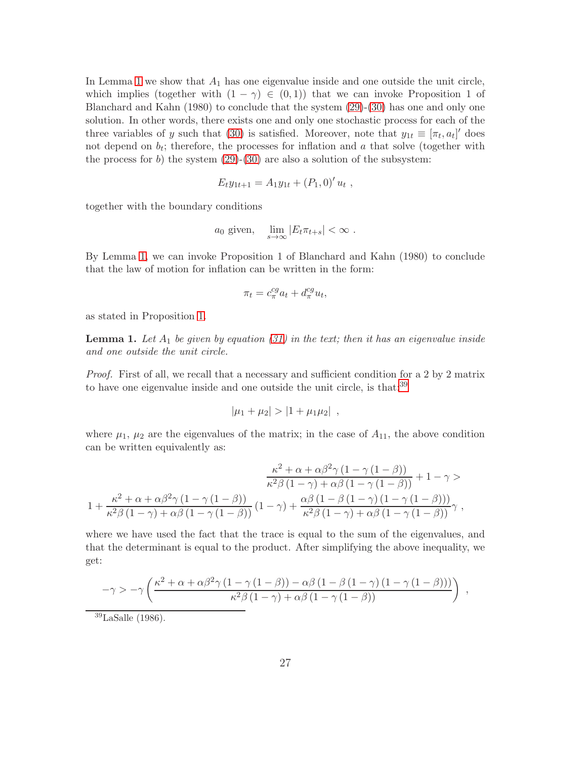In Lemma 1 we show that $A_1$ has one eigenvalue inside and one outside the unit circle, which implies (together with $(1-\gamma) \in (0,1)$) that we can invoke Proposition 1 of Blanchard and Kahn (1980) to conclude that the system (29)-(30) has one and only one solution. In other words, there exists one and only one stochastic process for each of the three variables of $y$ such that (30) is satisfied. Moreover, note that $y_{1t} \equiv [\pi_t, a_t]'$ does not depend on $b_t$; therefore, the processes for inflation and $a$ that solve (together with the process for $b$) the system (29)-(30) are also a solution of the subsystem:

$$E_t y_{1t+1} = A_1 y_{1t} + (P_1, 0)' u_t \ ,$$

together with the boundary conditions

$$a_0 \text{ given}, \quad \lim_{s\to\infty} |E_t \pi_{t+s}| < \infty \ .$$

By Lemma 1, we can invoke Proposition 1 of Blanchard and Kahn (1980) to conclude that the law of motion for inflation can be written in the form:

$$\pi_t = c_\pi^{cg} a_t + d_\pi^{cg} u_t,$$

as stated in Proposition 1.

**Lemma 1.** *Let $A_1$ be given by equation (31) in the text; then it has an eigenvalue inside and one outside the unit circle.*

*Proof.* First of all, we recall that a necessary and sufficient condition for a 2 by 2 matrix to have one eigenvalue inside and one outside the unit circle, is that:[39]

$$|\mu_1 + \mu_2| > |1 + \mu_1 \mu_2| \ ,$$

where $\mu_1$, $\mu_2$ are the eigenvalues of the matrix; in the case of $A_{11}$, the above condition can be written equivalently as:

$$\frac{\kappa^2 + \alpha + \alpha\beta^2\gamma\left(1-\gamma\left(1-\beta\right)\right)}{\kappa^2\beta\left(1-\gamma\right) + \alpha\beta\left(1-\gamma\left(1-\beta\right)\right)} + 1 - \gamma >$$

$$1 + \frac{\kappa^2 + \alpha + \alpha\beta^2\gamma\left(1-\gamma\left(1-\beta\right)\right)}{\kappa^2\beta\left(1-\gamma\right) + \alpha\beta\left(1-\gamma\left(1-\beta\right)\right)}\left(1-\gamma\right) + \frac{\alpha\beta\left(1-\beta\left(1-\gamma\right)\left(1-\gamma\left(1-\beta\right)\right)\right)}{\kappa^2\beta\left(1-\gamma\right) + \alpha\beta\left(1-\gamma\left(1-\beta\right)\right)}\gamma \ ,$$

where we have used the fact that the trace is equal to the sum of the eigenvalues, and that the determinant is equal to the product. After simplifying the above inequality, we get:

$$-\gamma > -\gamma\left(\frac{\kappa^2 + \alpha + \alpha\beta^2\gamma\left(1-\gamma\left(1-\beta\right)\right) - \alpha\beta\left(1-\beta\left(1-\gamma\right)\left(1-\gamma\left(1-\beta\right)\right)\right)}{\kappa^2\beta\left(1-\gamma\right) + \alpha\beta\left(1-\gamma\left(1-\beta\right)\right)}\right) \ ,$$

[39] LaSalle (1986).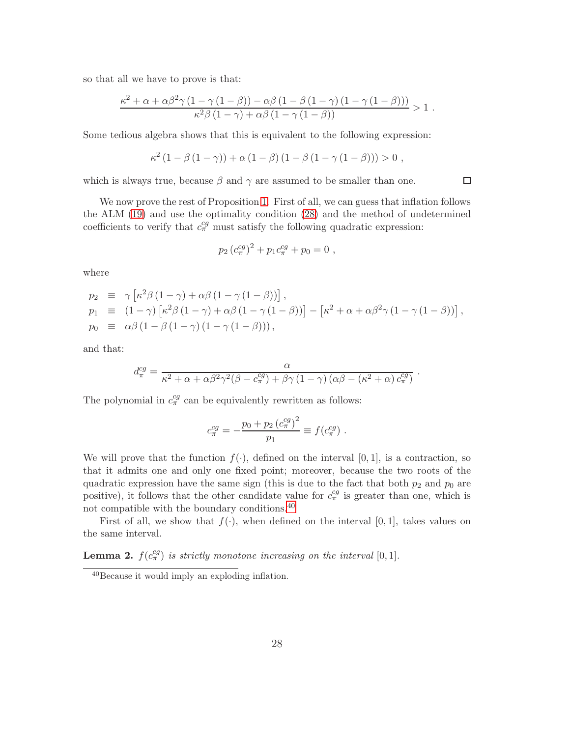so that all we have to prove is that:

$$\frac{\kappa^2 + \alpha + \alpha\beta^2\gamma\left(1-\gamma\left(1-\beta\right)\right) - \alpha\beta\left(1-\beta\left(1-\gamma\right)\left(1-\gamma\left(1-\beta\right)\right)\right)}{\kappa^2\beta\left(1-\gamma\right) + \alpha\beta\left(1-\gamma\left(1-\beta\right)\right)} > 1 \ .$$

Some tedious algebra shows that this is equivalent to the following expression:

$$\kappa^2\left(1-\beta\left(1-\gamma\right)\right) + \alpha\left(1-\beta\right)\left(1-\beta\left(1-\gamma\left(1-\beta\right)\right)\right) > 0 \ ,$$

which is always true, because $\beta$ and $\gamma$ are assumed to be smaller than one. □

We now prove the rest of Proposition 1. First of all, we can guess that inflation follows the ALM (19) and use the optimality condition (28) and the method of undetermined coefficients to verify that $c_\pi^{cg}$ must satisfy the following quadratic expression:

$$p_2\left(c_\pi^{cg}\right)^2 + p_1 c_\pi^{cg} + p_0 = 0 \ ,$$

where

$$\begin{aligned}
p_2 &\equiv \gamma\left[\kappa^2\beta\left(1-\gamma\right) + \alpha\beta\left(1-\gamma\left(1-\beta\right)\right)\right] , \\
p_1 &\equiv \left(1-\gamma\right)\left[\kappa^2\beta\left(1-\gamma\right) + \alpha\beta\left(1-\gamma\left(1-\beta\right)\right)\right] - \left[\kappa^2 + \alpha + \alpha\beta^2\gamma\left(1-\gamma\left(1-\beta\right)\right)\right] , \\
p_0 &\equiv \alpha\beta\left(1-\beta\left(1-\gamma\right)\left(1-\gamma\left(1-\beta\right)\right)\right) ,
\end{aligned}$$

and that:

$$d_\pi^{cg} = \frac{\alpha}{\kappa^2 + \alpha + \alpha\beta^2\gamma^2(\beta - c_\pi^{cg}) + \beta\gamma\left(1-\gamma\right)\left(\alpha\beta - \left(\kappa^2+\alpha\right)c_\pi^{cg}\right)} \ .$$

The polynomial in $c_\pi^{cg}$ can be equivalently rewritten as follows:

$$c_\pi^{cg} = -\frac{p_0 + p_2\left(c_\pi^{cg}\right)^2}{p_1} \equiv f(c_\pi^{cg}) \ .$$

We will prove that the function $f(\cdot)$, defined on the interval $[0,1]$, is a contraction, so that it admits one and only one fixed point; moreover, because the two roots of the quadratic expression have the same sign (this is due to the fact that both $p_2$ and $p_0$ are positive), it follows that the other candidate value for $c_\pi^{cg}$ is greater than one, which is not compatible with the boundary conditions.[40]

First of all, we show that $f(\cdot)$, when defined on the interval $[0,1]$, takes values on the same interval.

**Lemma 2.** *$f(c_\pi^{cg})$ is strictly monotone increasing on the interval $[0,1]$.*

[40] Because it would imply an exploding inflation.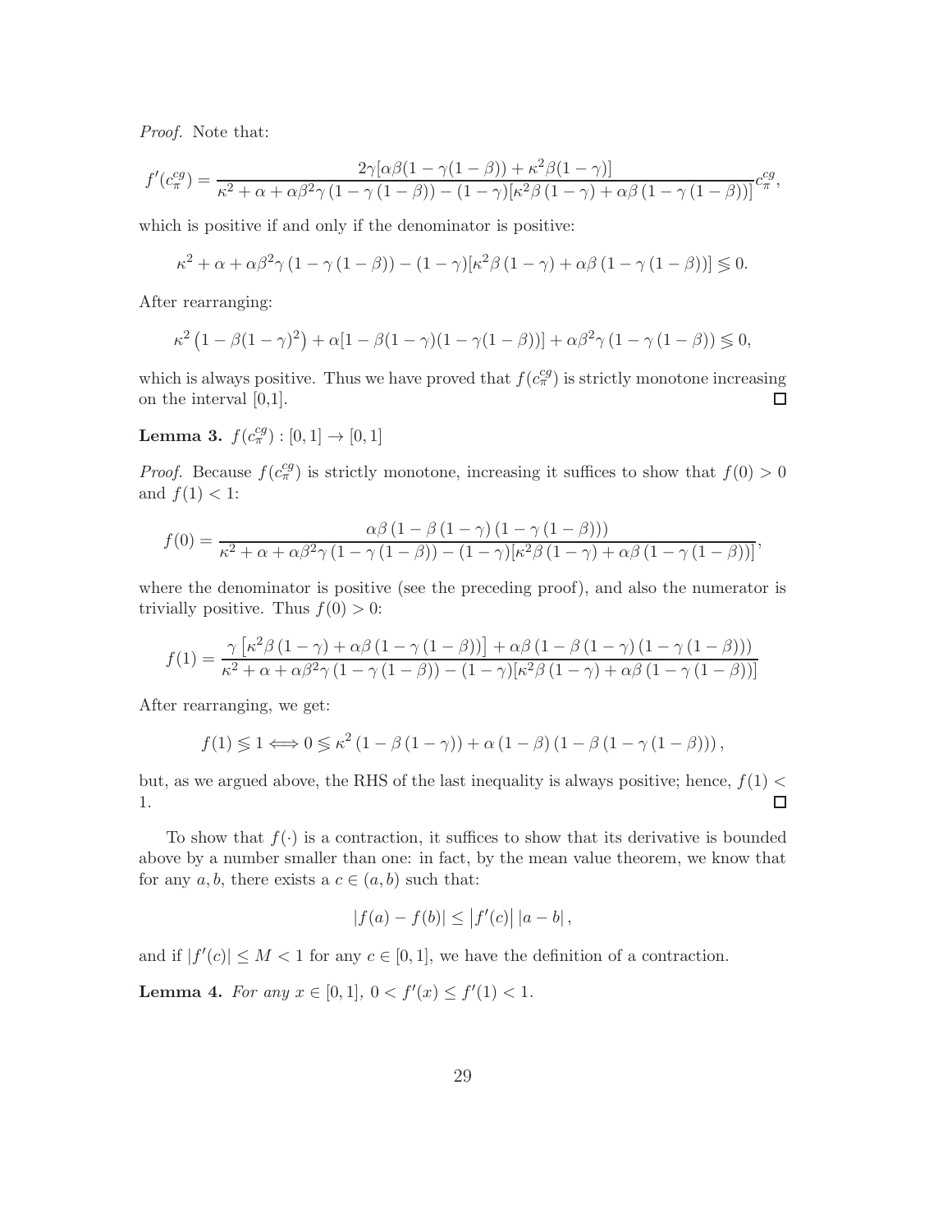*Proof.* Note that:

$$f'(c_\pi^{cg}) = \frac{2\gamma[\alpha\beta(1-\gamma(1-\beta)) + \kappa^2\beta(1-\gamma)]}{\kappa^2 + \alpha + \alpha\beta^2\gamma\left(1-\gamma\left(1-\beta\right)\right) - \left(1-\gamma\right)[\kappa^2\beta\left(1-\gamma\right) + \alpha\beta\left(1-\gamma\left(1-\beta\right)\right)]} c_\pi^{cg},$$

which is positive if and only if the denominator is positive:

$$\kappa^2 + \alpha + \alpha\beta^2\gamma\left(1-\gamma\left(1-\beta\right)\right) - \left(1-\gamma\right)[\kappa^2\beta\left(1-\gamma\right) + \alpha\beta\left(1-\gamma\left(1-\beta\right)\right)] \lesseqgtr 0.$$

After rearranging:

$$\kappa^2\left(1-\beta(1-\gamma)^2\right) + \alpha[1-\beta(1-\gamma)(1-\gamma(1-\beta))] + \alpha\beta^2\gamma\left(1-\gamma\left(1-\beta\right)\right) \lesseqgtr 0,$$

which is always positive. Thus we have proved that $f(c_\pi^{cg})$ is strictly monotone increasing on the interval [0,1]. $\square$

**Lemma 3.** $f(c_\pi^{cg}) : [0,1] \to [0,1]$

*Proof.* Because $f(c_\pi^{cg})$ is strictly monotone, increasing it suffices to show that $f(0) > 0$ and $f(1) < 1$:

$$f(0) = \frac{\alpha\beta\left(1-\beta\left(1-\gamma\right)\left(1-\gamma\left(1-\beta\right)\right)\right)}{\kappa^2 + \alpha + \alpha\beta^2\gamma\left(1-\gamma\left(1-\beta\right)\right) - \left(1-\gamma\right)[\kappa^2\beta\left(1-\gamma\right) + \alpha\beta\left(1-\gamma\left(1-\beta\right)\right)]},$$

where the denominator is positive (see the preceding proof), and also the numerator is trivially positive. Thus $f(0) > 0$:

$$f(1) = \frac{\gamma\left[\kappa^2\beta\left(1-\gamma\right) + \alpha\beta\left(1-\gamma\left(1-\beta\right)\right)\right] + \alpha\beta\left(1-\beta\left(1-\gamma\right)\left(1-\gamma\left(1-\beta\right)\right)\right)}{\kappa^2 + \alpha + \alpha\beta^2\gamma\left(1-\gamma\left(1-\beta\right)\right) - \left(1-\gamma\right)[\kappa^2\beta\left(1-\gamma\right) + \alpha\beta\left(1-\gamma\left(1-\beta\right)\right)]}$$

After rearranging, we get:

$$f(1) \lesseqgtr 1 \Longleftrightarrow 0 \lesseqgtr \kappa^2\left(1-\beta\left(1-\gamma\right)\right) + \alpha\left(1-\beta\right)\left(1-\beta\left(1-\gamma\left(1-\beta\right)\right)\right),$$

but, as we argued above, the RHS of the last inequality is always positive; hence, $f(1) < 1$. $\square$

To show that $f(\cdot)$ is a contraction, it suffices to show that its derivative is bounded above by a number smaller than one: in fact, by the mean value theorem, we know that for any $a, b$, there exists a $c \in (a,b)$ such that:

$$|f(a) - f(b)| \leq \left|f'(c)\right| |a-b|,$$

and if $|f'(c)| \leq M < 1$ for any $c \in [0,1]$, we have the definition of a contraction.

**Lemma 4.** *For any* $x \in [0,1]$*,* $0 < f'(x) \leq f'(1) < 1$*.*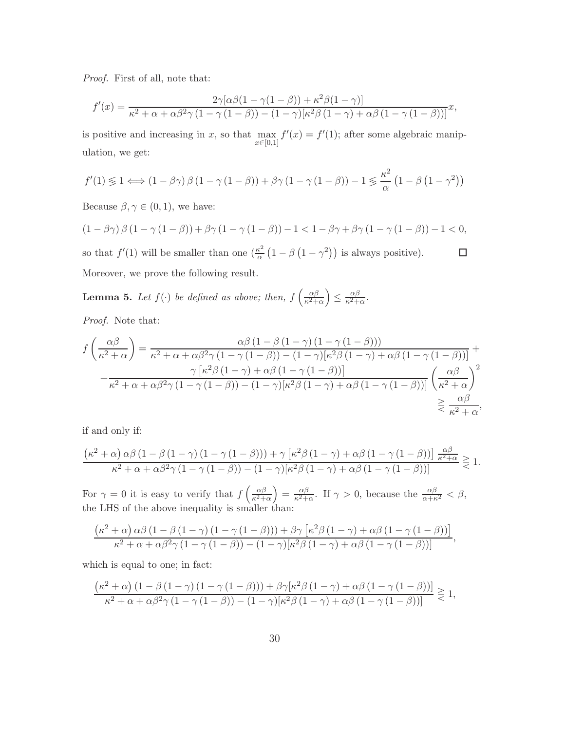*Proof.* First of all, note that:

$$f'(x) = \frac{2\gamma[\alpha\beta(1-\gamma(1-\beta)) + \kappa^2\beta(1-\gamma)]}{\kappa^2 + \alpha + \alpha\beta^2\gamma\left(1-\gamma\left(1-\beta\right)\right) - (1-\gamma)[\kappa^2\beta\left(1-\gamma\right) + \alpha\beta\left(1-\gamma\left(1-\beta\right)\right)]}x,$$

is positive and increasing in $x$, so that $\max_{x\in[0,1]} f'(x) = f'(1)$; after some algebraic manipulation, we get:

$$f'(1) \lesseqgtr 1 \iff (1-\beta\gamma)\,\beta\left(1-\gamma\left(1-\beta\right)\right) + \beta\gamma\left(1-\gamma\left(1-\beta\right)\right) - 1 \lesseqgtr \frac{\kappa^2}{\alpha}\left(1-\beta\left(1-\gamma^2\right)\right)$$

Because $\beta, \gamma \in (0,1)$, we have:

$$(1-\beta\gamma)\,\beta\left(1-\gamma\left(1-\beta\right)\right) + \beta\gamma\left(1-\gamma\left(1-\beta\right)\right) - 1 < 1 - \beta\gamma + \beta\gamma\left(1-\gamma\left(1-\beta\right)\right) - 1 < 0,$$

so that $f'(1)$ will be smaller than one ($\frac{\kappa^2}{\alpha}\left(1-\beta\left(1-\gamma^2\right)\right)$ is always positive). ∎

Moreover, we prove the following result.

**Lemma 5.** *Let $f(\cdot)$ be defined as above; then, $f\left(\frac{\alpha\beta}{\kappa^2+\alpha}\right) \leq \frac{\alpha\beta}{\kappa^2+\alpha}$.*

*Proof.* Note that:

$$\begin{aligned} f\left(\frac{\alpha\beta}{\kappa^2+\alpha}\right) &= \frac{\alpha\beta\left(1-\beta\left(1-\gamma\right)\left(1-\gamma\left(1-\beta\right)\right)\right)}{\kappa^2 + \alpha + \alpha\beta^2\gamma\left(1-\gamma\left(1-\beta\right)\right) - (1-\gamma)[\kappa^2\beta\left(1-\gamma\right) + \alpha\beta\left(1-\gamma\left(1-\beta\right)\right)]} + \\ &+ \frac{\gamma\left[\kappa^2\beta\left(1-\gamma\right) + \alpha\beta\left(1-\gamma\left(1-\beta\right)\right)\right]}{\kappa^2 + \alpha + \alpha\beta^2\gamma\left(1-\gamma\left(1-\beta\right)\right) - (1-\gamma)[\kappa^2\beta\left(1-\gamma\right) + \alpha\beta\left(1-\gamma\left(1-\beta\right)\right)]}\left(\frac{\alpha\beta}{\kappa^2+\alpha}\right)^2 \\ &\gtreqless \frac{\alpha\beta}{\kappa^2+\alpha}, \end{aligned}$$

if and only if:

$$\frac{\left(\kappa^2+\alpha\right)\alpha\beta\left(1-\beta\left(1-\gamma\right)\left(1-\gamma\left(1-\beta\right)\right)\right) + \gamma\left[\kappa^2\beta\left(1-\gamma\right) + \alpha\beta\left(1-\gamma\left(1-\beta\right)\right)\right]\frac{\alpha\beta}{\kappa^2+\alpha}}{\kappa^2 + \alpha + \alpha\beta^2\gamma\left(1-\gamma\left(1-\beta\right)\right) - (1-\gamma)[\kappa^2\beta\left(1-\gamma\right) + \alpha\beta\left(1-\gamma\left(1-\beta\right)\right)]} \gtreqless 1.$$

For $\gamma = 0$ it is easy to verify that $f\left(\frac{\alpha\beta}{\kappa^2+\alpha}\right) = \frac{\alpha\beta}{\kappa^2+\alpha}$. If $\gamma > 0$, because the $\frac{\alpha\beta}{\alpha+\kappa^2} < \beta$, the LHS of the above inequality is smaller than:

$$\frac{\left(\kappa^2+\alpha\right)\alpha\beta\left(1-\beta\left(1-\gamma\right)\left(1-\gamma\left(1-\beta\right)\right)\right) + \beta\gamma\left[\kappa^2\beta\left(1-\gamma\right) + \alpha\beta\left(1-\gamma\left(1-\beta\right)\right)\right]}{\kappa^2 + \alpha + \alpha\beta^2\gamma\left(1-\gamma\left(1-\beta\right)\right) - (1-\gamma)[\kappa^2\beta\left(1-\gamma\right) + \alpha\beta\left(1-\gamma\left(1-\beta\right)\right)]},$$

which is equal to one; in fact:

$$\frac{\left(\kappa^2+\alpha\right)\left(1-\beta\left(1-\gamma\right)\left(1-\gamma\left(1-\beta\right)\right)\right) + \beta\gamma[\kappa^2\beta\left(1-\gamma\right) + \alpha\beta\left(1-\gamma\left(1-\beta\right)\right)]}{\kappa^2 + \alpha + \alpha\beta^2\gamma\left(1-\gamma\left(1-\beta\right)\right) - (1-\gamma)[\kappa^2\beta\left(1-\gamma\right) + \alpha\beta\left(1-\gamma\left(1-\beta\right)\right)]} \gtreqless 1,$$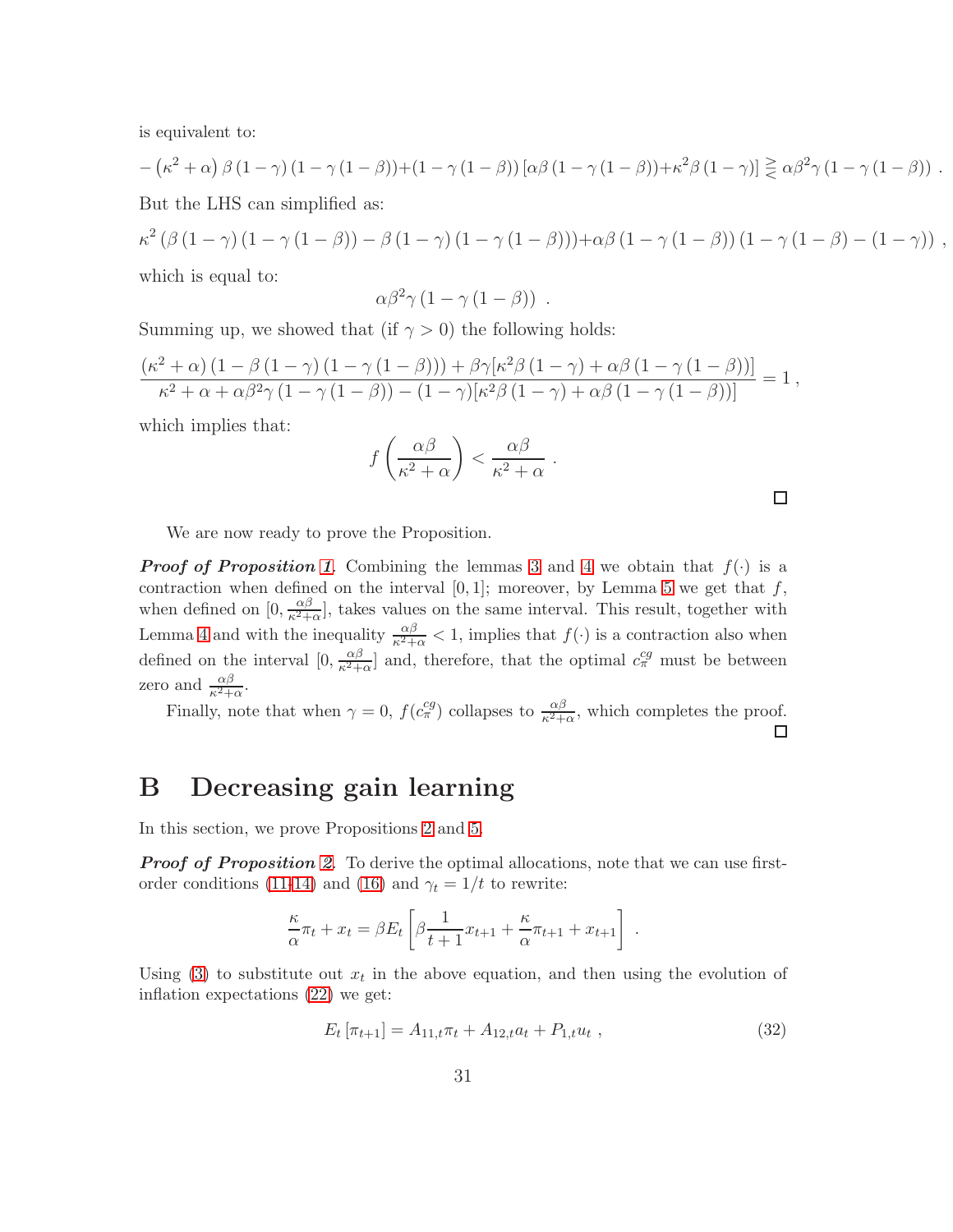is equivalent to:

$$-\left(\kappa^2+\alpha\right)\beta\left(1-\gamma\right)\left(1-\gamma\left(1-\beta\right)\right)+\left(1-\gamma\left(1-\beta\right)\right)\left[\alpha\beta\left(1-\gamma\left(1-\beta\right)\right)+\kappa^2\beta\left(1-\gamma\right)\right]\gtreqless\alpha\beta^2\gamma\left(1-\gamma\left(1-\beta\right)\right)\ .$$

But the LHS can simplified as:

$$\kappa^2\left(\beta\left(1-\gamma\right)\left(1-\gamma\left(1-\beta\right)\right)-\beta\left(1-\gamma\right)\left(1-\gamma\left(1-\beta\right)\right)\right)+\alpha\beta\left(1-\gamma\left(1-\beta\right)\right)\left(1-\gamma\left(1-\beta\right)-\left(1-\gamma\right)\right)\ ,$$

which is equal to:

$$\alpha\beta^2\gamma\left(1-\gamma\left(1-\beta\right)\right)\ .$$

Summing up, we showed that (if $\gamma>0$) the following holds:

$$\frac{\left(\kappa^2+\alpha\right)\left(1-\beta\left(1-\gamma\right)\left(1-\gamma\left(1-\beta\right)\right)\right)+\beta\gamma[\kappa^2\beta\left(1-\gamma\right)+\alpha\beta\left(1-\gamma\left(1-\beta\right)\right)]}{\kappa^2+\alpha+\alpha\beta^2\gamma\left(1-\gamma\left(1-\beta\right)\right)-\left(1-\gamma\right)[\kappa^2\beta\left(1-\gamma\right)+\alpha\beta\left(1-\gamma\left(1-\beta\right)\right)]}=1\ ,$$

which implies that:

$$f\left(\frac{\alpha\beta}{\kappa^2+\alpha}\right)<\frac{\alpha\beta}{\kappa^2+\alpha}\ .$$

□

We are now ready to prove the Proposition.

***Proof of Proposition 1.*** Combining the lemmas 3 and 4 we obtain that $f(\cdot)$ is a contraction when defined on the interval $[0,1]$; moreover, by Lemma 5 we get that $f$, when defined on $[0,\frac{\alpha\beta}{\kappa^2+\alpha}]$, takes values on the same interval. This result, together with Lemma 4 and with the inequality $\frac{\alpha\beta}{\kappa^2+\alpha}<1$, implies that $f(\cdot)$ is a contraction also when defined on the interval $[0,\frac{\alpha\beta}{\kappa^2+\alpha}]$ and, therefore, that the optimal $c_{\pi}^{cg}$ must be between zero and $\frac{\alpha\beta}{\kappa^2+\alpha}$.

Finally, note that when $\gamma=0$, $f(c_{\pi}^{cg})$ collapses to $\frac{\alpha\beta}{\kappa^2+\alpha}$, which completes the proof. □

# B Decreasing gain learning

In this section, we prove Propositions 2 and 5.

***Proof of Proposition 2.*** To derive the optimal allocations, note that we can use first-order conditions (11-14) and (16) and $\gamma_t=1/t$ to rewrite:

$$\frac{\kappa}{\alpha}\pi_t+x_t=\beta E_t\left[\beta\frac{1}{t+1}x_{t+1}+\frac{\kappa}{\alpha}\pi_{t+1}+x_{t+1}\right]\ .$$

Using (3) to substitute out $x_t$ in the above equation, and then using the evolution of inflation expectations (22) we get:

$$E_t\left[\pi_{t+1}\right]=A_{11,t}\pi_t+A_{12,t}a_t+P_{1,t}u_t\ ,\tag{32}$$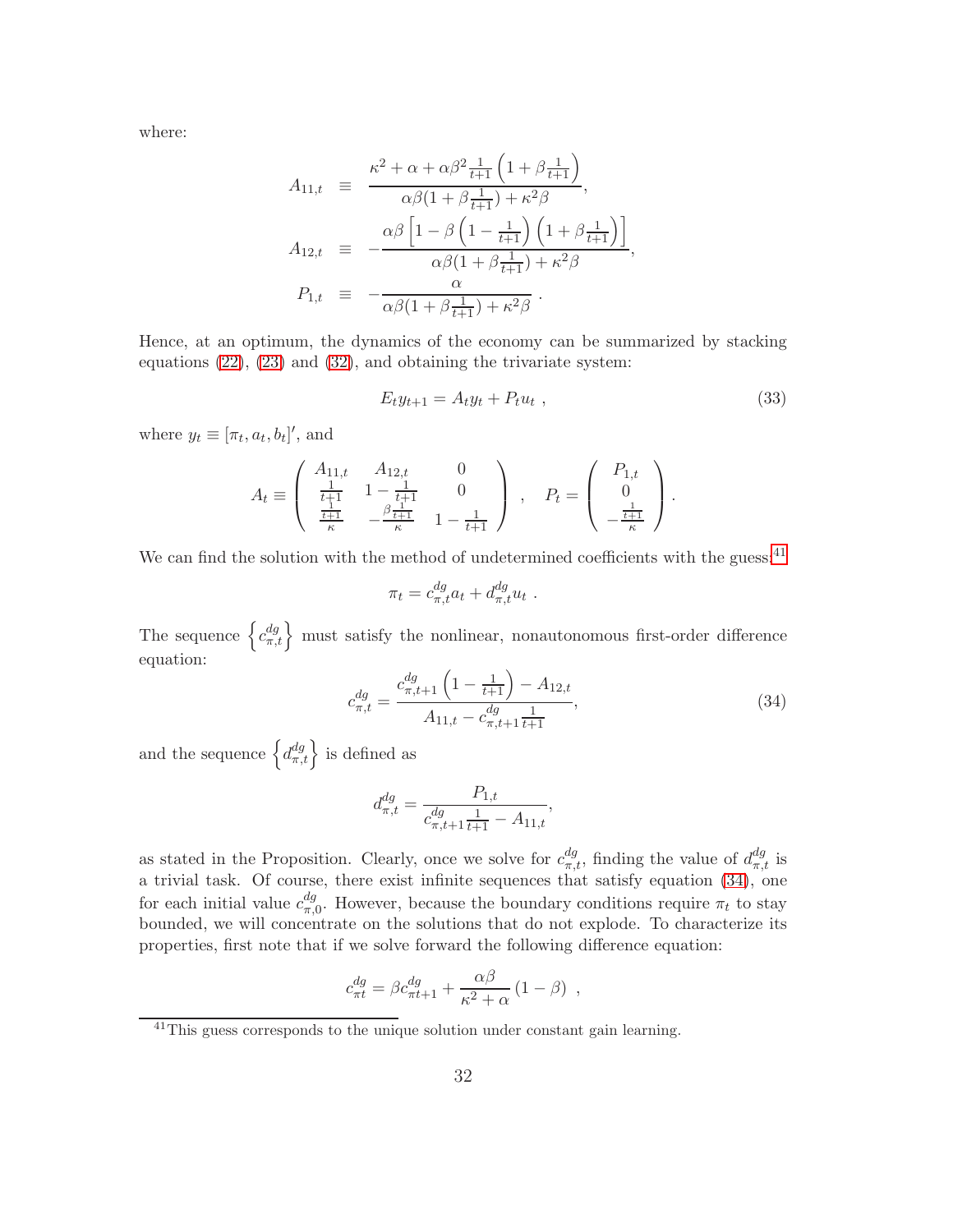where:

$$
\begin{aligned}
A_{11,t} &\equiv \frac{\kappa^2 + \alpha + \alpha\beta^2 \frac{1}{t+1}\left(1 + \beta\frac{1}{t+1}\right)}{\alpha\beta(1+\beta\frac{1}{t+1}) + \kappa^2\beta}, \\
A_{12,t} &\equiv -\frac{\alpha\beta\left[1 - \beta\left(1 - \frac{1}{t+1}\right)\left(1 + \beta\frac{1}{t+1}\right)\right]}{\alpha\beta(1+\beta\frac{1}{t+1}) + \kappa^2\beta}, \\
P_{1,t} &\equiv -\frac{\alpha}{\alpha\beta(1+\beta\frac{1}{t+1}) + \kappa^2\beta} .
\end{aligned}
$$

Hence, at an optimum, the dynamics of the economy can be summarized by stacking equations (22), (23) and (32), and obtaining the trivariate system:

$$
E_t y_{t+1} = A_t y_t + P_t u_t \ , \tag{33}
$$

where $y_t \equiv [\pi_t, a_t, b_t]'$, and

$$
A_t \equiv \begin{pmatrix} A_{11,t} & A_{12,t} & 0 \\ \frac{1}{t+1} & 1 - \frac{1}{t+1} & 0 \\ \frac{\frac{1}{t+1}}{\kappa} & -\frac{\beta\frac{1}{t+1}}{\kappa} & 1 - \frac{1}{t+1} \end{pmatrix} \ , \quad P_t = \begin{pmatrix} P_{1,t} \\ 0 \\ -\frac{\frac{1}{t+1}}{\kappa} \end{pmatrix} .
$$

We can find the solution with the method of undetermined coefficients with the guess:[41]

$$
\pi_t = c^{dg}_{\pi,t} a_t + d^{dg}_{\pi,t} u_t \ .
$$

The sequence $\left\{c^{dg}_{\pi,t}\right\}$ must satisfy the nonlinear, nonautonomous first-order difference equation:

$$
c^{dg}_{\pi,t} = \frac{c^{dg}_{\pi,t+1}\left(1 - \frac{1}{t+1}\right) - A_{12,t}}{A_{11,t} - c^{dg}_{\pi,t+1}\frac{1}{t+1}}, \tag{34}
$$

and the sequence $\left\{d^{dg}_{\pi,t}\right\}$ is defined as

$$
d^{dg}_{\pi,t} = \frac{P_{1,t}}{c^{dg}_{\pi,t+1}\frac{1}{t+1} - A_{11,t}},
$$

as stated in the Proposition. Clearly, once we solve for $c^{dg}_{\pi,t}$, finding the value of $d^{dg}_{\pi,t}$ is a trivial task. Of course, there exist infinite sequences that satisfy equation (34), one for each initial value $c^{dg}_{\pi,0}$. However, because the boundary conditions require $\pi_t$ to stay bounded, we will concentrate on the solutions that do not explode. To characterize its properties, first note that if we solve forward the following difference equation:

$$
c^{dg}_{\pi t} = \beta c^{dg}_{\pi t+1} + \frac{\alpha\beta}{\kappa^2 + \alpha}(1 - \beta) \ ,
$$

[41] This guess corresponds to the unique solution under constant gain learning.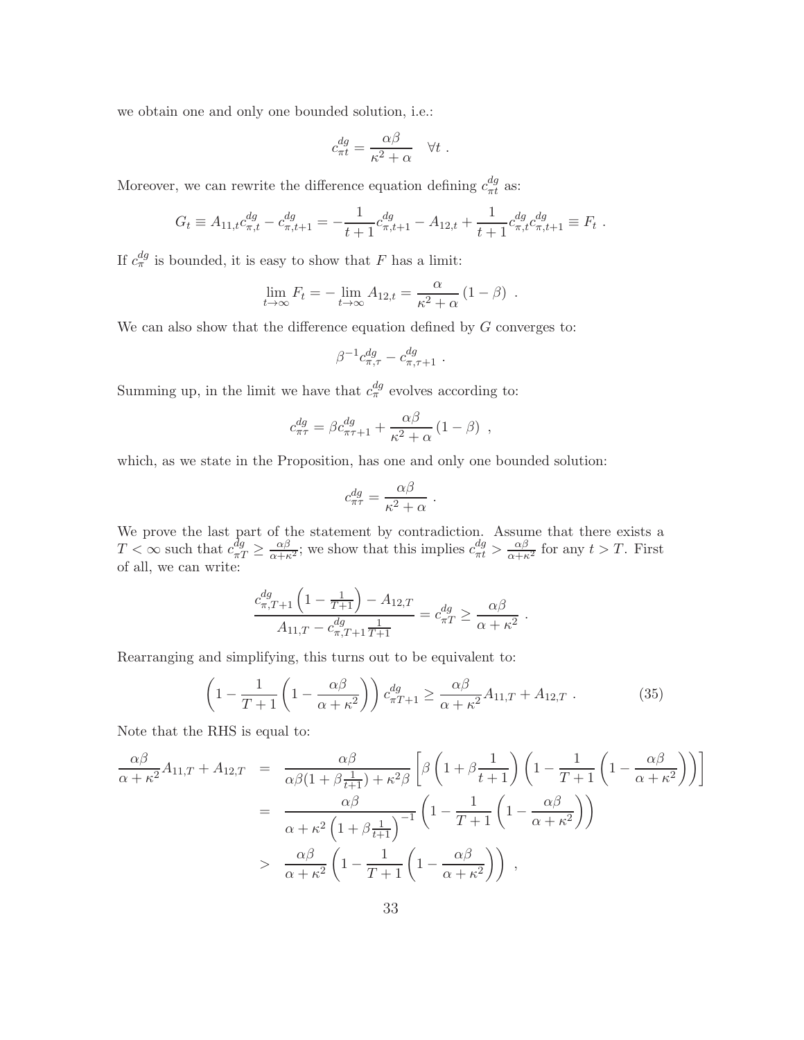we obtain one and only one bounded solution, i.e.:

$$c_{\pi t}^{dg} = \frac{\alpha\beta}{\kappa^2 + \alpha} \quad \forall t \ .$$

Moreover, we can rewrite the difference equation defining $c_{\pi t}^{dg}$ as:

$$G_t \equiv A_{11,t} c_{\pi,t}^{dg} - c_{\pi,t+1}^{dg} = -\frac{1}{t+1} c_{\pi,t+1}^{dg} - A_{12,t} + \frac{1}{t+1} c_{\pi,t}^{dg} c_{\pi,t+1}^{dg} \equiv F_t \ .$$

If $c_{\pi}^{dg}$ is bounded, it is easy to show that $F$ has a limit:

$$\lim_{t\to\infty} F_t = -\lim_{t\to\infty} A_{12,t} = \frac{\alpha}{\kappa^2 + \alpha}(1-\beta) \ .$$

We can also show that the difference equation defined by $G$ converges to:

$$\beta^{-1} c_{\pi,\tau}^{dg} - c_{\pi,\tau+1}^{dg} \ .$$

Summing up, in the limit we have that $c_{\pi}^{dg}$ evolves according to:

$$c_{\pi\tau}^{dg} = \beta c_{\pi\tau+1}^{dg} + \frac{\alpha\beta}{\kappa^2 + \alpha}(1-\beta) \ ,$$

which, as we state in the Proposition, has one and only one bounded solution:

$$c_{\pi\tau}^{dg} = \frac{\alpha\beta}{\kappa^2 + \alpha} \ .$$

We prove the last part of the statement by contradiction. Assume that there exists a $T < \infty$ such that $c_{\pi T}^{dg} \geq \frac{\alpha\beta}{\alpha+\kappa^2}$; we show that this implies $c_{\pi t}^{dg} > \frac{\alpha\beta}{\alpha+\kappa^2}$ for any $t > T$. First of all, we can write:

$$\frac{c_{\pi,T+1}^{dg}\left(1 - \frac{1}{T+1}\right) - A_{12,T}}{A_{11,T} - c_{\pi,T+1}^{dg}\frac{1}{T+1}} = c_{\pi T}^{dg} \geq \frac{\alpha\beta}{\alpha + \kappa^2} \ .$$

Rearranging and simplifying, this turns out to be equivalent to:

$$\left(1 - \frac{1}{T+1}\left(1 - \frac{\alpha\beta}{\alpha+\kappa^2}\right)\right) c_{\pi T+1}^{dg} \geq \frac{\alpha\beta}{\alpha+\kappa^2} A_{11,T} + A_{12,T} \ . \tag{35}$$

Note that the RHS is equal to:

$$\begin{aligned}
\frac{\alpha\beta}{\alpha+\kappa^2} A_{11,T} + A_{12,T} &= \frac{\alpha\beta}{\alpha\beta(1+\beta\frac{1}{t+1}) + \kappa^2\beta}\left[\beta\left(1+\beta\frac{1}{t+1}\right)\left(1 - \frac{1}{T+1}\left(1 - \frac{\alpha\beta}{\alpha+\kappa^2}\right)\right)\right] \\
&= \frac{\alpha\beta}{\alpha + \kappa^2\left(1+\beta\frac{1}{t+1}\right)^{-1}}\left(1 - \frac{1}{T+1}\left(1 - \frac{\alpha\beta}{\alpha+\kappa^2}\right)\right) \\
&> \frac{\alpha\beta}{\alpha+\kappa^2}\left(1 - \frac{1}{T+1}\left(1 - \frac{\alpha\beta}{\alpha+\kappa^2}\right)\right) \ ,
\end{aligned}$$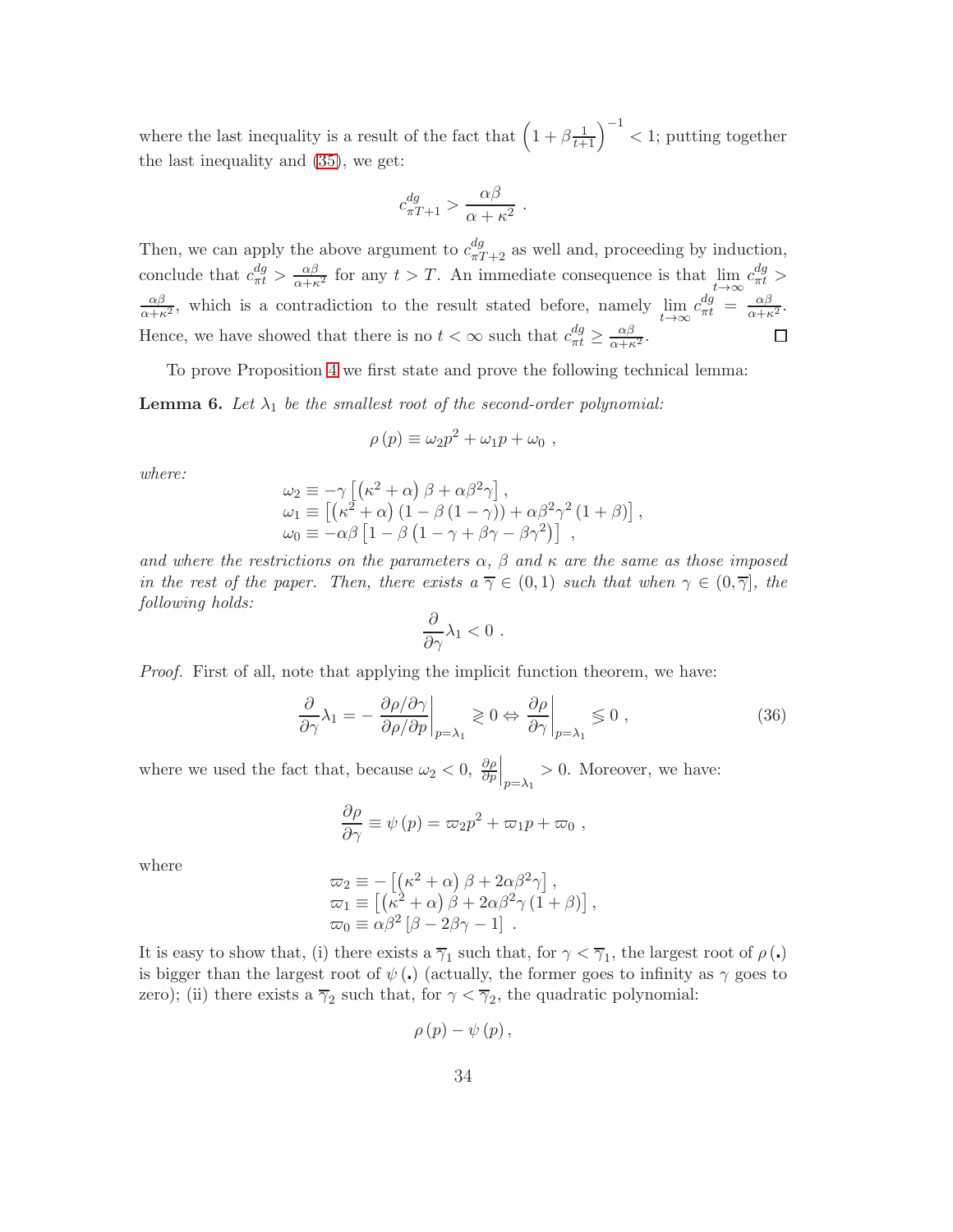where the last inequality is a result of the fact that $\left(1+\beta\frac{1}{t+1}\right)^{-1}<1$; putting together the last inequality and (35), we get:

$$c^{dg}_{\pi T+1} > \frac{\alpha\beta}{\alpha+\kappa^2} \ .$$

Then, we can apply the above argument to $c^{dg}_{\pi T+2}$ as well and, proceeding by induction, conclude that $c^{dg}_{\pi t} > \frac{\alpha\beta}{\alpha+\kappa^2}$ for any $t>T$. An immediate consequence is that $\lim_{t\to\infty} c^{dg}_{\pi t} > \frac{\alpha\beta}{\alpha+\kappa^2}$, which is a contradiction to the result stated before, namely $\lim_{t\to\infty} c^{dg}_{\pi t} = \frac{\alpha\beta}{\alpha+\kappa^2}$. Hence, we have showed that there is no $t<\infty$ such that $c^{dg}_{\pi t} \geq \frac{\alpha\beta}{\alpha+\kappa^2}$. □

To prove Proposition 4 we first state and prove the following technical lemma:

**Lemma 6.** *Let $\lambda_1$ be the smallest root of the second-order polynomial:*

$$\rho(p) \equiv \omega_2 p^2 + \omega_1 p + \omega_0 \ ,$$

*where:*

$$\begin{aligned}
\omega_2 &\equiv -\gamma\left[\left(\kappa^2+\alpha\right)\beta + \alpha\beta^2\gamma\right], \\
\omega_1 &\equiv \left[\left(\kappa^2+\alpha\right)\left(1-\beta\left(1-\gamma\right)\right) + \alpha\beta^2\gamma^2\left(1+\beta\right)\right], \\
\omega_0 &\equiv -\alpha\beta\left[1-\beta\left(1-\gamma+\beta\gamma-\beta\gamma^2\right)\right] \ ,
\end{aligned}$$

*and where the restrictions on the parameters $\alpha$, $\beta$ and $\kappa$ are the same as those imposed in the rest of the paper. Then, there exists a $\overline{\gamma}\in(0,1)$ such that when $\gamma\in(0,\overline{\gamma}]$, the following holds:*

$$\frac{\partial}{\partial\gamma}\lambda_1 < 0 \ .$$

*Proof.* First of all, note that applying the implicit function theorem, we have:

$$\frac{\partial}{\partial\gamma}\lambda_1 = -\left.\frac{\partial\rho/\partial\gamma}{\partial\rho/\partial p}\right|_{p=\lambda_1} \gtrless 0 \Leftrightarrow \left.\frac{\partial\rho}{\partial\gamma}\right|_{p=\lambda_1} \lessgtr 0 \ , \tag{36}$$

where we used the fact that, because $\omega_2<0$, $\left.\frac{\partial\rho}{\partial p}\right|_{p=\lambda_1}>0$. Moreover, we have:

$$\frac{\partial\rho}{\partial\gamma} \equiv \psi(p) = \varpi_2 p^2 + \varpi_1 p + \varpi_0 \ ,$$

where

$$\begin{aligned}
\varpi_2 &\equiv -\left[\left(\kappa^2+\alpha\right)\beta + 2\alpha\beta^2\gamma\right], \\
\varpi_1 &\equiv \left[\left(\kappa^2+\alpha\right)\beta + 2\alpha\beta^2\gamma\left(1+\beta\right)\right], \\
\varpi_0 &\equiv \alpha\beta^2\left[\beta-2\beta\gamma-1\right] \ .
\end{aligned}$$

It is easy to show that, (i) there exists a $\overline{\gamma}_1$ such that, for $\gamma<\overline{\gamma}_1$, the largest root of $\rho(.)$ is bigger than the largest root of $\psi(.)$ (actually, the former goes to infinity as $\gamma$ goes to zero); (ii) there exists a $\overline{\gamma}_2$ such that, for $\gamma<\overline{\gamma}_2$, the quadratic polynomial:

$$\rho(p) - \psi(p) \, ,$$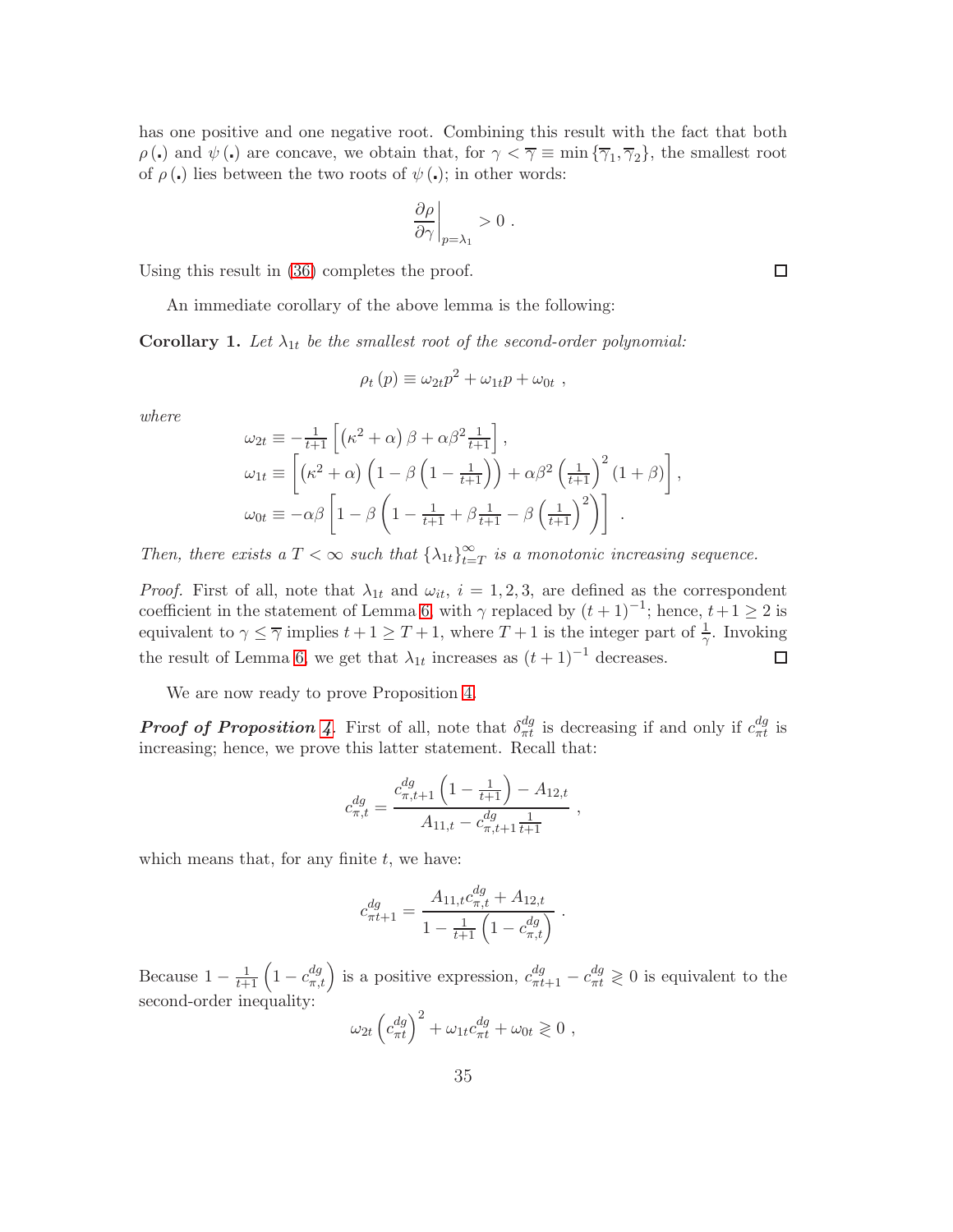has one positive and one negative root. Combining this result with the fact that both $\rho(.)$ and $\psi(.)$ are concave, we obtain that, for $\gamma < \overline{\gamma} \equiv \min\{\overline{\gamma}_1, \overline{\gamma}_2\}$, the smallest root of $\rho(.)$ lies between the two roots of $\psi(.)$; in other words:

$$\left.\frac{\partial \rho}{\partial \gamma}\right|_{p=\lambda_1} > 0 \ .$$

Using this result in (36) completes the proof. ☐

An immediate corollary of the above lemma is the following:

**Corollary 1.** *Let $\lambda_{1t}$ be the smallest root of the second-order polynomial:*

$$\rho_t(p) \equiv \omega_{2t} p^2 + \omega_{1t} p + \omega_{0t} \ ,$$

*where*

$$\begin{aligned}
\omega_{2t} &\equiv -\tfrac{1}{t+1}\left[\left(\kappa^2+\alpha\right)\beta + \alpha\beta^2 \tfrac{1}{t+1}\right], \\
\omega_{1t} &\equiv \left[\left(\kappa^2+\alpha\right)\left(1-\beta\left(1-\tfrac{1}{t+1}\right)\right) + \alpha\beta^2\left(\tfrac{1}{t+1}\right)^2(1+\beta)\right], \\
\omega_{0t} &\equiv -\alpha\beta\left[1-\beta\left(1-\tfrac{1}{t+1}+\beta\tfrac{1}{t+1}-\beta\left(\tfrac{1}{t+1}\right)^2\right)\right] \ .
\end{aligned}$$

*Then, there exists a $T < \infty$ such that $\{\lambda_{1t}\}_{t=T}^{\infty}$ is a monotonic increasing sequence.*

*Proof.* First of all, note that $\lambda_{1t}$ and $\omega_{it}$, $i = 1, 2, 3$, are defined as the correspondent coefficient in the statement of Lemma 6, with $\gamma$ replaced by $(t+1)^{-1}$; hence, $t+1 \geq 2$ is equivalent to $\gamma \leq \overline{\gamma}$ implies $t+1 \geq T+1$, where $T+1$ is the integer part of $\frac{1}{\gamma}$. Invoking the result of Lemma 6, we get that $\lambda_{1t}$ increases as $(t+1)^{-1}$ decreases. ☐

We are now ready to prove Proposition 4.

***Proof of Proposition 4.*** First of all, note that $\delta_{\pi t}^{dg}$ is decreasing if and only if $c_{\pi t}^{dg}$ is increasing; hence, we prove this latter statement. Recall that:

$$c_{\pi,t}^{dg} = \frac{c_{\pi,t+1}^{dg}\left(1-\frac{1}{t+1}\right) - A_{12,t}}{A_{11,t} - c_{\pi,t+1}^{dg}\frac{1}{t+1}} \ ,$$

which means that, for any finite $t$, we have:

$$c_{\pi t+1}^{dg} = \frac{A_{11,t}c_{\pi,t}^{dg} + A_{12,t}}{1-\frac{1}{t+1}\left(1-c_{\pi,t}^{dg}\right)} \ .$$

Because $1-\frac{1}{t+1}\left(1-c_{\pi,t}^{dg}\right)$ is a positive expression, $c_{\pi t+1}^{dg} - c_{\pi t}^{dg} \gtrless 0$ is equivalent to the second-order inequality:

$$\omega_{2t}\left(c_{\pi t}^{dg}\right)^2 + \omega_{1t}c_{\pi t}^{dg} + \omega_{0t} \gtrless 0 \ ,$$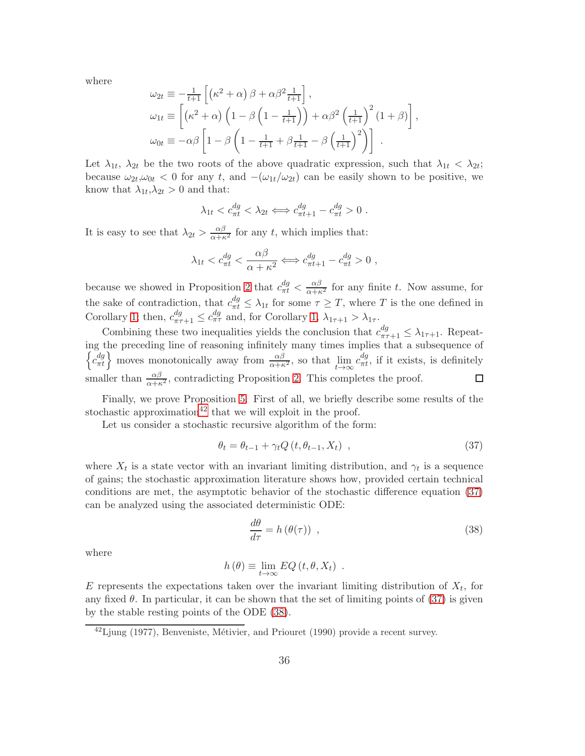where

$$
\begin{aligned}
\omega_{2t} &\equiv -\tfrac{1}{t+1}\left[\left(\kappa^2+\alpha\right)\beta+\alpha\beta^2\tfrac{1}{t+1}\right], \\
\omega_{1t} &\equiv \left[\left(\kappa^2+\alpha\right)\left(1-\beta\left(1-\tfrac{1}{t+1}\right)\right)+\alpha\beta^2\left(\tfrac{1}{t+1}\right)^2(1+\beta)\right], \\
\omega_{0t} &\equiv -\alpha\beta\left[1-\beta\left(1-\tfrac{1}{t+1}+\beta\tfrac{1}{t+1}-\beta\left(\tfrac{1}{t+1}\right)^2\right)\right] \ .
\end{aligned}
$$

Let $\lambda_{1t}$, $\lambda_{2t}$ be the two roots of the above quadratic expression, such that $\lambda_{1t} < \lambda_{2t}$; because $\omega_{2t}, \omega_{0t} < 0$ for any $t$, and $-(\omega_{1t}/\omega_{2t})$ can be easily shown to be positive, we know that $\lambda_{1t}, \lambda_{2t} > 0$ and that:

$$
\lambda_{1t} < c_{\pi t}^{dg} < \lambda_{2t} \Longleftrightarrow c_{\pi t+1}^{dg} - c_{\pi t}^{dg} > 0 \ .
$$

It is easy to see that $\lambda_{2t} > \frac{\alpha\beta}{\alpha+\kappa^2}$ for any $t$, which implies that:

$$
\lambda_{1t} < c_{\pi t}^{dg} < \frac{\alpha\beta}{\alpha+\kappa^2} \Longleftrightarrow c_{\pi t+1}^{dg} - c_{\pi t}^{dg} > 0 \ ,
$$

because we showed in Proposition 2 that $c_{\pi t}^{dg} < \frac{\alpha\beta}{\alpha+\kappa^2}$ for any finite $t$. Now assume, for the sake of contradiction, that $c_{\pi t}^{dg} \leq \lambda_{1t}$ for some $\tau \geq T$, where $T$ is the one defined in Corollary 1, then, $c_{\pi\tau+1}^{dg} \leq c_{\pi\tau}^{dg}$ and, for Corollary 1, $\lambda_{1\tau+1} > \lambda_{1\tau}$.

Combining these two inequalities yields the conclusion that $c_{\pi\tau+1}^{dg} \leq \lambda_{1\tau+1}$. Repeating the preceding line of reasoning infinitely many times implies that a subsequence of $\left\{c_{\pi t}^{dg}\right\}$ moves monotonically away from $\frac{\alpha\beta}{\alpha+\kappa^2}$, so that $\lim_{t\to\infty} c_{\pi t}^{dg}$, if it exists, is definitely smaller than $\frac{\alpha\beta}{\alpha+\kappa^2}$, contradicting Proposition 2. This completes the proof. □

Finally, we prove Proposition 5. First of all, we briefly describe some results of the stochastic approximation[42] that we will exploit in the proof.

Let us consider a stochastic recursive algorithm of the form:

$$
\theta_t = \theta_{t-1} + \gamma_t Q\left(t, \theta_{t-1}, X_t\right) \ , \tag{37}
$$

where $X_t$ is a state vector with an invariant limiting distribution, and $\gamma_t$ is a sequence of gains; the stochastic approximation literature shows how, provided certain technical conditions are met, the asymptotic behavior of the stochastic difference equation (37) can be analyzed using the associated deterministic ODE:

$$
\frac{d\theta}{d\tau} = h\left(\theta(\tau)\right) \ , \tag{38}
$$

where

$$
h\left(\theta\right) \equiv \lim_{t\to\infty} EQ\left(t, \theta, X_t\right) \ .
$$

$E$ represents the expectations taken over the invariant limiting distribution of $X_t$, for any fixed $\theta$. In particular, it can be shown that the set of limiting points of (37) is given by the stable resting points of the ODE (38).

[42] Ljung (1977), Benveniste, Métivier, and Priouret (1990) provide a recent survey.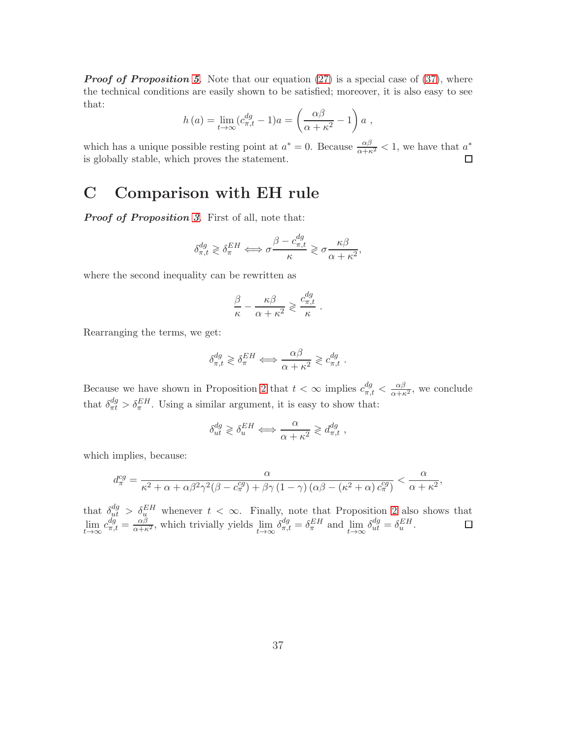***Proof of Proposition 5.*** Note that our equation (27) is a special case of (37), where the technical conditions are easily shown to be satisfied; moreover, it is also easy to see that:

$$h(a) = \lim_{t\to\infty} (c^{dg}_{\pi,t} - 1)a = \left(\frac{\alpha\beta}{\alpha+\kappa^2} - 1\right) a \ ,$$

which has a unique possible resting point at $a^* = 0$. Because $\frac{\alpha\beta}{\alpha+\kappa^2} < 1$, we have that $a^*$ is globally stable, which proves the statement. □

# C Comparison with EH rule

***Proof of Proposition 3.*** First of all, note that:

$$\delta^{dg}_{\pi,t} \gtrless \delta^{EH}_{\pi} \iff \sigma\frac{\beta - c^{dg}_{\pi,t}}{\kappa} \gtrless \sigma\frac{\kappa\beta}{\alpha+\kappa^2},$$

where the second inequality can be rewritten as

$$\frac{\beta}{\kappa} - \frac{\kappa\beta}{\alpha+\kappa^2} \gtrless \frac{c^{dg}_{\pi,t}}{\kappa} \ .$$

Rearranging the terms, we get:

$$\delta^{dg}_{\pi,t} \gtrless \delta^{EH}_{\pi} \iff \frac{\alpha\beta}{\alpha+\kappa^2} \gtrless c^{dg}_{\pi,t} \ .$$

Because we have shown in Proposition 2 that $t < \infty$ implies $c^{dg}_{\pi,t} < \frac{\alpha\beta}{\alpha+\kappa^2}$, we conclude that $\delta^{dg}_{\pi t} > \delta^{EH}_{\pi}$. Using a similar argument, it is easy to show that:

$$\delta^{dg}_{ut} \gtrless \delta^{EH}_{u} \iff \frac{\alpha}{\alpha+\kappa^2} \gtrless d^{dg}_{\pi,t} \ ,$$

which implies, because:

$$d^{cg}_{\pi} = \frac{\alpha}{\kappa^2 + \alpha + \alpha\beta^2\gamma^2(\beta - c^{cg}_{\pi}) + \beta\gamma(1-\gamma)\left(\alpha\beta - (\kappa^2+\alpha)\,c^{cg}_{\pi}\right)} < \frac{\alpha}{\alpha+\kappa^2},$$

that $\delta^{dg}_{ut} > \delta^{EH}_{u}$ whenever $t < \infty$. Finally, note that Proposition 2 also shows that $\lim_{t\to\infty} c^{dg}_{\pi,t} = \frac{\alpha\beta}{\alpha+\kappa^2}$, which trivially yields $\lim_{t\to\infty} \delta^{dg}_{\pi,t} = \delta^{EH}_{\pi}$ and $\lim_{t\to\infty} \delta^{dg}_{ut} = \delta^{EH}_{u}$. □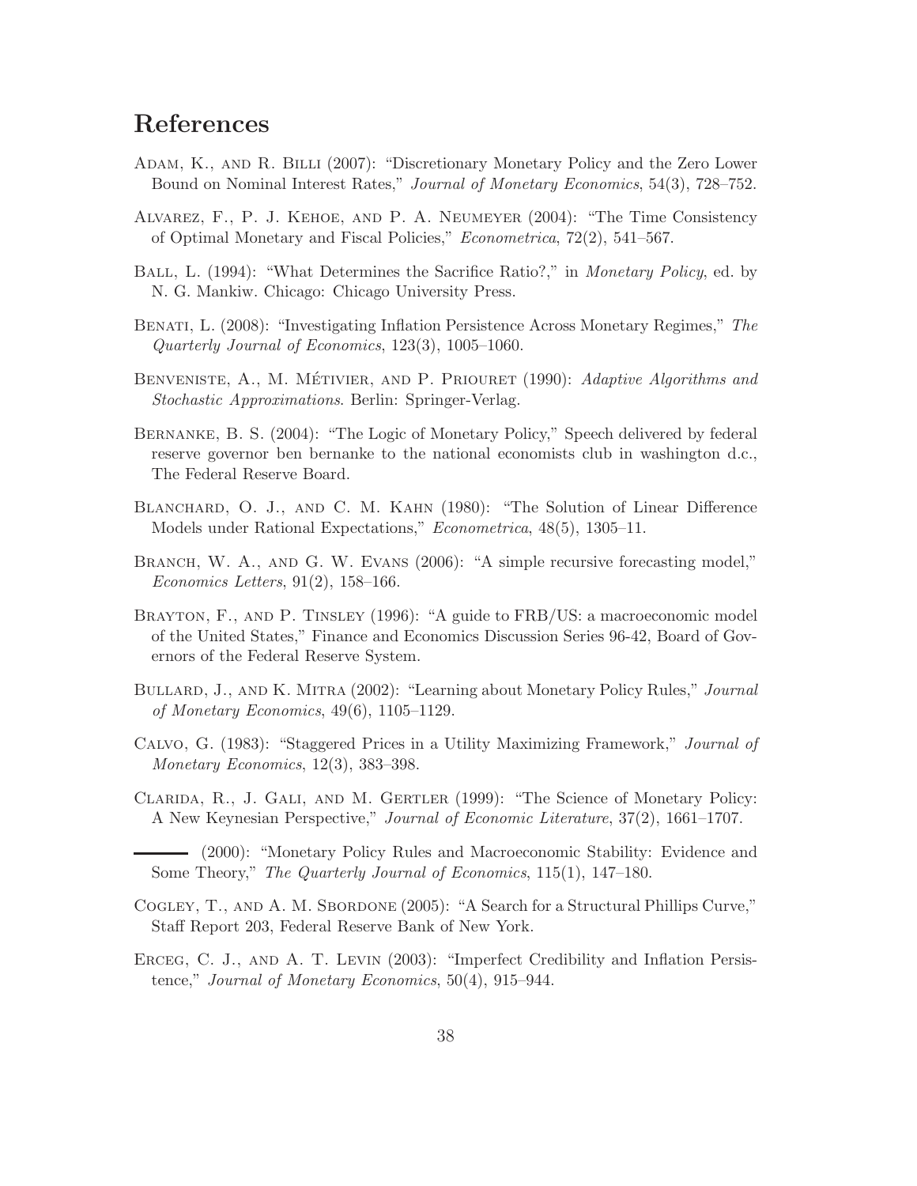# References

Adam, K., and R. Billi (2007): "Discretionary Monetary Policy and the Zero Lower Bound on Nominal Interest Rates," *Journal of Monetary Economics*, 54(3), 728–752.

Alvarez, F., P. J. Kehoe, and P. A. Neumeyer (2004): "The Time Consistency of Optimal Monetary and Fiscal Policies," *Econometrica*, 72(2), 541–567.

Ball, L. (1994): "What Determines the Sacrifice Ratio?," in *Monetary Policy*, ed. by N. G. Mankiw. Chicago: Chicago University Press.

Benati, L. (2008): "Investigating Inflation Persistence Across Monetary Regimes," *The Quarterly Journal of Economics*, 123(3), 1005–1060.

Benveniste, A., M. Métivier, and P. Priouret (1990): *Adaptive Algorithms and Stochastic Approximations*. Berlin: Springer-Verlag.

Bernanke, B. S. (2004): "The Logic of Monetary Policy," Speech delivered by federal reserve governor ben bernanke to the national economists club in washington d.c., The Federal Reserve Board.

Blanchard, O. J., and C. M. Kahn (1980): "The Solution of Linear Difference Models under Rational Expectations," *Econometrica*, 48(5), 1305–11.

Branch, W. A., and G. W. Evans (2006): "A simple recursive forecasting model," *Economics Letters*, 91(2), 158–166.

Brayton, F., and P. Tinsley (1996): "A guide to FRB/US: a macroeconomic model of the United States," Finance and Economics Discussion Series 96-42, Board of Governors of the Federal Reserve System.

Bullard, J., and K. Mitra (2002): "Learning about Monetary Policy Rules," *Journal of Monetary Economics*, 49(6), 1105–1129.

Calvo, G. (1983): "Staggered Prices in a Utility Maximizing Framework," *Journal of Monetary Economics*, 12(3), 383–398.

Clarida, R., J. Gali, and M. Gertler (1999): "The Science of Monetary Policy: A New Keynesian Perspective," *Journal of Economic Literature*, 37(2), 1661–1707.

——— (2000): "Monetary Policy Rules and Macroeconomic Stability: Evidence and Some Theory," *The Quarterly Journal of Economics*, 115(1), 147–180.

Cogley, T., and A. M. Sbordone (2005): "A Search for a Structural Phillips Curve," Staff Report 203, Federal Reserve Bank of New York.

Erceg, C. J., and A. T. Levin (2003): "Imperfect Credibility and Inflation Persistence," *Journal of Monetary Economics*, 50(4), 915–944.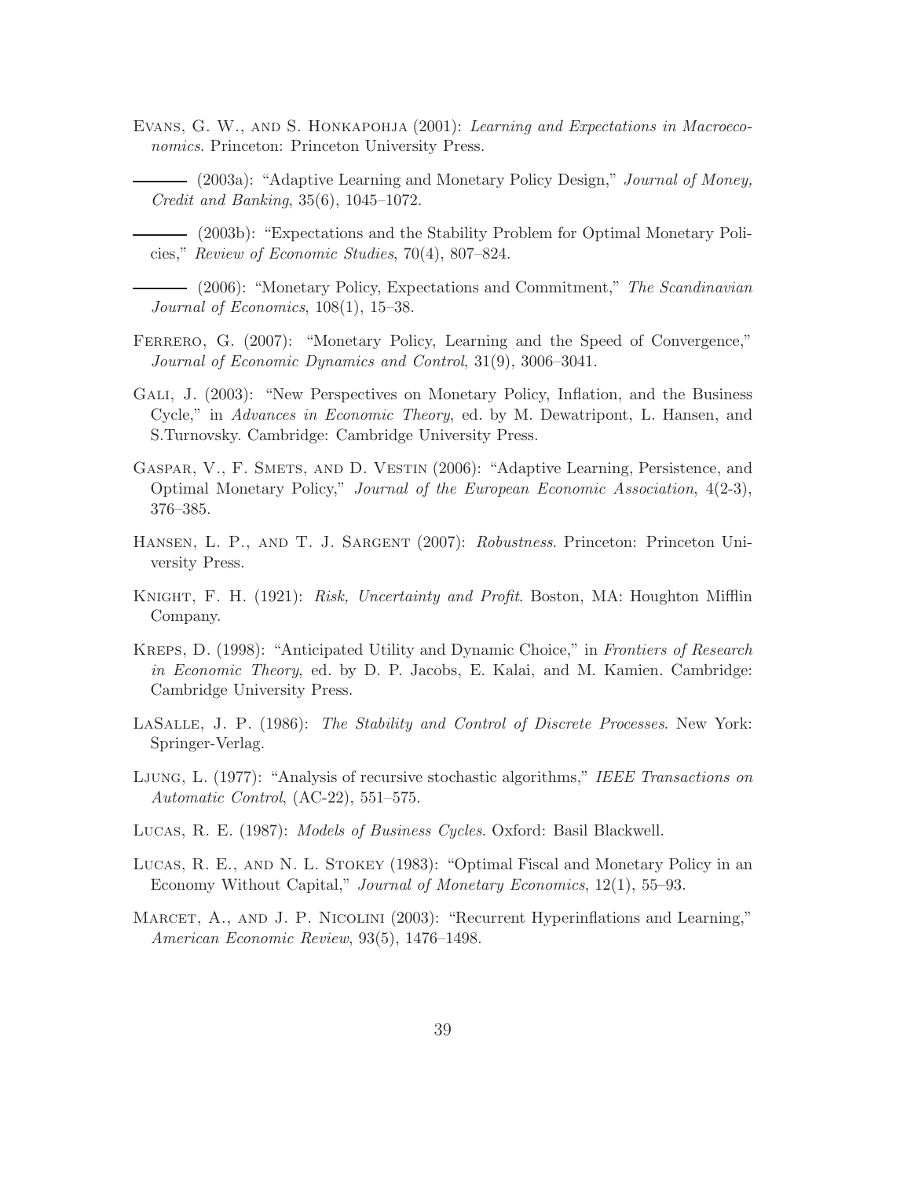Evans, G. W., and S. Honkapohja (2001): *Learning and Expectations in Macroeconomics*. Princeton: Princeton University Press.

——— (2003a): "Adaptive Learning and Monetary Policy Design," *Journal of Money, Credit and Banking*, 35(6), 1045–1072.

——— (2003b): "Expectations and the Stability Problem for Optimal Monetary Policies," *Review of Economic Studies*, 70(4), 807–824.

——— (2006): "Monetary Policy, Expectations and Commitment," *The Scandinavian Journal of Economics*, 108(1), 15–38.

Ferrero, G. (2007): "Monetary Policy, Learning and the Speed of Convergence," *Journal of Economic Dynamics and Control*, 31(9), 3006–3041.

Gali, J. (2003): "New Perspectives on Monetary Policy, Inflation, and the Business Cycle," in *Advances in Economic Theory*, ed. by M. Dewatripont, L. Hansen, and S.Turnovsky. Cambridge: Cambridge University Press.

Gaspar, V., F. Smets, and D. Vestin (2006): "Adaptive Learning, Persistence, and Optimal Monetary Policy," *Journal of the European Economic Association*, 4(2-3), 376–385.

Hansen, L. P., and T. J. Sargent (2007): *Robustness*. Princeton: Princeton University Press.

Knight, F. H. (1921): *Risk, Uncertainty and Profit*. Boston, MA: Houghton Mifflin Company.

Kreps, D. (1998): "Anticipated Utility and Dynamic Choice," in *Frontiers of Research in Economic Theory*, ed. by D. P. Jacobs, E. Kalai, and M. Kamien. Cambridge: Cambridge University Press.

LaSalle, J. P. (1986): *The Stability and Control of Discrete Processes*. New York: Springer-Verlag.

Ljung, L. (1977): "Analysis of recursive stochastic algorithms," *IEEE Transactions on Automatic Control*, (AC-22), 551–575.

Lucas, R. E. (1987): *Models of Business Cycles*. Oxford: Basil Blackwell.

Lucas, R. E., and N. L. Stokey (1983): "Optimal Fiscal and Monetary Policy in an Economy Without Capital," *Journal of Monetary Economics*, 12(1), 55–93.

Marcet, A., and J. P. Nicolini (2003): "Recurrent Hyperinflations and Learning," *American Economic Review*, 93(5), 1476–1498.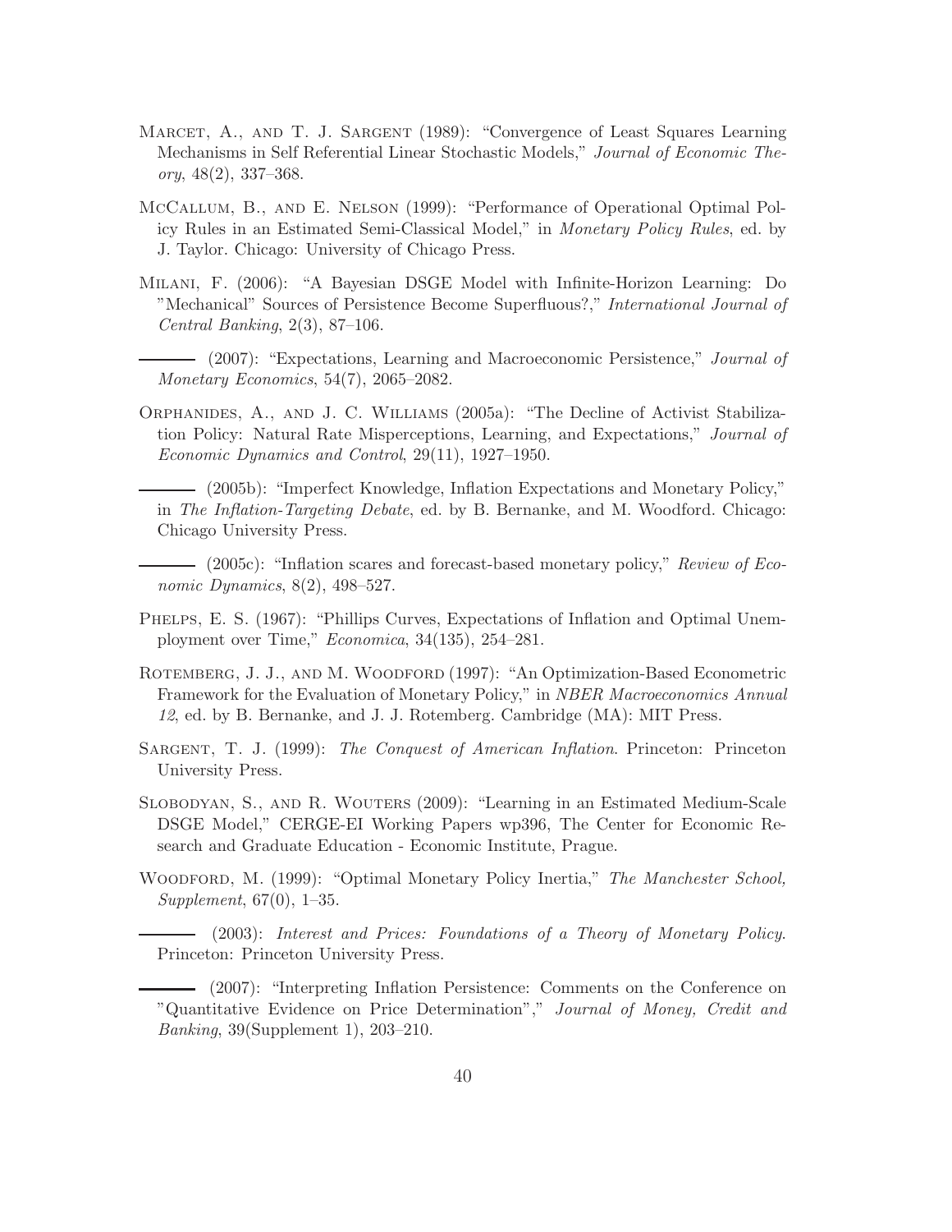Marcet, A., and T. J. Sargent (1989): "Convergence of Least Squares Learning Mechanisms in Self Referential Linear Stochastic Models," *Journal of Economic Theory*, 48(2), 337–368.

McCallum, B., and E. Nelson (1999): "Performance of Operational Optimal Policy Rules in an Estimated Semi-Classical Model," in *Monetary Policy Rules*, ed. by J. Taylor. Chicago: University of Chicago Press.

Milani, F. (2006): "A Bayesian DSGE Model with Infinite-Horizon Learning: Do "Mechanical" Sources of Persistence Become Superfluous?," *International Journal of Central Banking*, 2(3), 87–106.

——— (2007): "Expectations, Learning and Macroeconomic Persistence," *Journal of Monetary Economics*, 54(7), 2065–2082.

Orphanides, A., and J. C. Williams (2005a): "The Decline of Activist Stabilization Policy: Natural Rate Misperceptions, Learning, and Expectations," *Journal of Economic Dynamics and Control*, 29(11), 1927–1950.

——— (2005b): "Imperfect Knowledge, Inflation Expectations and Monetary Policy," in *The Inflation-Targeting Debate*, ed. by B. Bernanke, and M. Woodford. Chicago: Chicago University Press.

——— (2005c): "Inflation scares and forecast-based monetary policy," *Review of Economic Dynamics*, 8(2), 498–527.

Phelps, E. S. (1967): "Phillips Curves, Expectations of Inflation and Optimal Unemployment over Time," *Economica*, 34(135), 254–281.

Rotemberg, J. J., and M. Woodford (1997): "An Optimization-Based Econometric Framework for the Evaluation of Monetary Policy," in *NBER Macroeconomics Annual 12*, ed. by B. Bernanke, and J. J. Rotemberg. Cambridge (MA): MIT Press.

Sargent, T. J. (1999): *The Conquest of American Inflation*. Princeton: Princeton University Press.

Slobodyan, S., and R. Wouters (2009): "Learning in an Estimated Medium-Scale DSGE Model," CERGE-EI Working Papers wp396, The Center for Economic Research and Graduate Education - Economic Institute, Prague.

Woodford, M. (1999): "Optimal Monetary Policy Inertia," *The Manchester School, Supplement*, 67(0), 1–35.

——— (2003): *Interest and Prices: Foundations of a Theory of Monetary Policy*. Princeton: Princeton University Press.

——— (2007): "Interpreting Inflation Persistence: Comments on the Conference on "Quantitative Evidence on Price Determination"," *Journal of Money, Credit and Banking*, 39(Supplement 1), 203–210.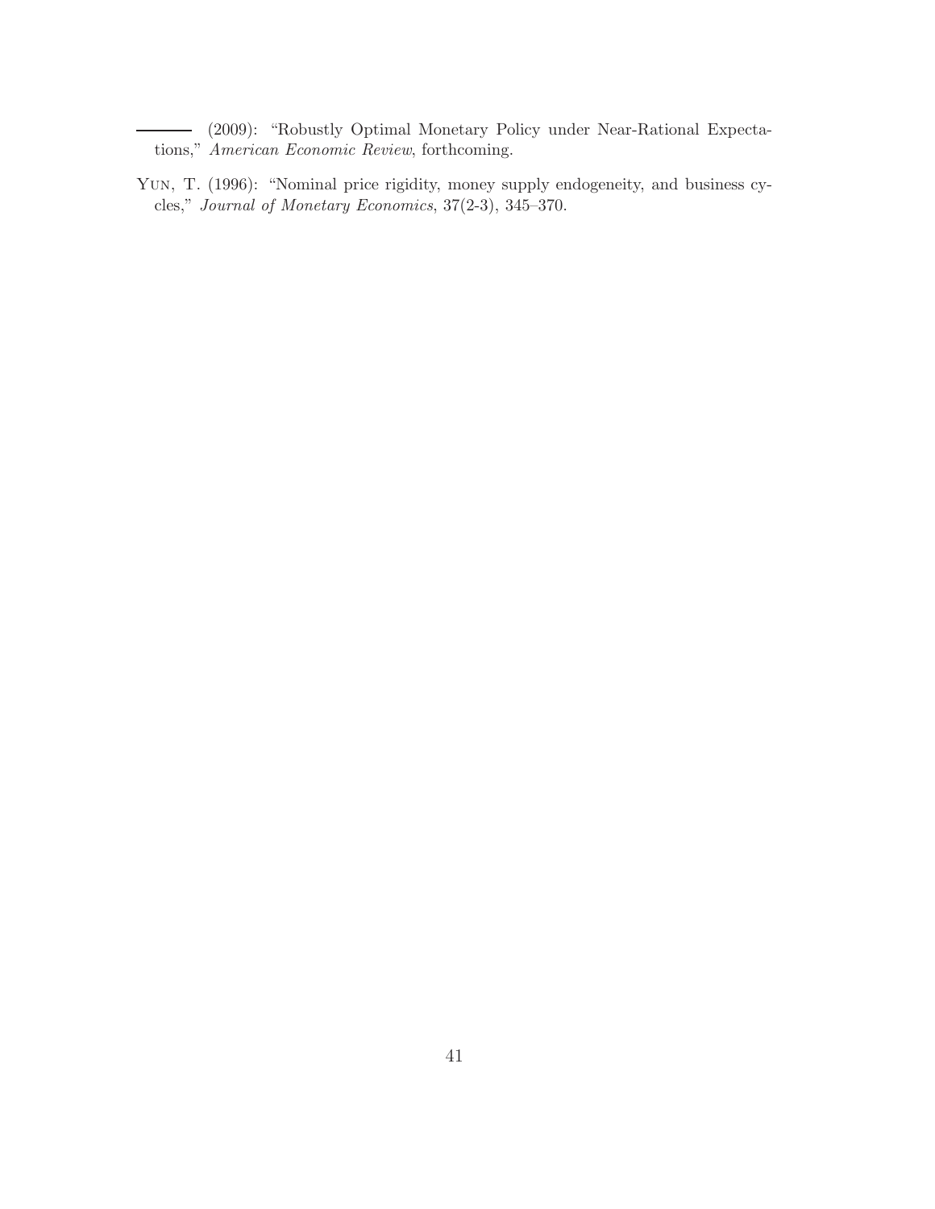——— (2009): "Robustly Optimal Monetary Policy under Near-Rational Expectations," *American Economic Review*, forthcoming.

YUN, T. (1996): "Nominal price rigidity, money supply endogeneity, and business cycles," *Journal of Monetary Economics*, 37(2-3), 345–370.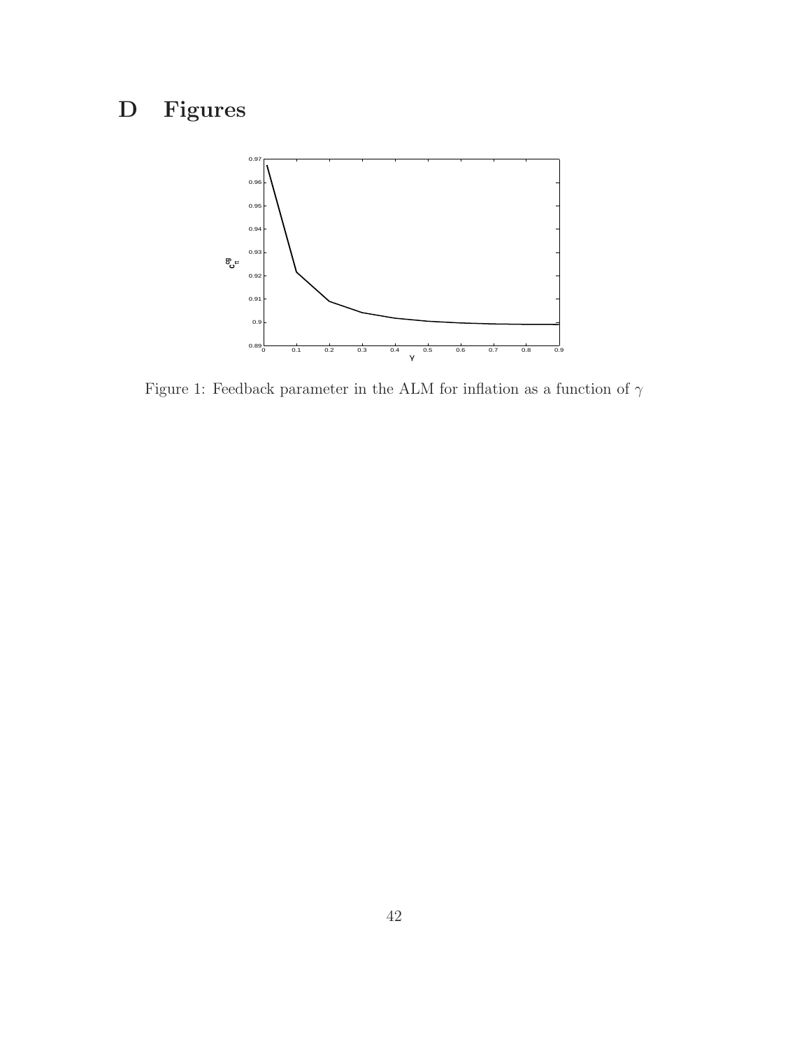# D Figures

Figure 1: Feedback parameter in the ALM for inflation as a function of $\gamma$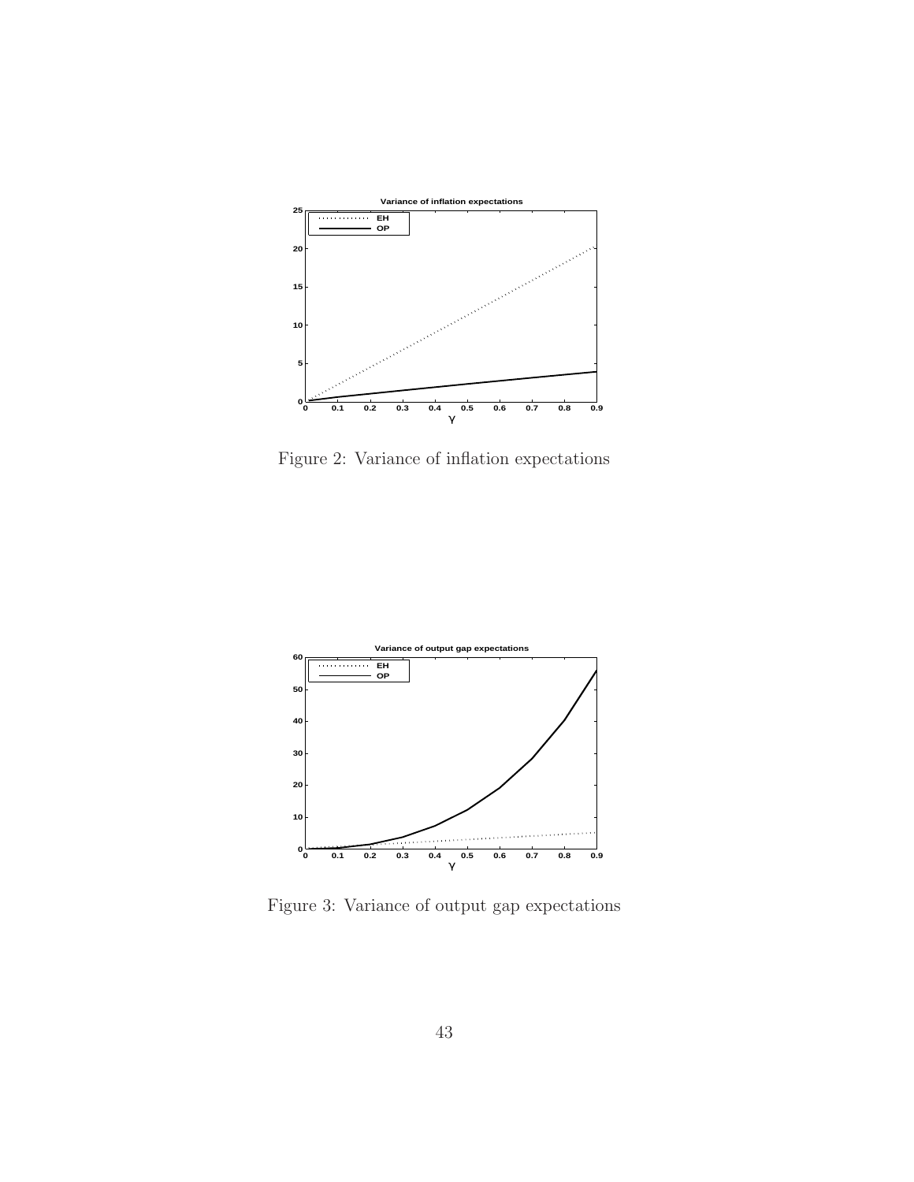Figure 2: Variance of inflation expectations

Figure 3: Variance of output gap expectations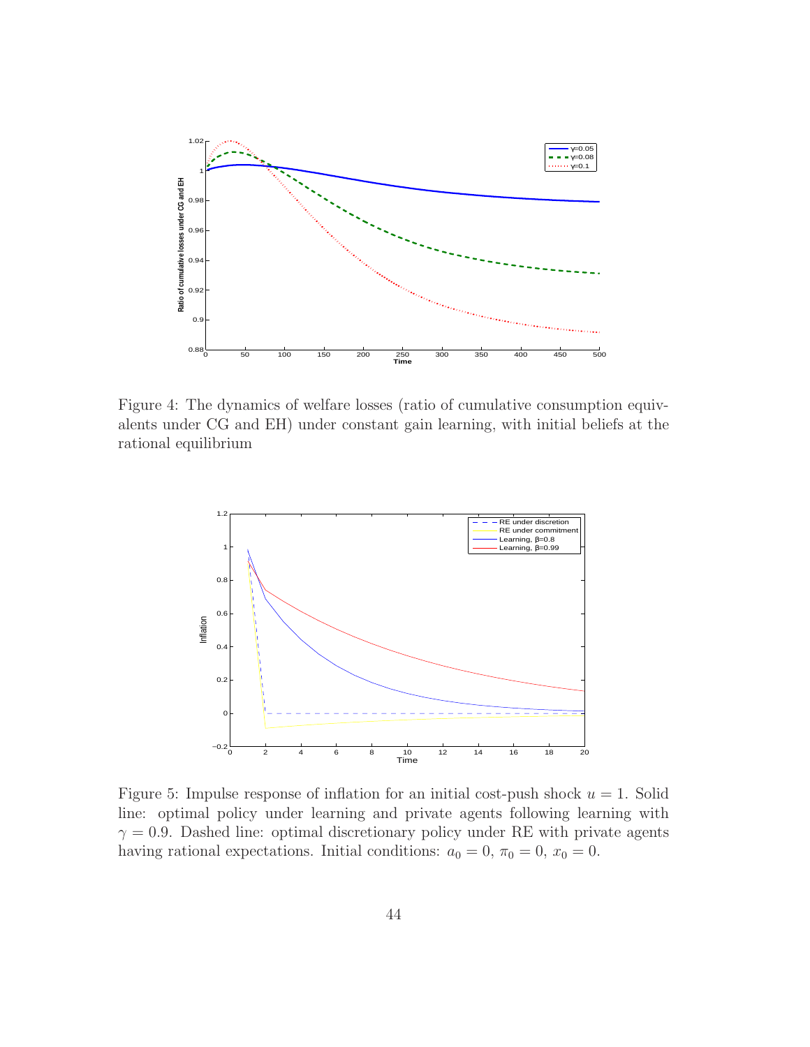Figure 4: The dynamics of welfare losses (ratio of cumulative consumption equivalents under CG and EH) under constant gain learning, with initial beliefs at the rational equilibrium

Figure 5: Impulse response of inflation for an initial cost-push shock $u = 1$. Solid line: optimal policy under learning and private agents following learning with $\gamma = 0.9$. Dashed line: optimal discretionary policy under RE with private agents having rational expectations. Initial conditions: $a_0 = 0$, $\pi_0 = 0$, $x_0 = 0$.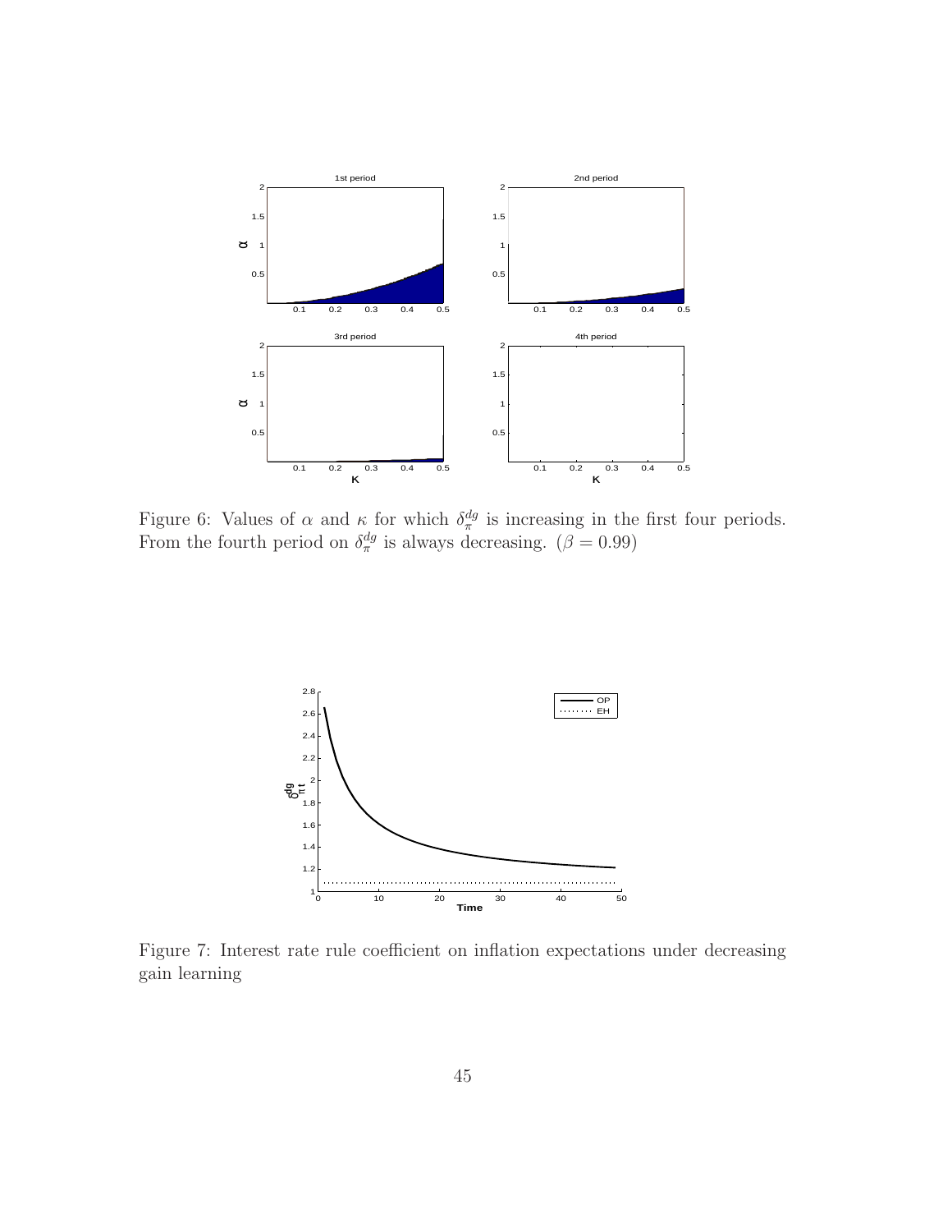Figure 6: Values of $\alpha$ and $\kappa$ for which $\delta_{\pi}^{dg}$ is increasing in the first four periods. From the fourth period on $\delta_{\pi}^{dg}$ is always decreasing. ($\beta = 0.99$)

Figure 7: Interest rate rule coefficient on inflation expectations under decreasing gain learning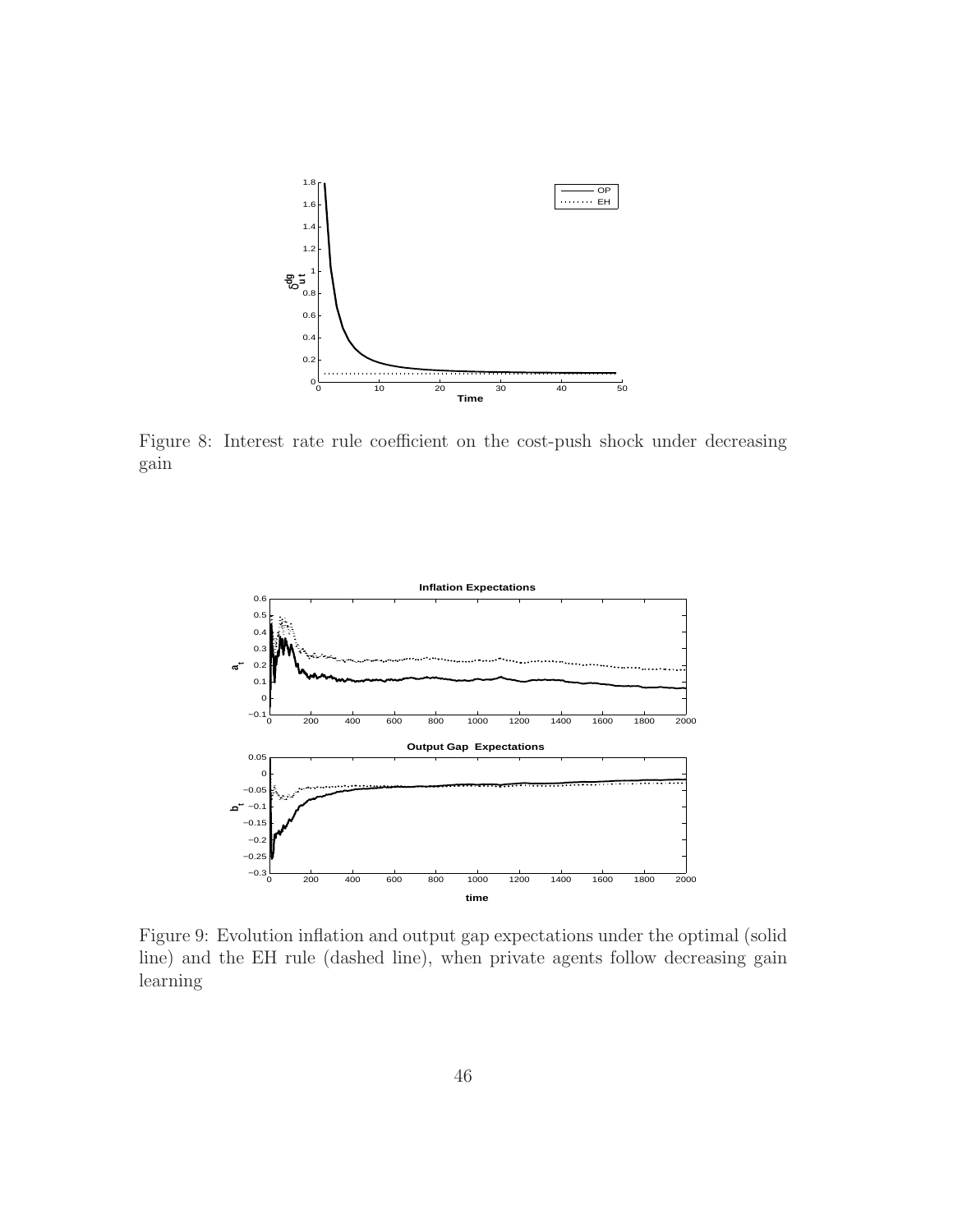OP
EH

$\delta^{dg}_{u\,t}$

Time

Figure 8: Interest rate rule coefficient on the cost-push shock under decreasing gain

Inflation Expectations

$a_t$

Output Gap Expectations

$b_t$

time

Figure 9: Evolution inflation and output gap expectations under the optimal (solid line) and the EH rule (dashed line), when private agents follow decreasing gain learning